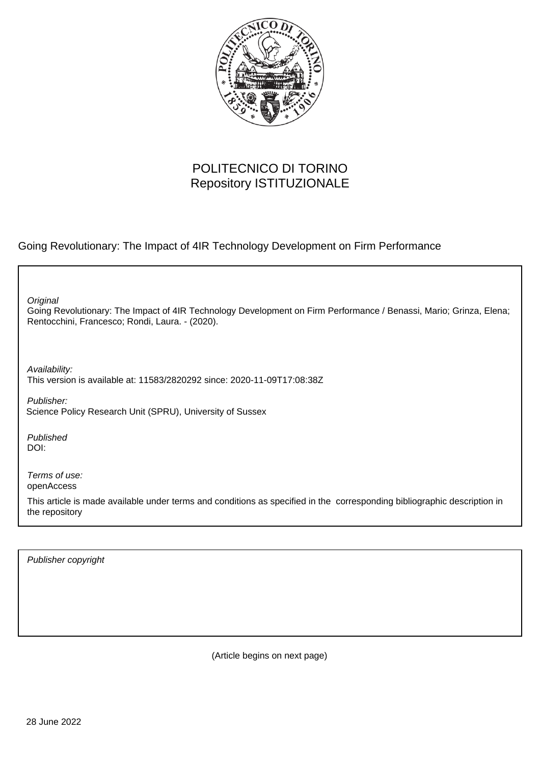POLITECNICO DI TORINO
Repository ISTITUZIONALE

Going Revolutionary: The Impact of 4IR Technology Development on Firm Performance

*Original*
Going Revolutionary: The Impact of 4IR Technology Development on Firm Performance / Benassi, Mario; Grinza, Elena; Rentocchini, Francesco; Rondi, Laura. - (2020).

*Availability:*
This version is available at: 11583/2820292 since: 2020-11-09T17:08:38Z

*Publisher:*
Science Policy Research Unit (SPRU), University of Sussex

*Published*
DOI:

*Terms of use:*
openAccess

This article is made available under terms and conditions as specified in the corresponding bibliographic description in the repository

*Publisher copyright*

(Article begins on next page)

28 June 2022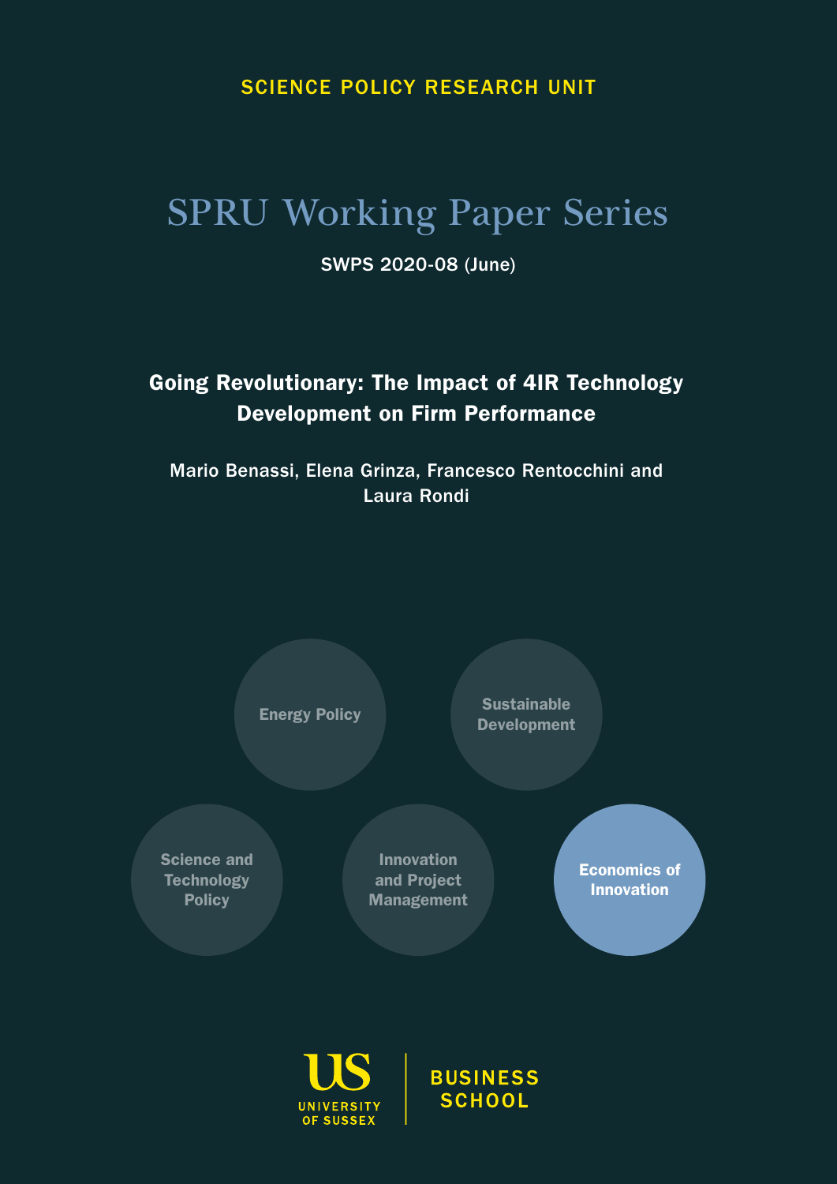SCIENCE POLICY RESEARCH UNIT

# SPRU Working Paper Series

SWPS 2020-08 (June)

## Going Revolutionary: The Impact of 4IR Technology Development on Firm Performance

Mario Benassi, Elena Grinza, Francesco Rentocchini and Laura Rondi

Energy Policy

Sustainable Development

Science and Technology Policy

Innovation and Project Management

Economics of Innovation

UNIVERSITY OF SUSSEX

BUSINESS SCHOOL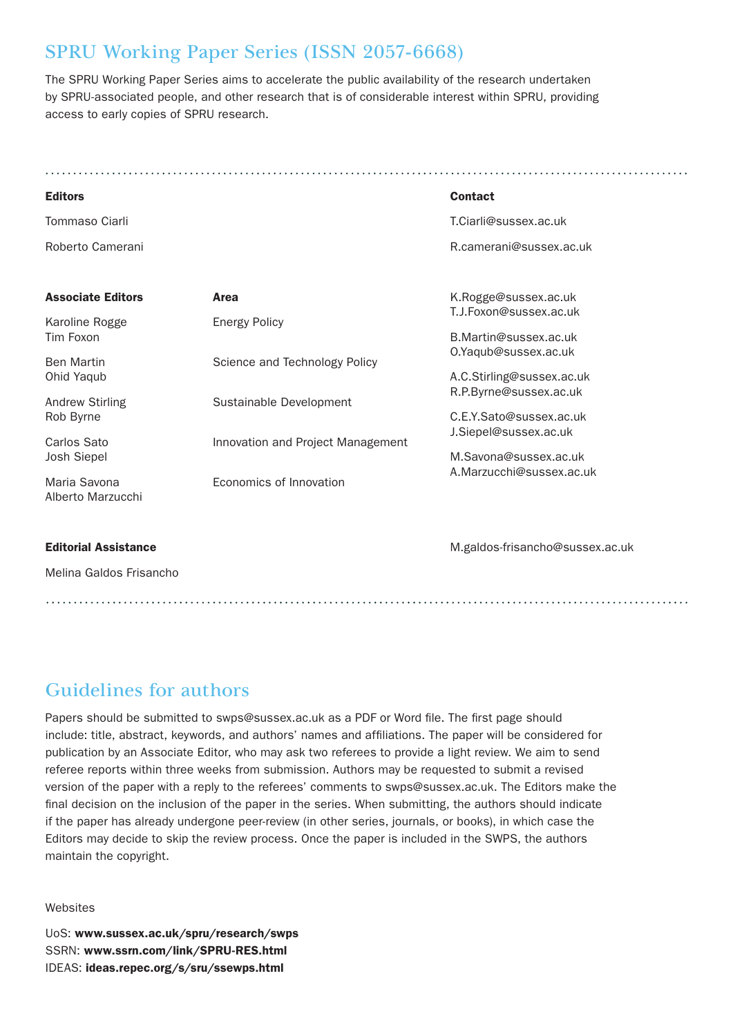# SPRU Working Paper Series (ISSN 2057-6668)

The SPRU Working Paper Series aims to accelerate the public availability of the research undertaken by SPRU-associated people, and other research that is of considerable interest within SPRU, providing access to early copies of SPRU research.

| **Editors** | | **Contact** |
|---|---|---|
| Tommaso Ciarli | | T.Ciarli@sussex.ac.uk |
| Roberto Camerani | | R.camerani@sussex.ac.uk |

| **Associate Editors** | **Area** | |
|---|---|---|
| Karoline Rogge<br>Tim Foxon | Energy Policy | K.Rogge@sussex.ac.uk<br>T.J.Foxon@sussex.ac.uk |
| Ben Martin<br>Ohid Yaqub | Science and Technology Policy | B.Martin@sussex.ac.uk<br>O.Yaqub@sussex.ac.uk |
| Andrew Stirling<br>Rob Byrne | Sustainable Development | A.C.Stirling@sussex.ac.uk<br>R.P.Byrne@sussex.ac.uk |
| Carlos Sato<br>Josh Siepel | Innovation and Project Management | C.E.Y.Sato@sussex.ac.uk<br>J.Siepel@sussex.ac.uk |
| Maria Savona<br>Alberto Marzucchi | Economics of Innovation | M.Savona@sussex.ac.uk<br>A.Marzucchi@sussex.ac.uk |

| **Editorial Assistance** | | |
|---|---|---|
| Melina Galdos Frisancho | | M.galdos-frisancho@sussex.ac.uk |

# Guidelines for authors

Papers should be submitted to swps@sussex.ac.uk as a PDF or Word file. The first page should include: title, abstract, keywords, and authors' names and affiliations. The paper will be considered for publication by an Associate Editor, who may ask two referees to provide a light review. We aim to send referee reports within three weeks from submission. Authors may be requested to submit a revised version of the paper with a reply to the referees' comments to swps@sussex.ac.uk. The Editors make the final decision on the inclusion of the paper in the series. When submitting, the authors should indicate if the paper has already undergone peer-review (in other series, journals, or books), in which case the Editors may decide to skip the review process. Once the paper is included in the SWPS, the authors maintain the copyright.

Websites

UoS: **www.sussex.ac.uk/spru/research/swps**
SSRN: **www.ssrn.com/link/SPRU-RES.html**
IDEAS: **ideas.repec.org/s/sru/ssewps.html**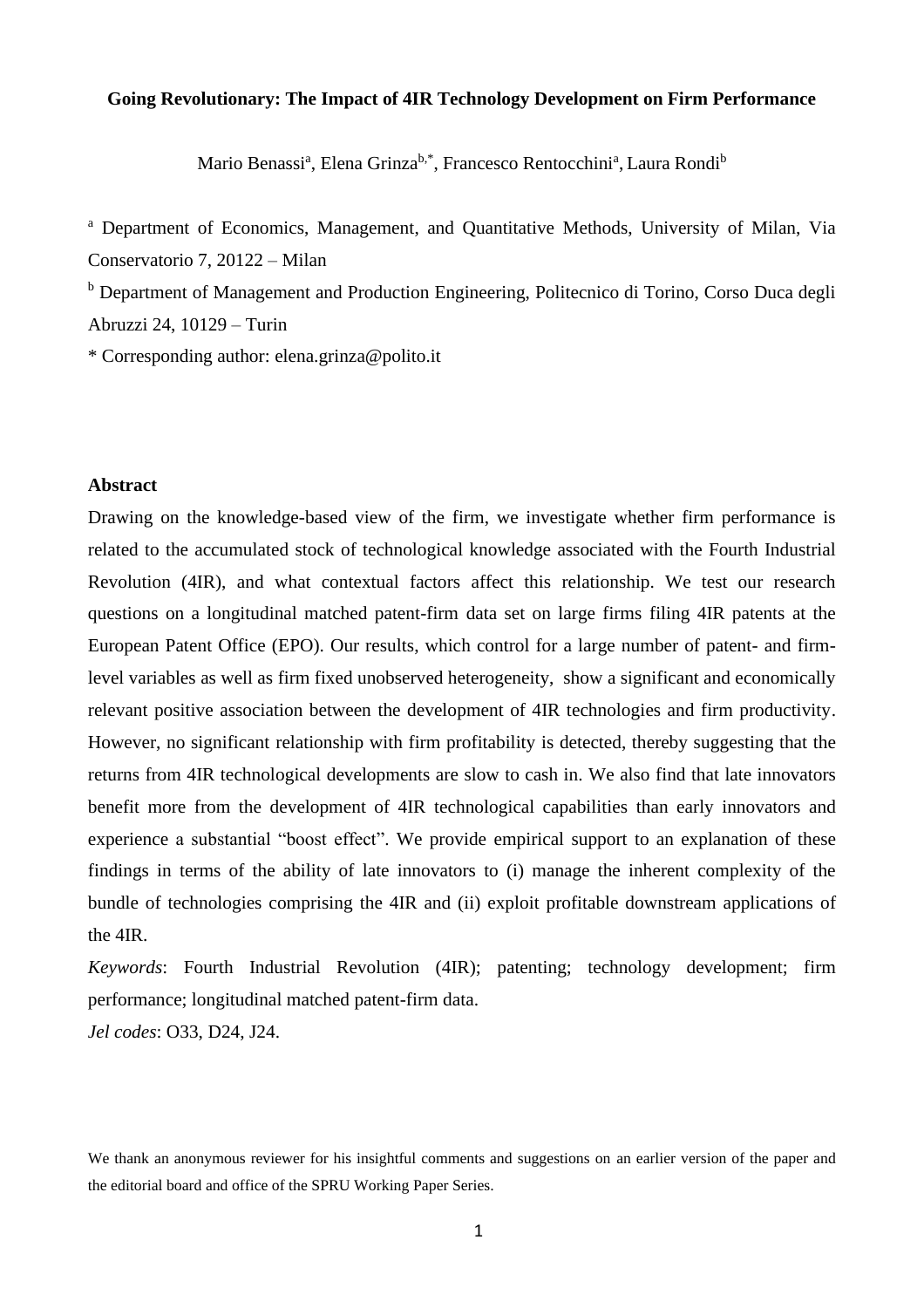**Going Revolutionary: The Impact of 4IR Technology Development on Firm Performance**

Mario Benassi[a], Elena Grinza[b,*], Francesco Rentocchini[a], Laura Rondi[b]

[a] Department of Economics, Management, and Quantitative Methods, University of Milan, Via Conservatorio 7, 20122 – Milan

[b] Department of Management and Production Engineering, Politecnico di Torino, Corso Duca degli Abruzzi 24, 10129 – Turin

* Corresponding author: elena.grinza@polito.it

## Abstract

Drawing on the knowledge-based view of the firm, we investigate whether firm performance is related to the accumulated stock of technological knowledge associated with the Fourth Industrial Revolution (4IR), and what contextual factors affect this relationship. We test our research questions on a longitudinal matched patent-firm data set on large firms filing 4IR patents at the European Patent Office (EPO). Our results, which control for a large number of patent- and firm-level variables as well as firm fixed unobserved heterogeneity, show a significant and economically relevant positive association between the development of 4IR technologies and firm productivity. However, no significant relationship with firm profitability is detected, thereby suggesting that the returns from 4IR technological developments are slow to cash in. We also find that late innovators benefit more from the development of 4IR technological capabilities than early innovators and experience a substantial "boost effect". We provide empirical support to an explanation of these findings in terms of the ability of late innovators to (i) manage the inherent complexity of the bundle of technologies comprising the 4IR and (ii) exploit profitable downstream applications of the 4IR.

*Keywords*: Fourth Industrial Revolution (4IR); patenting; technology development; firm performance; longitudinal matched patent-firm data.

*Jel codes*: O33, D24, J24.

We thank an anonymous reviewer for his insightful comments and suggestions on an earlier version of the paper and the editorial board and office of the SPRU Working Paper Series.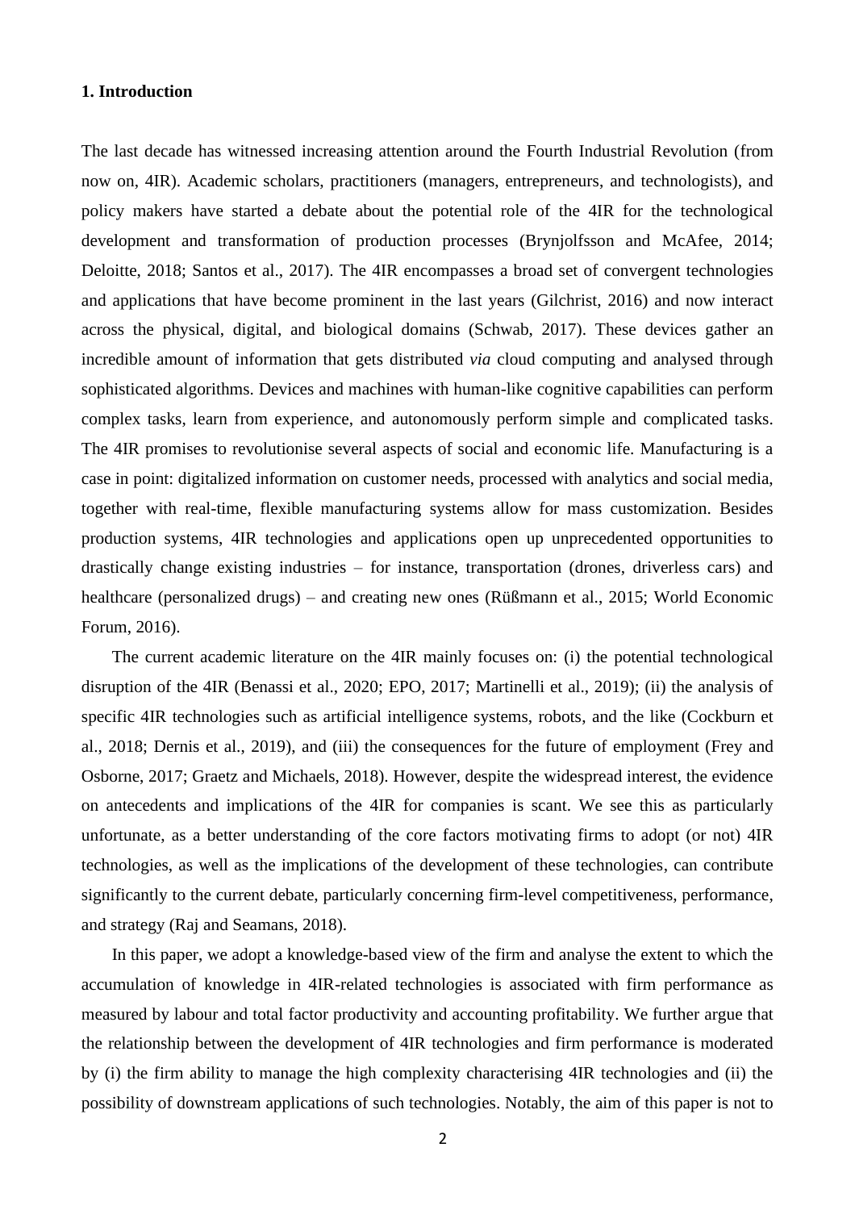### 1. Introduction

The last decade has witnessed increasing attention around the Fourth Industrial Revolution (from now on, 4IR). Academic scholars, practitioners (managers, entrepreneurs, and technologists), and policy makers have started a debate about the potential role of the 4IR for the technological development and transformation of production processes (Brynjolfsson and McAfee, 2014; Deloitte, 2018; Santos et al., 2017). The 4IR encompasses a broad set of convergent technologies and applications that have become prominent in the last years (Gilchrist, 2016) and now interact across the physical, digital, and biological domains (Schwab, 2017). These devices gather an incredible amount of information that gets distributed *via* cloud computing and analysed through sophisticated algorithms. Devices and machines with human-like cognitive capabilities can perform complex tasks, learn from experience, and autonomously perform simple and complicated tasks. The 4IR promises to revolutionise several aspects of social and economic life. Manufacturing is a case in point: digitalized information on customer needs, processed with analytics and social media, together with real-time, flexible manufacturing systems allow for mass customization. Besides production systems, 4IR technologies and applications open up unprecedented opportunities to drastically change existing industries – for instance, transportation (drones, driverless cars) and healthcare (personalized drugs) – and creating new ones (Rüßmann et al., 2015; World Economic Forum, 2016).

The current academic literature on the 4IR mainly focuses on: (i) the potential technological disruption of the 4IR (Benassi et al., 2020; EPO, 2017; Martinelli et al., 2019); (ii) the analysis of specific 4IR technologies such as artificial intelligence systems, robots, and the like (Cockburn et al., 2018; Dernis et al., 2019), and (iii) the consequences for the future of employment (Frey and Osborne, 2017; Graetz and Michaels, 2018). However, despite the widespread interest, the evidence on antecedents and implications of the 4IR for companies is scant. We see this as particularly unfortunate, as a better understanding of the core factors motivating firms to adopt (or not) 4IR technologies, as well as the implications of the development of these technologies, can contribute significantly to the current debate, particularly concerning firm-level competitiveness, performance, and strategy (Raj and Seamans, 2018).

In this paper, we adopt a knowledge-based view of the firm and analyse the extent to which the accumulation of knowledge in 4IR-related technologies is associated with firm performance as measured by labour and total factor productivity and accounting profitability. We further argue that the relationship between the development of 4IR technologies and firm performance is moderated by (i) the firm ability to manage the high complexity characterising 4IR technologies and (ii) the possibility of downstream applications of such technologies. Notably, the aim of this paper is not to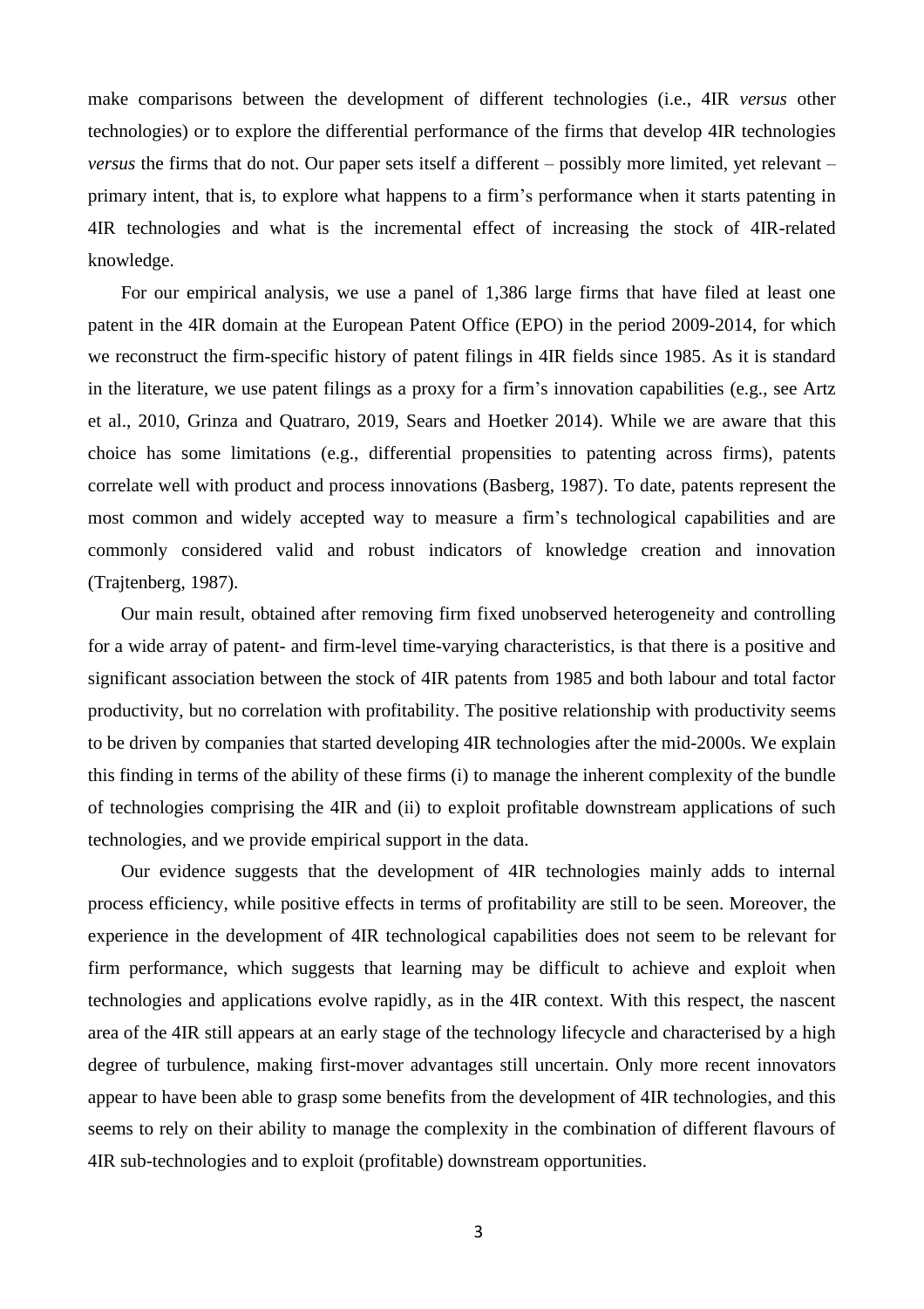make comparisons between the development of different technologies (i.e., 4IR *versus* other technologies) or to explore the differential performance of the firms that develop 4IR technologies *versus* the firms that do not. Our paper sets itself a different – possibly more limited, yet relevant – primary intent, that is, to explore what happens to a firm's performance when it starts patenting in 4IR technologies and what is the incremental effect of increasing the stock of 4IR-related knowledge.

For our empirical analysis, we use a panel of 1,386 large firms that have filed at least one patent in the 4IR domain at the European Patent Office (EPO) in the period 2009-2014, for which we reconstruct the firm-specific history of patent filings in 4IR fields since 1985. As it is standard in the literature, we use patent filings as a proxy for a firm's innovation capabilities (e.g., see Artz et al., 2010, Grinza and Quatraro, 2019, Sears and Hoetker 2014). While we are aware that this choice has some limitations (e.g., differential propensities to patenting across firms), patents correlate well with product and process innovations (Basberg, 1987). To date, patents represent the most common and widely accepted way to measure a firm's technological capabilities and are commonly considered valid and robust indicators of knowledge creation and innovation (Trajtenberg, 1987).

Our main result, obtained after removing firm fixed unobserved heterogeneity and controlling for a wide array of patent- and firm-level time-varying characteristics, is that there is a positive and significant association between the stock of 4IR patents from 1985 and both labour and total factor productivity, but no correlation with profitability. The positive relationship with productivity seems to be driven by companies that started developing 4IR technologies after the mid-2000s. We explain this finding in terms of the ability of these firms (i) to manage the inherent complexity of the bundle of technologies comprising the 4IR and (ii) to exploit profitable downstream applications of such technologies, and we provide empirical support in the data.

Our evidence suggests that the development of 4IR technologies mainly adds to internal process efficiency, while positive effects in terms of profitability are still to be seen. Moreover, the experience in the development of 4IR technological capabilities does not seem to be relevant for firm performance, which suggests that learning may be difficult to achieve and exploit when technologies and applications evolve rapidly, as in the 4IR context. With this respect, the nascent area of the 4IR still appears at an early stage of the technology lifecycle and characterised by a high degree of turbulence, making first-mover advantages still uncertain. Only more recent innovators appear to have been able to grasp some benefits from the development of 4IR technologies, and this seems to rely on their ability to manage the complexity in the combination of different flavours of 4IR sub-technologies and to exploit (profitable) downstream opportunities.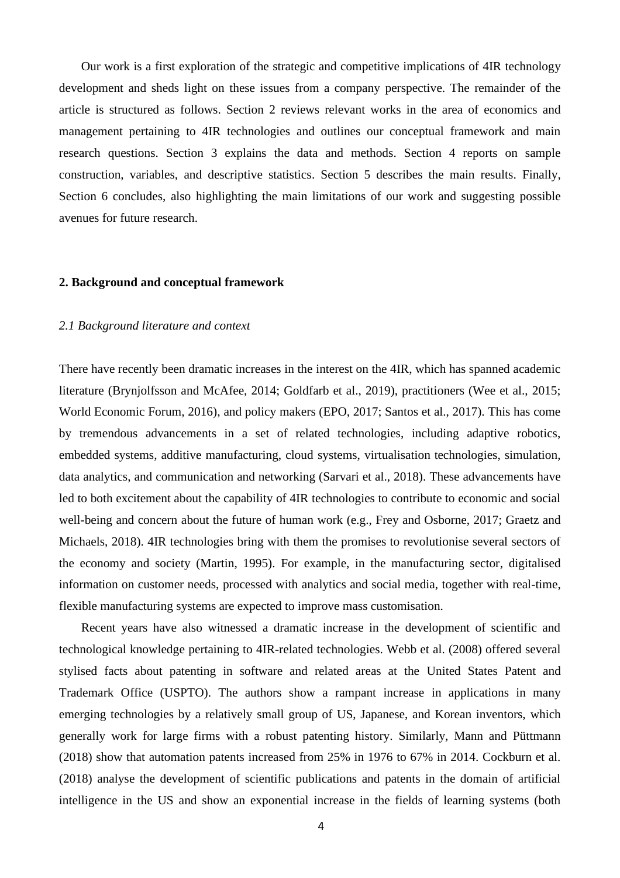Our work is a first exploration of the strategic and competitive implications of 4IR technology development and sheds light on these issues from a company perspective. The remainder of the article is structured as follows. Section 2 reviews relevant works in the area of economics and management pertaining to 4IR technologies and outlines our conceptual framework and main research questions. Section 3 explains the data and methods. Section 4 reports on sample construction, variables, and descriptive statistics. Section 5 describes the main results. Finally, Section 6 concludes, also highlighting the main limitations of our work and suggesting possible avenues for future research.

## 2. Background and conceptual framework

### *2.1 Background literature and context*

There have recently been dramatic increases in the interest on the 4IR, which has spanned academic literature (Brynjolfsson and McAfee, 2014; Goldfarb et al., 2019), practitioners (Wee et al., 2015; World Economic Forum, 2016), and policy makers (EPO, 2017; Santos et al., 2017). This has come by tremendous advancements in a set of related technologies, including adaptive robotics, embedded systems, additive manufacturing, cloud systems, virtualisation technologies, simulation, data analytics, and communication and networking (Sarvari et al., 2018). These advancements have led to both excitement about the capability of 4IR technologies to contribute to economic and social well-being and concern about the future of human work (e.g., Frey and Osborne, 2017; Graetz and Michaels, 2018). 4IR technologies bring with them the promises to revolutionise several sectors of the economy and society (Martin, 1995). For example, in the manufacturing sector, digitalised information on customer needs, processed with analytics and social media, together with real-time, flexible manufacturing systems are expected to improve mass customisation.

Recent years have also witnessed a dramatic increase in the development of scientific and technological knowledge pertaining to 4IR-related technologies. Webb et al. (2008) offered several stylised facts about patenting in software and related areas at the United States Patent and Trademark Office (USPTO). The authors show a rampant increase in applications in many emerging technologies by a relatively small group of US, Japanese, and Korean inventors, which generally work for large firms with a robust patenting history. Similarly, Mann and Püttmann (2018) show that automation patents increased from 25% in 1976 to 67% in 2014. Cockburn et al. (2018) analyse the development of scientific publications and patents in the domain of artificial intelligence in the US and show an exponential increase in the fields of learning systems (both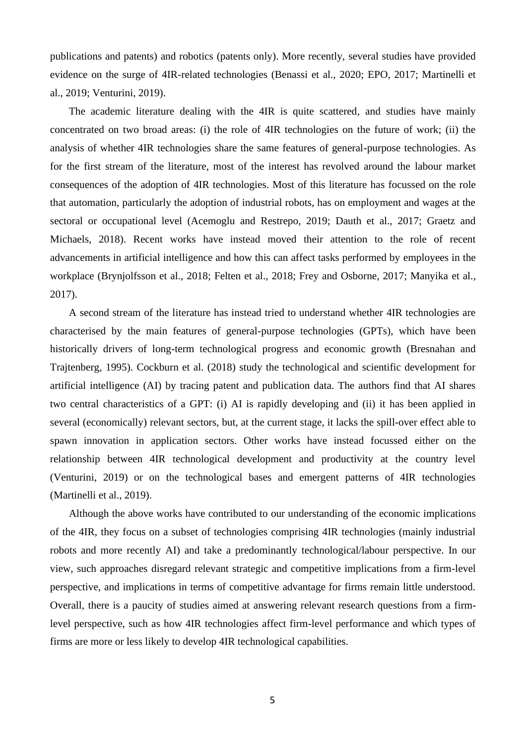publications and patents) and robotics (patents only). More recently, several studies have provided evidence on the surge of 4IR-related technologies (Benassi et al., 2020; EPO, 2017; Martinelli et al., 2019; Venturini, 2019).

The academic literature dealing with the 4IR is quite scattered, and studies have mainly concentrated on two broad areas: (i) the role of 4IR technologies on the future of work; (ii) the analysis of whether 4IR technologies share the same features of general-purpose technologies. As for the first stream of the literature, most of the interest has revolved around the labour market consequences of the adoption of 4IR technologies. Most of this literature has focussed on the role that automation, particularly the adoption of industrial robots, has on employment and wages at the sectoral or occupational level (Acemoglu and Restrepo, 2019; Dauth et al., 2017; Graetz and Michaels, 2018). Recent works have instead moved their attention to the role of recent advancements in artificial intelligence and how this can affect tasks performed by employees in the workplace (Brynjolfsson et al., 2018; Felten et al., 2018; Frey and Osborne, 2017; Manyika et al., 2017).

A second stream of the literature has instead tried to understand whether 4IR technologies are characterised by the main features of general-purpose technologies (GPTs), which have been historically drivers of long-term technological progress and economic growth (Bresnahan and Trajtenberg, 1995). Cockburn et al. (2018) study the technological and scientific development for artificial intelligence (AI) by tracing patent and publication data. The authors find that AI shares two central characteristics of a GPT: (i) AI is rapidly developing and (ii) it has been applied in several (economically) relevant sectors, but, at the current stage, it lacks the spill-over effect able to spawn innovation in application sectors. Other works have instead focussed either on the relationship between 4IR technological development and productivity at the country level (Venturini, 2019) or on the technological bases and emergent patterns of 4IR technologies (Martinelli et al., 2019).

Although the above works have contributed to our understanding of the economic implications of the 4IR, they focus on a subset of technologies comprising 4IR technologies (mainly industrial robots and more recently AI) and take a predominantly technological/labour perspective. In our view, such approaches disregard relevant strategic and competitive implications from a firm-level perspective, and implications in terms of competitive advantage for firms remain little understood. Overall, there is a paucity of studies aimed at answering relevant research questions from a firm-level perspective, such as how 4IR technologies affect firm-level performance and which types of firms are more or less likely to develop 4IR technological capabilities.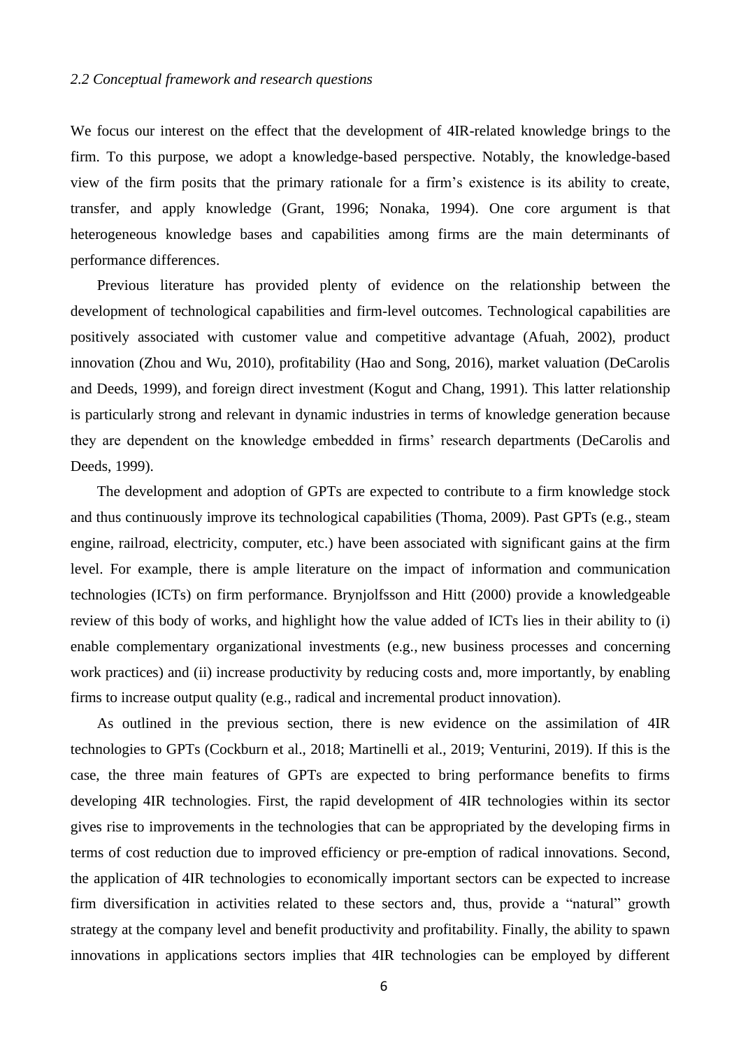*2.2 Conceptual framework and research questions*

We focus our interest on the effect that the development of 4IR-related knowledge brings to the firm. To this purpose, we adopt a knowledge-based perspective. Notably, the knowledge-based view of the firm posits that the primary rationale for a firm's existence is its ability to create, transfer, and apply knowledge (Grant, 1996; Nonaka, 1994). One core argument is that heterogeneous knowledge bases and capabilities among firms are the main determinants of performance differences.

Previous literature has provided plenty of evidence on the relationship between the development of technological capabilities and firm-level outcomes. Technological capabilities are positively associated with customer value and competitive advantage (Afuah, 2002), product innovation (Zhou and Wu, 2010), profitability (Hao and Song, 2016), market valuation (DeCarolis and Deeds, 1999), and foreign direct investment (Kogut and Chang, 1991). This latter relationship is particularly strong and relevant in dynamic industries in terms of knowledge generation because they are dependent on the knowledge embedded in firms' research departments (DeCarolis and Deeds, 1999).

The development and adoption of GPTs are expected to contribute to a firm knowledge stock and thus continuously improve its technological capabilities (Thoma, 2009). Past GPTs (e.g., steam engine, railroad, electricity, computer, etc.) have been associated with significant gains at the firm level. For example, there is ample literature on the impact of information and communication technologies (ICTs) on firm performance. Brynjolfsson and Hitt (2000) provide a knowledgeable review of this body of works, and highlight how the value added of ICTs lies in their ability to (i) enable complementary organizational investments (e.g., new business processes and concerning work practices) and (ii) increase productivity by reducing costs and, more importantly, by enabling firms to increase output quality (e.g., radical and incremental product innovation).

As outlined in the previous section, there is new evidence on the assimilation of 4IR technologies to GPTs (Cockburn et al., 2018; Martinelli et al., 2019; Venturini, 2019). If this is the case, the three main features of GPTs are expected to bring performance benefits to firms developing 4IR technologies. First, the rapid development of 4IR technologies within its sector gives rise to improvements in the technologies that can be appropriated by the developing firms in terms of cost reduction due to improved efficiency or pre-emption of radical innovations. Second, the application of 4IR technologies to economically important sectors can be expected to increase firm diversification in activities related to these sectors and, thus, provide a "natural" growth strategy at the company level and benefit productivity and profitability. Finally, the ability to spawn innovations in applications sectors implies that 4IR technologies can be employed by different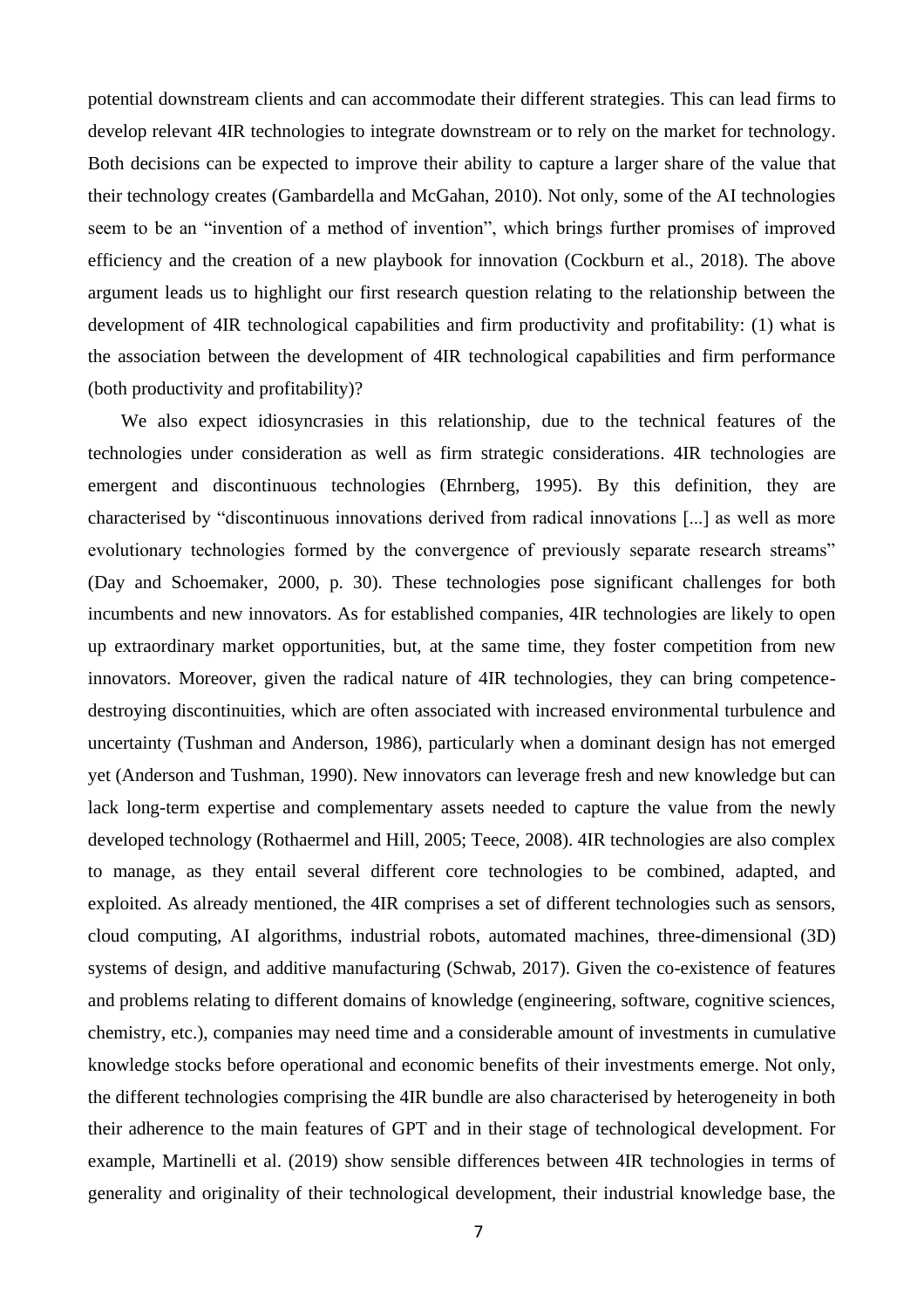potential downstream clients and can accommodate their different strategies. This can lead firms to develop relevant 4IR technologies to integrate downstream or to rely on the market for technology. Both decisions can be expected to improve their ability to capture a larger share of the value that their technology creates (Gambardella and McGahan, 2010). Not only, some of the AI technologies seem to be an "invention of a method of invention", which brings further promises of improved efficiency and the creation of a new playbook for innovation (Cockburn et al., 2018). The above argument leads us to highlight our first research question relating to the relationship between the development of 4IR technological capabilities and firm productivity and profitability: (1) what is the association between the development of 4IR technological capabilities and firm performance (both productivity and profitability)?

We also expect idiosyncrasies in this relationship, due to the technical features of the technologies under consideration as well as firm strategic considerations. 4IR technologies are emergent and discontinuous technologies (Ehrnberg, 1995). By this definition, they are characterised by "discontinuous innovations derived from radical innovations [...] as well as more evolutionary technologies formed by the convergence of previously separate research streams" (Day and Schoemaker, 2000, p. 30). These technologies pose significant challenges for both incumbents and new innovators. As for established companies, 4IR technologies are likely to open up extraordinary market opportunities, but, at the same time, they foster competition from new innovators. Moreover, given the radical nature of 4IR technologies, they can bring competence-destroying discontinuities, which are often associated with increased environmental turbulence and uncertainty (Tushman and Anderson, 1986), particularly when a dominant design has not emerged yet (Anderson and Tushman, 1990). New innovators can leverage fresh and new knowledge but can lack long-term expertise and complementary assets needed to capture the value from the newly developed technology (Rothaermel and Hill, 2005; Teece, 2008). 4IR technologies are also complex to manage, as they entail several different core technologies to be combined, adapted, and exploited. As already mentioned, the 4IR comprises a set of different technologies such as sensors, cloud computing, AI algorithms, industrial robots, automated machines, three-dimensional (3D) systems of design, and additive manufacturing (Schwab, 2017). Given the co-existence of features and problems relating to different domains of knowledge (engineering, software, cognitive sciences, chemistry, etc.), companies may need time and a considerable amount of investments in cumulative knowledge stocks before operational and economic benefits of their investments emerge. Not only, the different technologies comprising the 4IR bundle are also characterised by heterogeneity in both their adherence to the main features of GPT and in their stage of technological development. For example, Martinelli et al. (2019) show sensible differences between 4IR technologies in terms of generality and originality of their technological development, their industrial knowledge base, the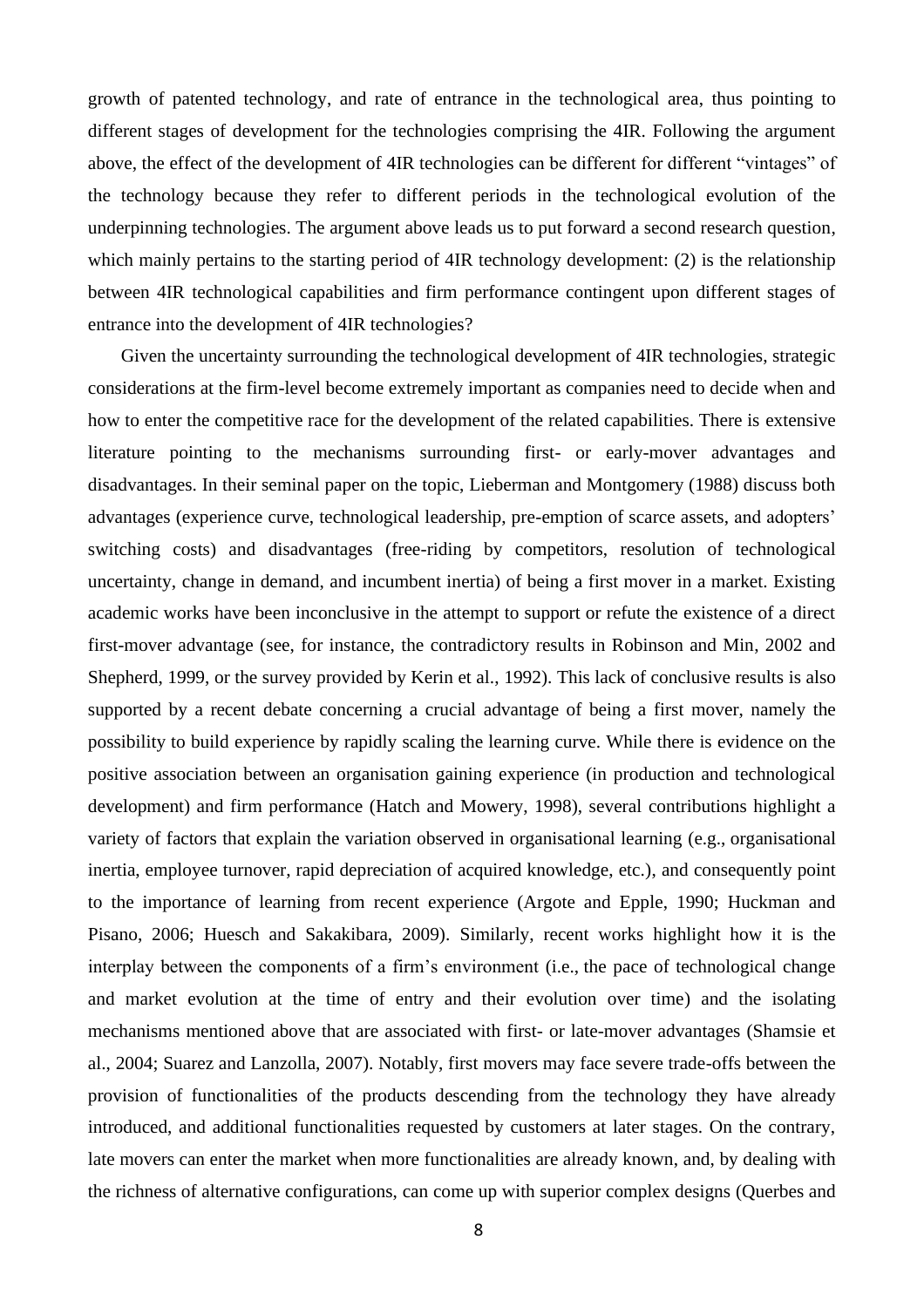growth of patented technology, and rate of entrance in the technological area, thus pointing to different stages of development for the technologies comprising the 4IR. Following the argument above, the effect of the development of 4IR technologies can be different for different "vintages" of the technology because they refer to different periods in the technological evolution of the underpinning technologies. The argument above leads us to put forward a second research question, which mainly pertains to the starting period of 4IR technology development: (2) is the relationship between 4IR technological capabilities and firm performance contingent upon different stages of entrance into the development of 4IR technologies?

Given the uncertainty surrounding the technological development of 4IR technologies, strategic considerations at the firm-level become extremely important as companies need to decide when and how to enter the competitive race for the development of the related capabilities. There is extensive literature pointing to the mechanisms surrounding first- or early-mover advantages and disadvantages. In their seminal paper on the topic, Lieberman and Montgomery (1988) discuss both advantages (experience curve, technological leadership, pre-emption of scarce assets, and adopters' switching costs) and disadvantages (free-riding by competitors, resolution of technological uncertainty, change in demand, and incumbent inertia) of being a first mover in a market. Existing academic works have been inconclusive in the attempt to support or refute the existence of a direct first-mover advantage (see, for instance, the contradictory results in Robinson and Min, 2002 and Shepherd, 1999, or the survey provided by Kerin et al., 1992). This lack of conclusive results is also supported by a recent debate concerning a crucial advantage of being a first mover, namely the possibility to build experience by rapidly scaling the learning curve. While there is evidence on the positive association between an organisation gaining experience (in production and technological development) and firm performance (Hatch and Mowery, 1998), several contributions highlight a variety of factors that explain the variation observed in organisational learning (e.g., organisational inertia, employee turnover, rapid depreciation of acquired knowledge, etc.), and consequently point to the importance of learning from recent experience (Argote and Epple, 1990; Huckman and Pisano, 2006; Huesch and Sakakibara, 2009). Similarly, recent works highlight how it is the interplay between the components of a firm's environment (i.e., the pace of technological change and market evolution at the time of entry and their evolution over time) and the isolating mechanisms mentioned above that are associated with first- or late-mover advantages (Shamsie et al., 2004; Suarez and Lanzolla, 2007). Notably, first movers may face severe trade-offs between the provision of functionalities of the products descending from the technology they have already introduced, and additional functionalities requested by customers at later stages. On the contrary, late movers can enter the market when more functionalities are already known, and, by dealing with the richness of alternative configurations, can come up with superior complex designs (Querbes and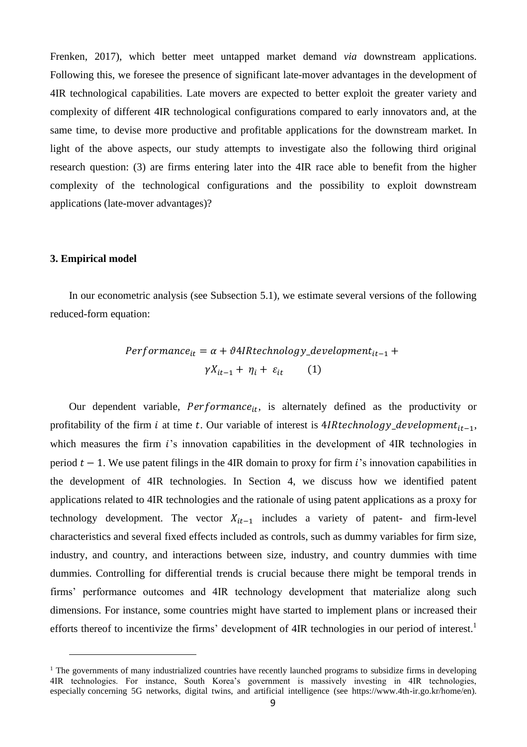Frenken, 2017), which better meet untapped market demand *via* downstream applications. Following this, we foresee the presence of significant late-mover advantages in the development of 4IR technological capabilities. Late movers are expected to better exploit the greater variety and complexity of different 4IR technological configurations compared to early innovators and, at the same time, to devise more productive and profitable applications for the downstream market. In light of the above aspects, our study attempts to investigate also the following third original research question: (3) are firms entering later into the 4IR race able to benefit from the higher complexity of the technological configurations and the possibility to exploit downstream applications (late-mover advantages)?

### 3. Empirical model

In our econometric analysis (see Subsection 5.1), we estimate several versions of the following reduced-form equation:

$$Performance_{it} = \alpha + \vartheta 4IRtechnology\_development_{it-1} + \gamma X_{it-1} + \eta_i + \varepsilon_{it} \qquad (1)$$

Our dependent variable, $Performance_{it}$, is alternately defined as the productivity or profitability of the firm $i$ at time $t$. Our variable of interest is $4IRtechnology\_development_{it-1}$, which measures the firm $i$'s innovation capabilities in the development of 4IR technologies in period $t-1$. We use patent filings in the 4IR domain to proxy for firm $i$'s innovation capabilities in the development of 4IR technologies. In Section 4, we discuss how we identified patent applications related to 4IR technologies and the rationale of using patent applications as a proxy for technology development. The vector $X_{it-1}$ includes a variety of patent- and firm-level characteristics and several fixed effects included as controls, such as dummy variables for firm size, industry, and country, and interactions between size, industry, and country dummies with time dummies. Controlling for differential trends is crucial because there might be temporal trends in firms' performance outcomes and 4IR technology development that materialize along such dimensions. For instance, some countries might have started to implement plans or increased their efforts thereof to incentivize the firms' development of 4IR technologies in our period of interest.[1]

[1] The governments of many industrialized countries have recently launched programs to subsidize firms in developing 4IR technologies. For instance, South Korea's government is massively investing in 4IR technologies, especially concerning 5G networks, digital twins, and artificial intelligence (see https://www.4th-ir.go.kr/home/en).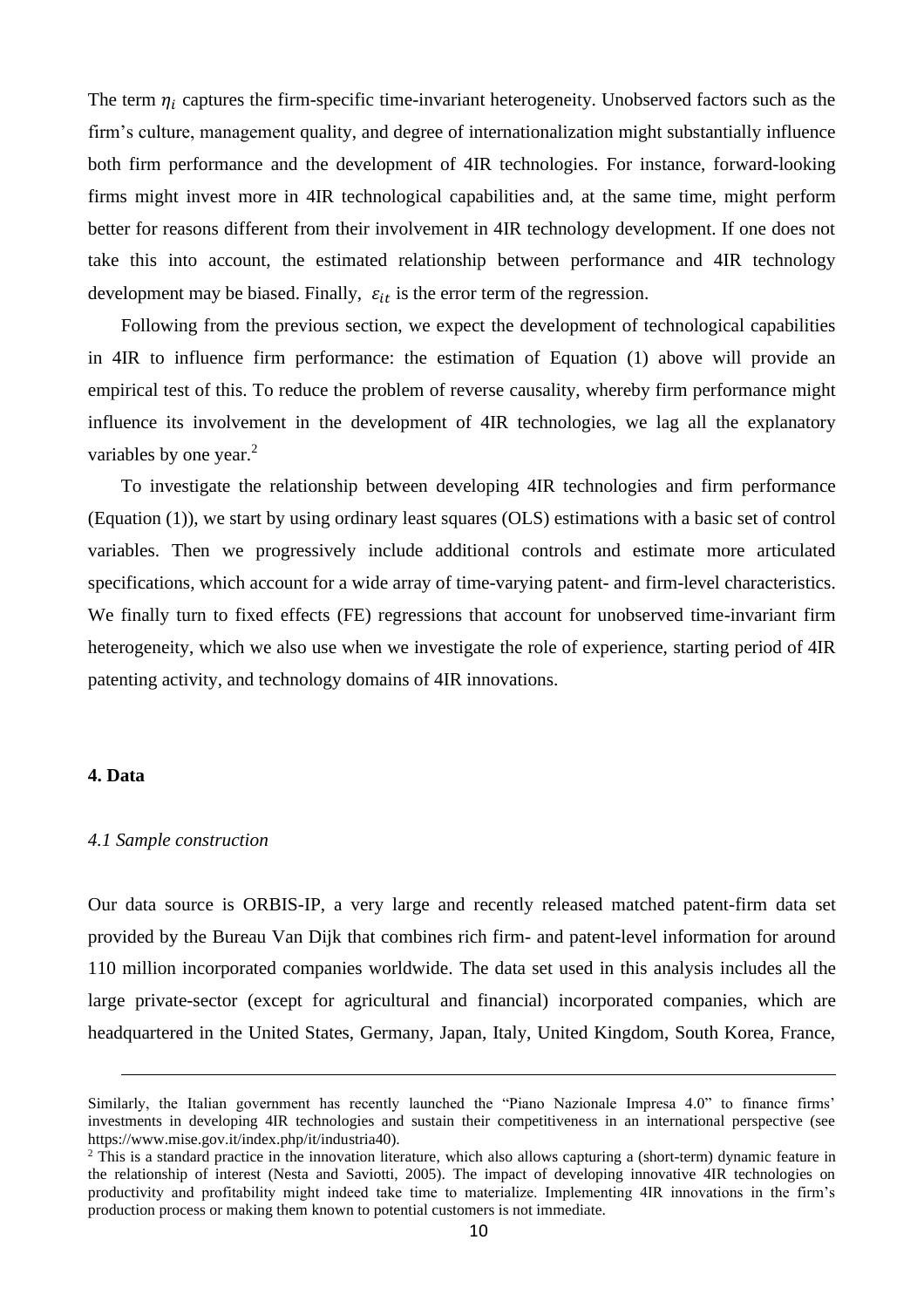The term $\eta_i$ captures the firm-specific time-invariant heterogeneity. Unobserved factors such as the firm's culture, management quality, and degree of internationalization might substantially influence both firm performance and the development of 4IR technologies. For instance, forward-looking firms might invest more in 4IR technological capabilities and, at the same time, might perform better for reasons different from their involvement in 4IR technology development. If one does not take this into account, the estimated relationship between performance and 4IR technology development may be biased. Finally, $\varepsilon_{it}$ is the error term of the regression.

Following from the previous section, we expect the development of technological capabilities in 4IR to influence firm performance: the estimation of Equation (1) above will provide an empirical test of this. To reduce the problem of reverse causality, whereby firm performance might influence its involvement in the development of 4IR technologies, we lag all the explanatory variables by one year.[2]

To investigate the relationship between developing 4IR technologies and firm performance (Equation (1)), we start by using ordinary least squares (OLS) estimations with a basic set of control variables. Then we progressively include additional controls and estimate more articulated specifications, which account for a wide array of time-varying patent- and firm-level characteristics. We finally turn to fixed effects (FE) regressions that account for unobserved time-invariant firm heterogeneity, which we also use when we investigate the role of experience, starting period of 4IR patenting activity, and technology domains of 4IR innovations.

## 4. Data

### *4.1 Sample construction*

Our data source is ORBIS-IP, a very large and recently released matched patent-firm data set provided by the Bureau Van Dijk that combines rich firm- and patent-level information for around 110 million incorporated companies worldwide. The data set used in this analysis includes all the large private-sector (except for agricultural and financial) incorporated companies, which are headquartered in the United States, Germany, Japan, Italy, United Kingdom, South Korea, France,

---

Similarly, the Italian government has recently launched the "Piano Nazionale Impresa 4.0" to finance firms' investments in developing 4IR technologies and sustain their competitiveness in an international perspective (see https://www.mise.gov.it/index.php/it/industria40).

[2] This is a standard practice in the innovation literature, which also allows capturing a (short-term) dynamic feature in the relationship of interest (Nesta and Saviotti, 2005). The impact of developing innovative 4IR technologies on productivity and profitability might indeed take time to materialize. Implementing 4IR innovations in the firm's production process or making them known to potential customers is not immediate.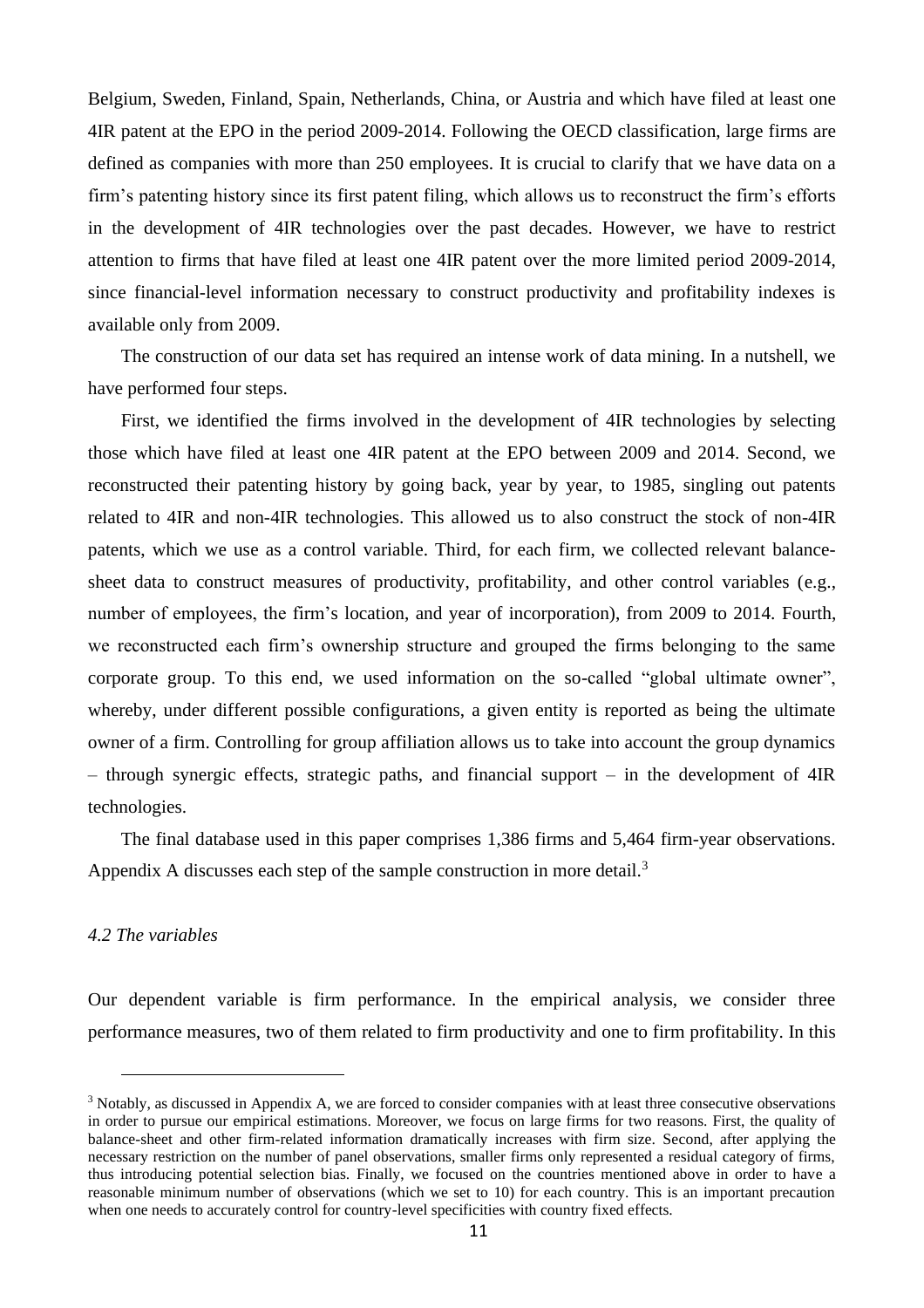Belgium, Sweden, Finland, Spain, Netherlands, China, or Austria and which have filed at least one 4IR patent at the EPO in the period 2009-2014. Following the OECD classification, large firms are defined as companies with more than 250 employees. It is crucial to clarify that we have data on a firm's patenting history since its first patent filing, which allows us to reconstruct the firm's efforts in the development of 4IR technologies over the past decades. However, we have to restrict attention to firms that have filed at least one 4IR patent over the more limited period 2009-2014, since financial-level information necessary to construct productivity and profitability indexes is available only from 2009.

The construction of our data set has required an intense work of data mining. In a nutshell, we have performed four steps.

First, we identified the firms involved in the development of 4IR technologies by selecting those which have filed at least one 4IR patent at the EPO between 2009 and 2014. Second, we reconstructed their patenting history by going back, year by year, to 1985, singling out patents related to 4IR and non-4IR technologies. This allowed us to also construct the stock of non-4IR patents, which we use as a control variable. Third, for each firm, we collected relevant balance-sheet data to construct measures of productivity, profitability, and other control variables (e.g., number of employees, the firm's location, and year of incorporation), from 2009 to 2014. Fourth, we reconstructed each firm's ownership structure and grouped the firms belonging to the same corporate group. To this end, we used information on the so-called "global ultimate owner", whereby, under different possible configurations, a given entity is reported as being the ultimate owner of a firm. Controlling for group affiliation allows us to take into account the group dynamics – through synergic effects, strategic paths, and financial support – in the development of 4IR technologies.

The final database used in this paper comprises 1,386 firms and 5,464 firm-year observations. Appendix A discusses each step of the sample construction in more detail.[3]

### *4.2 The variables*

Our dependent variable is firm performance. In the empirical analysis, we consider three performance measures, two of them related to firm productivity and one to firm profitability. In this

[3] Notably, as discussed in Appendix A, we are forced to consider companies with at least three consecutive observations in order to pursue our empirical estimations. Moreover, we focus on large firms for two reasons. First, the quality of balance-sheet and other firm-related information dramatically increases with firm size. Second, after applying the necessary restriction on the number of panel observations, smaller firms only represented a residual category of firms, thus introducing potential selection bias. Finally, we focused on the countries mentioned above in order to have a reasonable minimum number of observations (which we set to 10) for each country. This is an important precaution when one needs to accurately control for country-level specificities with country fixed effects.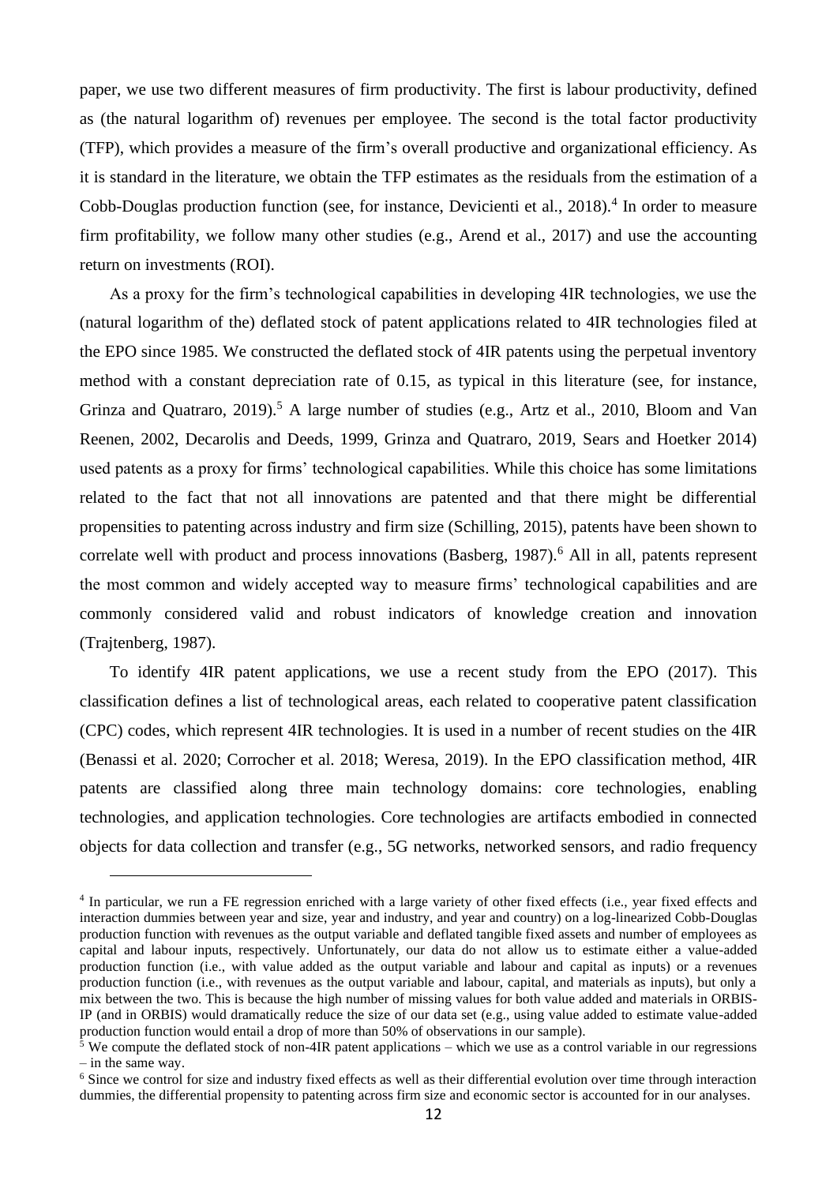paper, we use two different measures of firm productivity. The first is labour productivity, defined as (the natural logarithm of) revenues per employee. The second is the total factor productivity (TFP), which provides a measure of the firm's overall productive and organizational efficiency. As it is standard in the literature, we obtain the TFP estimates as the residuals from the estimation of a Cobb-Douglas production function (see, for instance, Devicienti et al., 2018).[4] In order to measure firm profitability, we follow many other studies (e.g., Arend et al., 2017) and use the accounting return on investments (ROI).

As a proxy for the firm's technological capabilities in developing 4IR technologies, we use the (natural logarithm of the) deflated stock of patent applications related to 4IR technologies filed at the EPO since 1985. We constructed the deflated stock of 4IR patents using the perpetual inventory method with a constant depreciation rate of 0.15, as typical in this literature (see, for instance, Grinza and Quatraro, 2019).[5] A large number of studies (e.g., Artz et al., 2010, Bloom and Van Reenen, 2002, Decarolis and Deeds, 1999, Grinza and Quatraro, 2019, Sears and Hoetker 2014) used patents as a proxy for firms' technological capabilities. While this choice has some limitations related to the fact that not all innovations are patented and that there might be differential propensities to patenting across industry and firm size (Schilling, 2015), patents have been shown to correlate well with product and process innovations (Basberg, 1987).[6] All in all, patents represent the most common and widely accepted way to measure firms' technological capabilities and are commonly considered valid and robust indicators of knowledge creation and innovation (Trajtenberg, 1987).

To identify 4IR patent applications, we use a recent study from the EPO (2017). This classification defines a list of technological areas, each related to cooperative patent classification (CPC) codes, which represent 4IR technologies. It is used in a number of recent studies on the 4IR (Benassi et al. 2020; Corrocher et al. 2018; Weresa, 2019). In the EPO classification method, 4IR patents are classified along three main technology domains: core technologies, enabling technologies, and application technologies. Core technologies are artifacts embodied in connected objects for data collection and transfer (e.g., 5G networks, networked sensors, and radio frequency

---

[4] In particular, we run a FE regression enriched with a large variety of other fixed effects (i.e., year fixed effects and interaction dummies between year and size, year and industry, and year and country) on a log-linearized Cobb-Douglas production function with revenues as the output variable and deflated tangible fixed assets and number of employees as capital and labour inputs, respectively. Unfortunately, our data do not allow us to estimate either a value-added production function (i.e., with value added as the output variable and labour and capital as inputs) or a revenues production function (i.e., with revenues as the output variable and labour, capital, and materials as inputs), but only a mix between the two. This is because the high number of missing values for both value added and materials in ORBIS-IP (and in ORBIS) would dramatically reduce the size of our data set (e.g., using value added to estimate value-added production function would entail a drop of more than 50% of observations in our sample).

[5] We compute the deflated stock of non-4IR patent applications – which we use as a control variable in our regressions – in the same way.

[6] Since we control for size and industry fixed effects as well as their differential evolution over time through interaction dummies, the differential propensity to patenting across firm size and economic sector is accounted for in our analyses.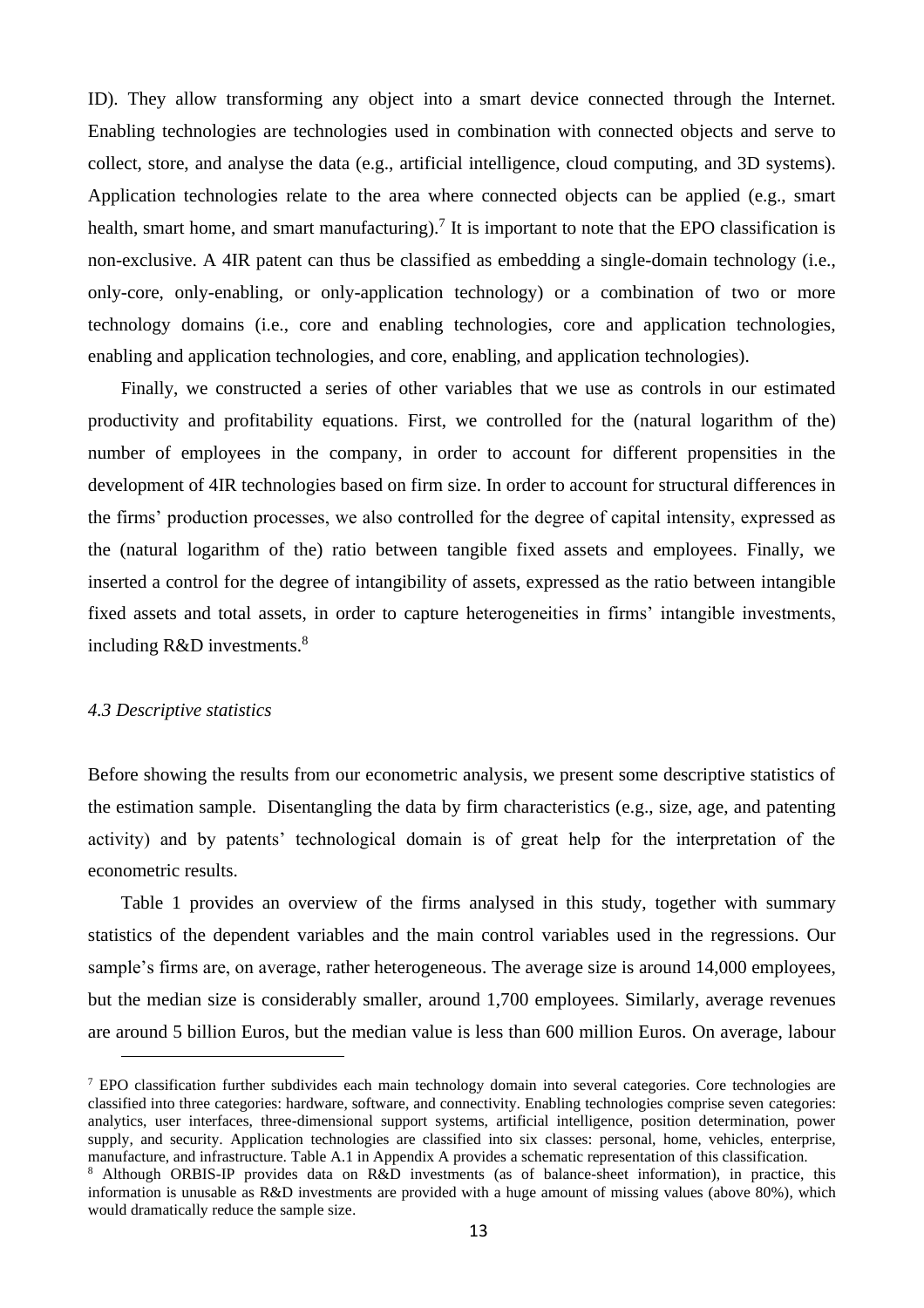ID). They allow transforming any object into a smart device connected through the Internet. Enabling technologies are technologies used in combination with connected objects and serve to collect, store, and analyse the data (e.g., artificial intelligence, cloud computing, and 3D systems). Application technologies relate to the area where connected objects can be applied (e.g., smart health, smart home, and smart manufacturing).[7] It is important to note that the EPO classification is non-exclusive. A 4IR patent can thus be classified as embedding a single-domain technology (i.e., only-core, only-enabling, or only-application technology) or a combination of two or more technology domains (i.e., core and enabling technologies, core and application technologies, enabling and application technologies, and core, enabling, and application technologies).

Finally, we constructed a series of other variables that we use as controls in our estimated productivity and profitability equations. First, we controlled for the (natural logarithm of the) number of employees in the company, in order to account for different propensities in the development of 4IR technologies based on firm size. In order to account for structural differences in the firms' production processes, we also controlled for the degree of capital intensity, expressed as the (natural logarithm of the) ratio between tangible fixed assets and employees. Finally, we inserted a control for the degree of intangibility of assets, expressed as the ratio between intangible fixed assets and total assets, in order to capture heterogeneities in firms' intangible investments, including R&D investments.[8]

### *4.3 Descriptive statistics*

Before showing the results from our econometric analysis, we present some descriptive statistics of the estimation sample. Disentangling the data by firm characteristics (e.g., size, age, and patenting activity) and by patents' technological domain is of great help for the interpretation of the econometric results.

Table 1 provides an overview of the firms analysed in this study, together with summary statistics of the dependent variables and the main control variables used in the regressions. Our sample's firms are, on average, rather heterogeneous. The average size is around 14,000 employees, but the median size is considerably smaller, around 1,700 employees. Similarly, average revenues are around 5 billion Euros, but the median value is less than 600 million Euros. On average, labour

---

[7] EPO classification further subdivides each main technology domain into several categories. Core technologies are classified into three categories: hardware, software, and connectivity. Enabling technologies comprise seven categories: analytics, user interfaces, three-dimensional support systems, artificial intelligence, position determination, power supply, and security. Application technologies are classified into six classes: personal, home, vehicles, enterprise, manufacture, and infrastructure. Table A.1 in Appendix A provides a schematic representation of this classification.

[8] Although ORBIS-IP provides data on R&D investments (as of balance-sheet information), in practice, this information is unusable as R&D investments are provided with a huge amount of missing values (above 80%), which would dramatically reduce the sample size.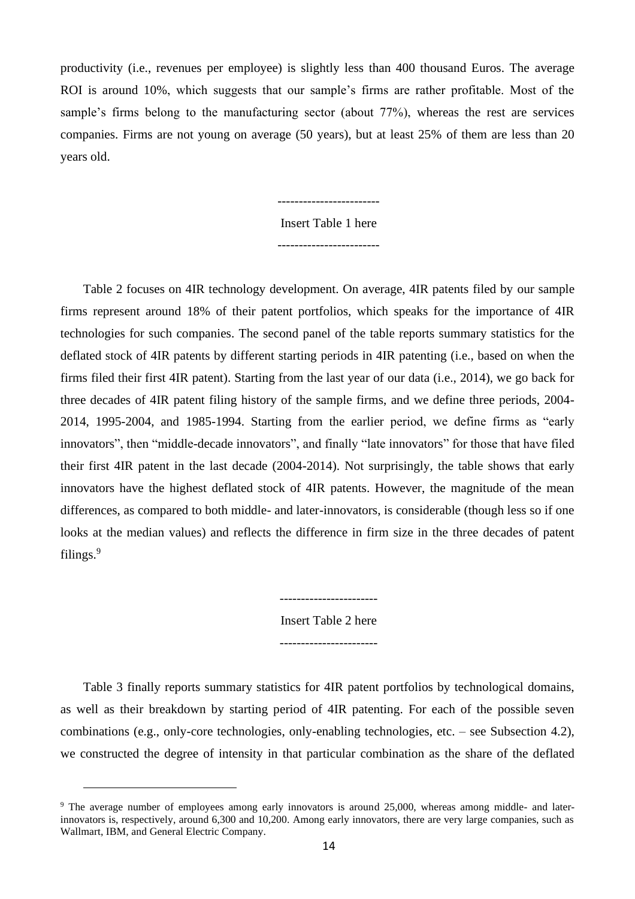productivity (i.e., revenues per employee) is slightly less than 400 thousand Euros. The average ROI is around 10%, which suggests that our sample's firms are rather profitable. Most of the sample's firms belong to the manufacturing sector (about 77%), whereas the rest are services companies. Firms are not young on average (50 years), but at least 25% of them are less than 20 years old.

-----------------------

Insert Table 1 here

-----------------------

Table 2 focuses on 4IR technology development. On average, 4IR patents filed by our sample firms represent around 18% of their patent portfolios, which speaks for the importance of 4IR technologies for such companies. The second panel of the table reports summary statistics for the deflated stock of 4IR patents by different starting periods in 4IR patenting (i.e., based on when the firms filed their first 4IR patent). Starting from the last year of our data (i.e., 2014), we go back for three decades of 4IR patent filing history of the sample firms, and we define three periods, 2004-2014, 1995-2004, and 1985-1994. Starting from the earlier period, we define firms as "early innovators", then "middle-decade innovators", and finally "late innovators" for those that have filed their first 4IR patent in the last decade (2004-2014). Not surprisingly, the table shows that early innovators have the highest deflated stock of 4IR patents. However, the magnitude of the mean differences, as compared to both middle- and later-innovators, is considerable (though less so if one looks at the median values) and reflects the difference in firm size in the three decades of patent filings.[9]

----------------------

Insert Table 2 here

----------------------

Table 3 finally reports summary statistics for 4IR patent portfolios by technological domains, as well as their breakdown by starting period of 4IR patenting. For each of the possible seven combinations (e.g., only-core technologies, only-enabling technologies, etc. – see Subsection 4.2), we constructed the degree of intensity in that particular combination as the share of the deflated

[9] The average number of employees among early innovators is around 25,000, whereas among middle- and later-innovators is, respectively, around 6,300 and 10,200. Among early innovators, there are very large companies, such as Wallmart, IBM, and General Electric Company.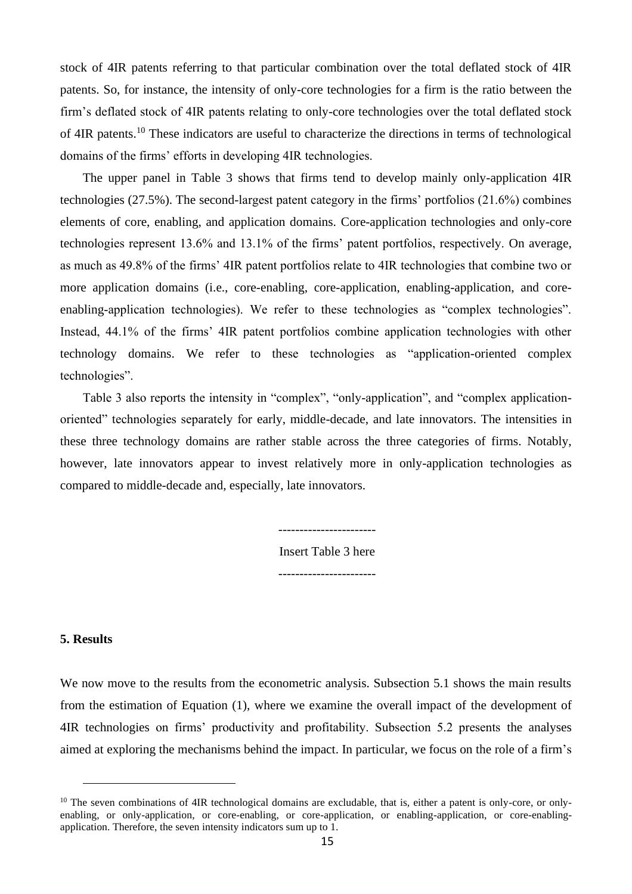stock of 4IR patents referring to that particular combination over the total deflated stock of 4IR patents. So, for instance, the intensity of only-core technologies for a firm is the ratio between the firm's deflated stock of 4IR patents relating to only-core technologies over the total deflated stock of 4IR patents.[10] These indicators are useful to characterize the directions in terms of technological domains of the firms' efforts in developing 4IR technologies.

The upper panel in Table 3 shows that firms tend to develop mainly only-application 4IR technologies (27.5%). The second-largest patent category in the firms' portfolios (21.6%) combines elements of core, enabling, and application domains. Core-application technologies and only-core technologies represent 13.6% and 13.1% of the firms' patent portfolios, respectively. On average, as much as 49.8% of the firms' 4IR patent portfolios relate to 4IR technologies that combine two or more application domains (i.e., core-enabling, core-application, enabling-application, and core-enabling-application technologies). We refer to these technologies as "complex technologies". Instead, 44.1% of the firms' 4IR patent portfolios combine application technologies with other technology domains. We refer to these technologies as "application-oriented complex technologies".

Table 3 also reports the intensity in "complex", "only-application", and "complex application-oriented" technologies separately for early, middle-decade, and late innovators. The intensities in these three technology domains are rather stable across the three categories of firms. Notably, however, late innovators appear to invest relatively more in only-application technologies as compared to middle-decade and, especially, late innovators.

----------------------

Insert Table 3 here

----------------------

## 5. Results

We now move to the results from the econometric analysis. Subsection 5.1 shows the main results from the estimation of Equation (1), where we examine the overall impact of the development of 4IR technologies on firms' productivity and profitability. Subsection 5.2 presents the analyses aimed at exploring the mechanisms behind the impact. In particular, we focus on the role of a firm's

[10] The seven combinations of 4IR technological domains are excludable, that is, either a patent is only-core, or only-enabling, or only-application, or core-enabling, or core-application, or enabling-application, or core-enabling-application. Therefore, the seven intensity indicators sum up to 1.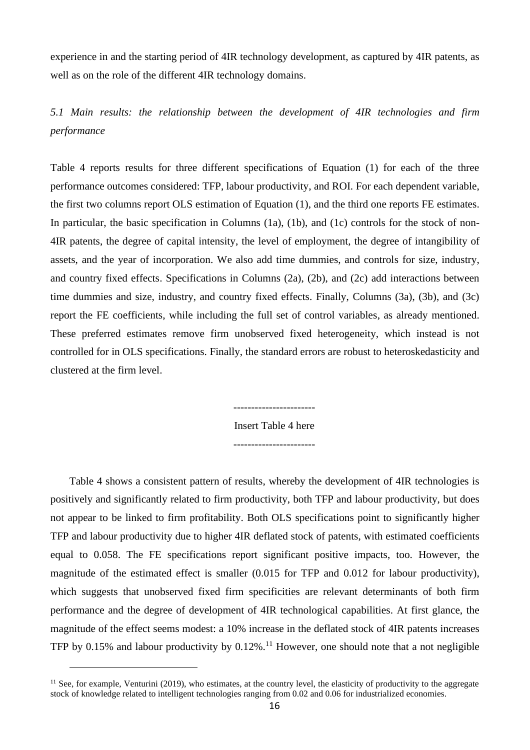experience in and the starting period of 4IR technology development, as captured by 4IR patents, as well as on the role of the different 4IR technology domains.

### *5.1 Main results: the relationship between the development of 4IR technologies and firm performance*

Table 4 reports results for three different specifications of Equation (1) for each of the three performance outcomes considered: TFP, labour productivity, and ROI. For each dependent variable, the first two columns report OLS estimation of Equation (1), and the third one reports FE estimates. In particular, the basic specification in Columns (1a), (1b), and (1c) controls for the stock of non-4IR patents, the degree of capital intensity, the level of employment, the degree of intangibility of assets, and the year of incorporation. We also add time dummies, and controls for size, industry, and country fixed effects. Specifications in Columns (2a), (2b), and (2c) add interactions between time dummies and size, industry, and country fixed effects. Finally, Columns (3a), (3b), and (3c) report the FE coefficients, while including the full set of control variables, as already mentioned. These preferred estimates remove firm unobserved fixed heterogeneity, which instead is not controlled for in OLS specifications. Finally, the standard errors are robust to heteroskedasticity and clustered at the firm level.

-----------------------

Insert Table 4 here

-----------------------

Table 4 shows a consistent pattern of results, whereby the development of 4IR technologies is positively and significantly related to firm productivity, both TFP and labour productivity, but does not appear to be linked to firm profitability. Both OLS specifications point to significantly higher TFP and labour productivity due to higher 4IR deflated stock of patents, with estimated coefficients equal to 0.058. The FE specifications report significant positive impacts, too. However, the magnitude of the estimated effect is smaller (0.015 for TFP and 0.012 for labour productivity), which suggests that unobserved fixed firm specificities are relevant determinants of both firm performance and the degree of development of 4IR technological capabilities. At first glance, the magnitude of the effect seems modest: a 10% increase in the deflated stock of 4IR patents increases TFP by 0.15% and labour productivity by 0.12%.[11] However, one should note that a not negligible

[11] See, for example, Venturini (2019), who estimates, at the country level, the elasticity of productivity to the aggregate stock of knowledge related to intelligent technologies ranging from 0.02 and 0.06 for industrialized economies.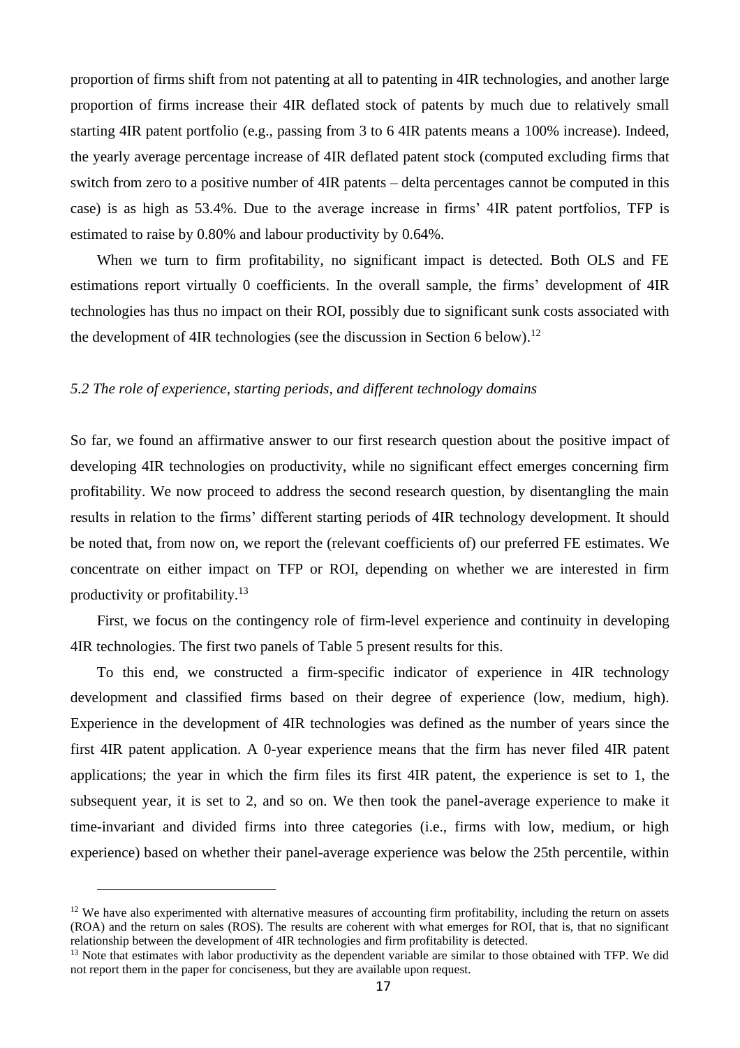proportion of firms shift from not patenting at all to patenting in 4IR technologies, and another large proportion of firms increase their 4IR deflated stock of patents by much due to relatively small starting 4IR patent portfolio (e.g., passing from 3 to 6 4IR patents means a 100% increase). Indeed, the yearly average percentage increase of 4IR deflated patent stock (computed excluding firms that switch from zero to a positive number of 4IR patents – delta percentages cannot be computed in this case) is as high as 53.4%. Due to the average increase in firms' 4IR patent portfolios, TFP is estimated to raise by 0.80% and labour productivity by 0.64%.

When we turn to firm profitability, no significant impact is detected. Both OLS and FE estimations report virtually 0 coefficients. In the overall sample, the firms' development of 4IR technologies has thus no impact on their ROI, possibly due to significant sunk costs associated with the development of 4IR technologies (see the discussion in Section 6 below).[12]

### *5.2 The role of experience, starting periods, and different technology domains*

So far, we found an affirmative answer to our first research question about the positive impact of developing 4IR technologies on productivity, while no significant effect emerges concerning firm profitability. We now proceed to address the second research question, by disentangling the main results in relation to the firms' different starting periods of 4IR technology development. It should be noted that, from now on, we report the (relevant coefficients of) our preferred FE estimates. We concentrate on either impact on TFP or ROI, depending on whether we are interested in firm productivity or profitability.[13]

First, we focus on the contingency role of firm-level experience and continuity in developing 4IR technologies. The first two panels of Table 5 present results for this.

To this end, we constructed a firm-specific indicator of experience in 4IR technology development and classified firms based on their degree of experience (low, medium, high). Experience in the development of 4IR technologies was defined as the number of years since the first 4IR patent application. A 0-year experience means that the firm has never filed 4IR patent applications; the year in which the firm files its first 4IR patent, the experience is set to 1, the subsequent year, it is set to 2, and so on. We then took the panel-average experience to make it time-invariant and divided firms into three categories (i.e., firms with low, medium, or high experience) based on whether their panel-average experience was below the 25th percentile, within

[12] We have also experimented with alternative measures of accounting firm profitability, including the return on assets (ROA) and the return on sales (ROS). The results are coherent with what emerges for ROI, that is, that no significant relationship between the development of 4IR technologies and firm profitability is detected.

[13] Note that estimates with labor productivity as the dependent variable are similar to those obtained with TFP. We did not report them in the paper for conciseness, but they are available upon request.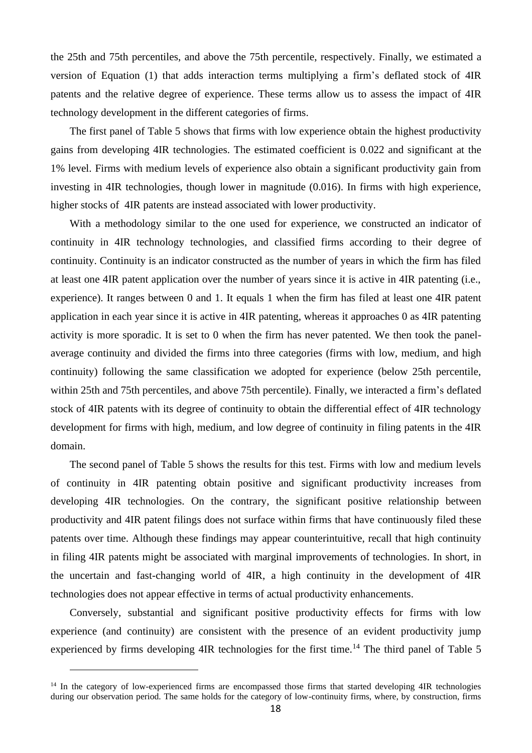the 25th and 75th percentiles, and above the 75th percentile, respectively. Finally, we estimated a version of Equation (1) that adds interaction terms multiplying a firm's deflated stock of 4IR patents and the relative degree of experience. These terms allow us to assess the impact of 4IR technology development in the different categories of firms.

The first panel of Table 5 shows that firms with low experience obtain the highest productivity gains from developing 4IR technologies. The estimated coefficient is 0.022 and significant at the 1% level. Firms with medium levels of experience also obtain a significant productivity gain from investing in 4IR technologies, though lower in magnitude (0.016). In firms with high experience, higher stocks of 4IR patents are instead associated with lower productivity.

With a methodology similar to the one used for experience, we constructed an indicator of continuity in 4IR technology technologies, and classified firms according to their degree of continuity. Continuity is an indicator constructed as the number of years in which the firm has filed at least one 4IR patent application over the number of years since it is active in 4IR patenting (i.e., experience). It ranges between 0 and 1. It equals 1 when the firm has filed at least one 4IR patent application in each year since it is active in 4IR patenting, whereas it approaches 0 as 4IR patenting activity is more sporadic. It is set to 0 when the firm has never patented. We then took the panel-average continuity and divided the firms into three categories (firms with low, medium, and high continuity) following the same classification we adopted for experience (below 25th percentile, within 25th and 75th percentiles, and above 75th percentile). Finally, we interacted a firm's deflated stock of 4IR patents with its degree of continuity to obtain the differential effect of 4IR technology development for firms with high, medium, and low degree of continuity in filing patents in the 4IR domain.

The second panel of Table 5 shows the results for this test. Firms with low and medium levels of continuity in 4IR patenting obtain positive and significant productivity increases from developing 4IR technologies. On the contrary, the significant positive relationship between productivity and 4IR patent filings does not surface within firms that have continuously filed these patents over time. Although these findings may appear counterintuitive, recall that high continuity in filing 4IR patents might be associated with marginal improvements of technologies. In short, in the uncertain and fast-changing world of 4IR, a high continuity in the development of 4IR technologies does not appear effective in terms of actual productivity enhancements.

Conversely, substantial and significant positive productivity effects for firms with low experience (and continuity) are consistent with the presence of an evident productivity jump experienced by firms developing 4IR technologies for the first time.[14] The third panel of Table 5

[14] In the category of low-experienced firms are encompassed those firms that started developing 4IR technologies during our observation period. The same holds for the category of low-continuity firms, where, by construction, firms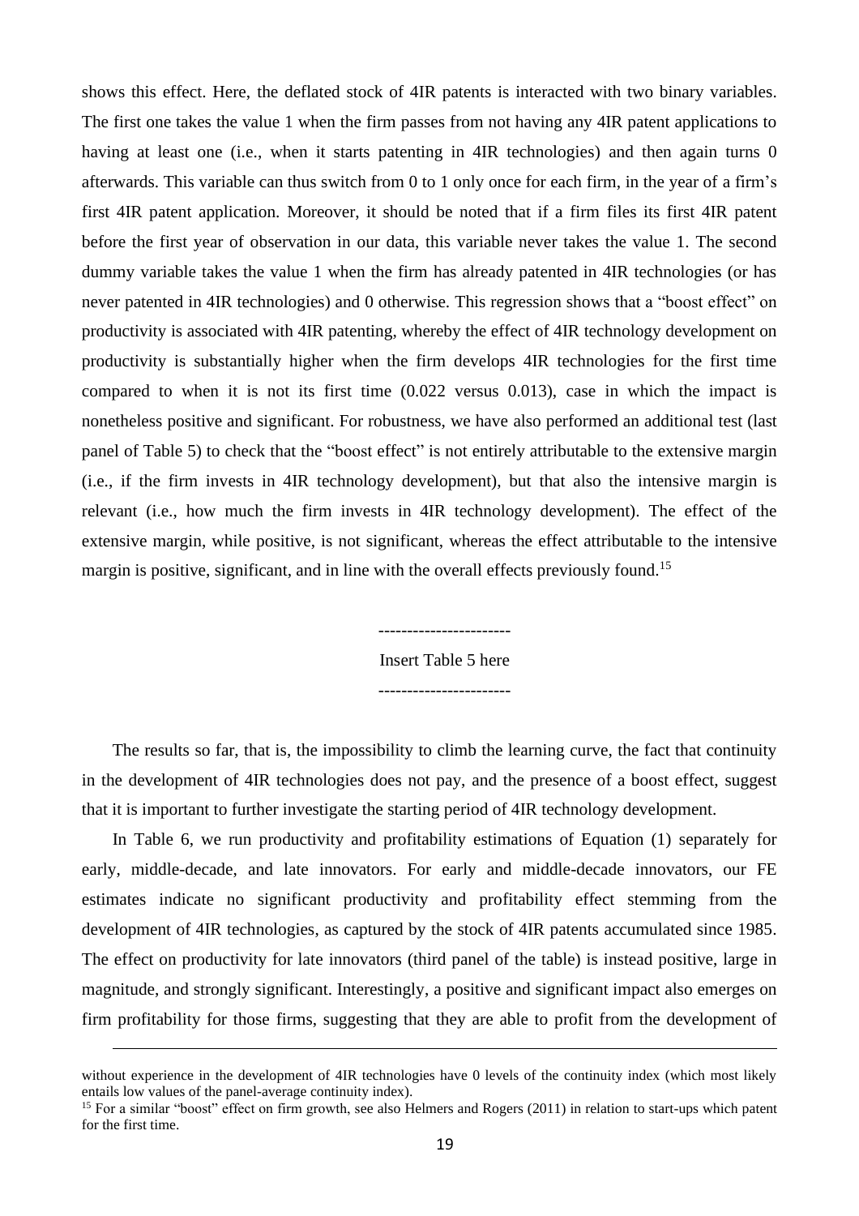shows this effect. Here, the deflated stock of 4IR patents is interacted with two binary variables. The first one takes the value 1 when the firm passes from not having any 4IR patent applications to having at least one (i.e., when it starts patenting in 4IR technologies) and then again turns 0 afterwards. This variable can thus switch from 0 to 1 only once for each firm, in the year of a firm's first 4IR patent application. Moreover, it should be noted that if a firm files its first 4IR patent before the first year of observation in our data, this variable never takes the value 1. The second dummy variable takes the value 1 when the firm has already patented in 4IR technologies (or has never patented in 4IR technologies) and 0 otherwise. This regression shows that a "boost effect" on productivity is associated with 4IR patenting, whereby the effect of 4IR technology development on productivity is substantially higher when the firm develops 4IR technologies for the first time compared to when it is not its first time (0.022 versus 0.013), case in which the impact is nonetheless positive and significant. For robustness, we have also performed an additional test (last panel of Table 5) to check that the "boost effect" is not entirely attributable to the extensive margin (i.e., if the firm invests in 4IR technology development), but that also the intensive margin is relevant (i.e., how much the firm invests in 4IR technology development). The effect of the extensive margin, while positive, is not significant, whereas the effect attributable to the intensive margin is positive, significant, and in line with the overall effects previously found.[15]

-----------------------

Insert Table 5 here

-----------------------

The results so far, that is, the impossibility to climb the learning curve, the fact that continuity in the development of 4IR technologies does not pay, and the presence of a boost effect, suggest that it is important to further investigate the starting period of 4IR technology development.

In Table 6, we run productivity and profitability estimations of Equation (1) separately for early, middle-decade, and late innovators. For early and middle-decade innovators, our FE estimates indicate no significant productivity and profitability effect stemming from the development of 4IR technologies, as captured by the stock of 4IR patents accumulated since 1985. The effect on productivity for late innovators (third panel of the table) is instead positive, large in magnitude, and strongly significant. Interestingly, a positive and significant impact also emerges on firm profitability for those firms, suggesting that they are able to profit from the development of

---

without experience in the development of 4IR technologies have 0 levels of the continuity index (which most likely entails low values of the panel-average continuity index).

[15] For a similar "boost" effect on firm growth, see also Helmers and Rogers (2011) in relation to start-ups which patent for the first time.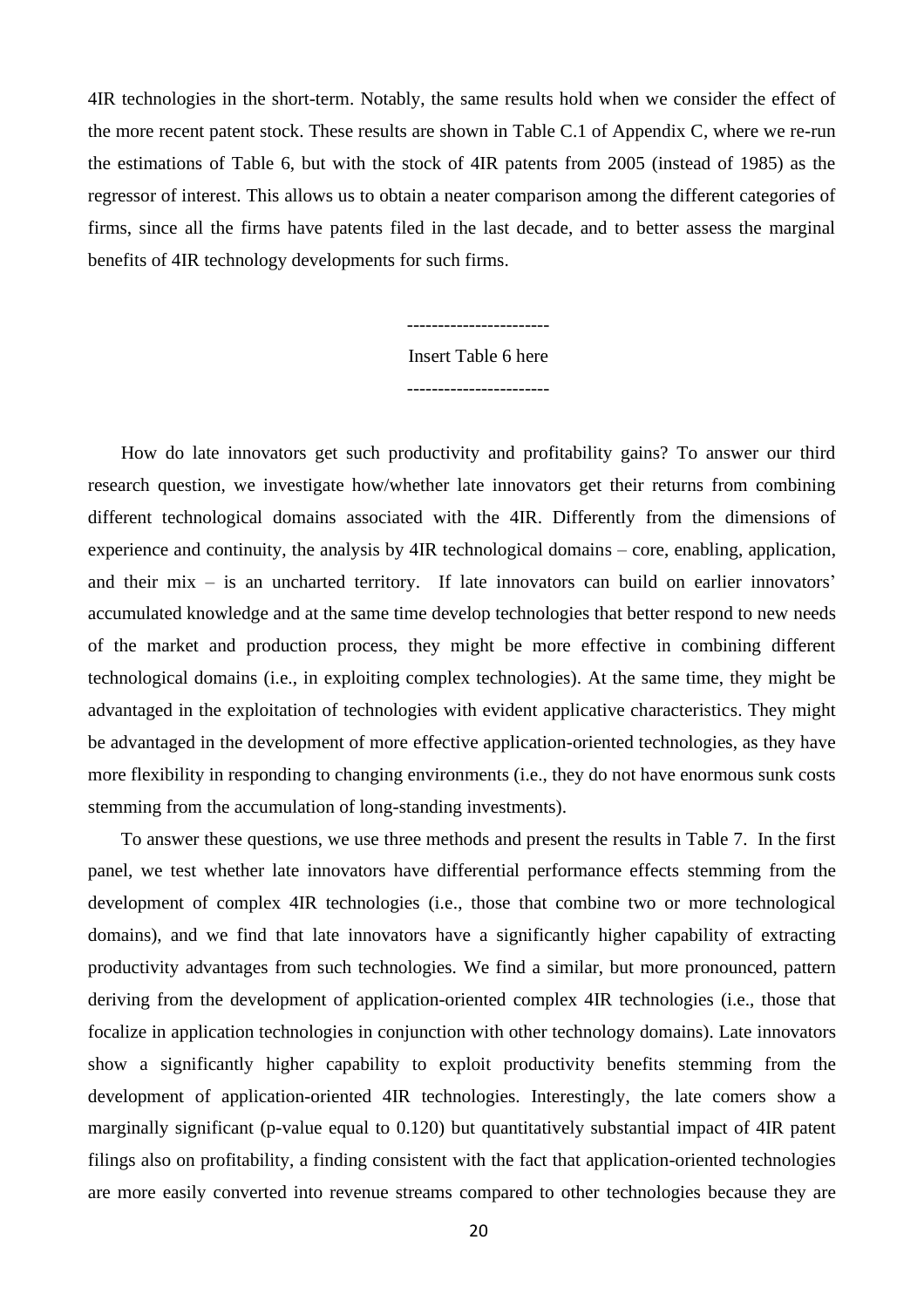4IR technologies in the short-term. Notably, the same results hold when we consider the effect of the more recent patent stock. These results are shown in Table C.1 of Appendix C, where we re-run the estimations of Table 6, but with the stock of 4IR patents from 2005 (instead of 1985) as the regressor of interest. This allows us to obtain a neater comparison among the different categories of firms, since all the firms have patents filed in the last decade, and to better assess the marginal benefits of 4IR technology developments for such firms.

-----------------------

Insert Table 6 here

-----------------------

How do late innovators get such productivity and profitability gains? To answer our third research question, we investigate how/whether late innovators get their returns from combining different technological domains associated with the 4IR. Differently from the dimensions of experience and continuity, the analysis by 4IR technological domains – core, enabling, application, and their mix – is an uncharted territory. If late innovators can build on earlier innovators' accumulated knowledge and at the same time develop technologies that better respond to new needs of the market and production process, they might be more effective in combining different technological domains (i.e., in exploiting complex technologies). At the same time, they might be advantaged in the exploitation of technologies with evident applicative characteristics. They might be advantaged in the development of more effective application-oriented technologies, as they have more flexibility in responding to changing environments (i.e., they do not have enormous sunk costs stemming from the accumulation of long-standing investments).

To answer these questions, we use three methods and present the results in Table 7. In the first panel, we test whether late innovators have differential performance effects stemming from the development of complex 4IR technologies (i.e., those that combine two or more technological domains), and we find that late innovators have a significantly higher capability of extracting productivity advantages from such technologies. We find a similar, but more pronounced, pattern deriving from the development of application-oriented complex 4IR technologies (i.e., those that focalize in application technologies in conjunction with other technology domains). Late innovators show a significantly higher capability to exploit productivity benefits stemming from the development of application-oriented 4IR technologies. Interestingly, the late comers show a marginally significant (p-value equal to 0.120) but quantitatively substantial impact of 4IR patent filings also on profitability, a finding consistent with the fact that application-oriented technologies are more easily converted into revenue streams compared to other technologies because they are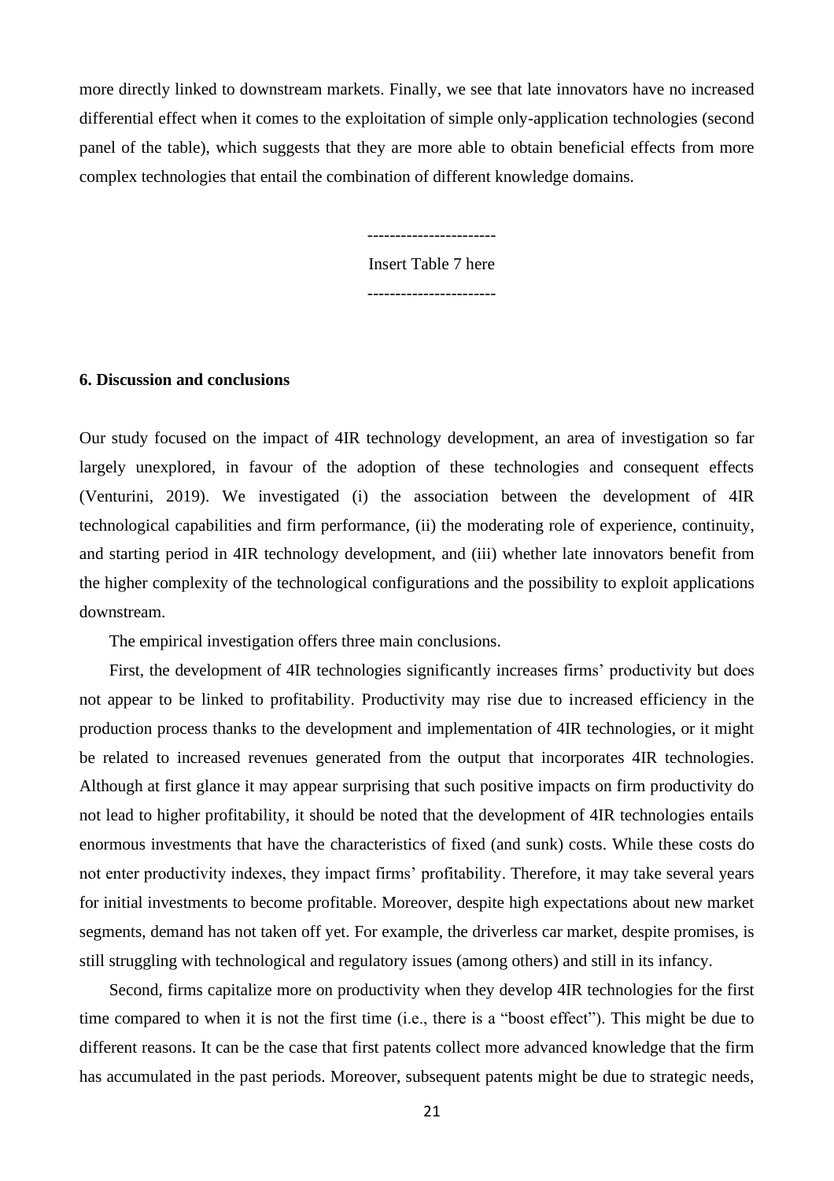more directly linked to downstream markets. Finally, we see that late innovators have no increased differential effect when it comes to the exploitation of simple only-application technologies (second panel of the table), which suggests that they are more able to obtain beneficial effects from more complex technologies that entail the combination of different knowledge domains.

----------------------

Insert Table 7 here

----------------------

## 6. Discussion and conclusions

Our study focused on the impact of 4IR technology development, an area of investigation so far largely unexplored, in favour of the adoption of these technologies and consequent effects (Venturini, 2019). We investigated (i) the association between the development of 4IR technological capabilities and firm performance, (ii) the moderating role of experience, continuity, and starting period in 4IR technology development, and (iii) whether late innovators benefit from the higher complexity of the technological configurations and the possibility to exploit applications downstream.

The empirical investigation offers three main conclusions.

First, the development of 4IR technologies significantly increases firms' productivity but does not appear to be linked to profitability. Productivity may rise due to increased efficiency in the production process thanks to the development and implementation of 4IR technologies, or it might be related to increased revenues generated from the output that incorporates 4IR technologies. Although at first glance it may appear surprising that such positive impacts on firm productivity do not lead to higher profitability, it should be noted that the development of 4IR technologies entails enormous investments that have the characteristics of fixed (and sunk) costs. While these costs do not enter productivity indexes, they impact firms' profitability. Therefore, it may take several years for initial investments to become profitable. Moreover, despite high expectations about new market segments, demand has not taken off yet. For example, the driverless car market, despite promises, is still struggling with technological and regulatory issues (among others) and still in its infancy.

Second, firms capitalize more on productivity when they develop 4IR technologies for the first time compared to when it is not the first time (i.e., there is a "boost effect"). This might be due to different reasons. It can be the case that first patents collect more advanced knowledge that the firm has accumulated in the past periods. Moreover, subsequent patents might be due to strategic needs,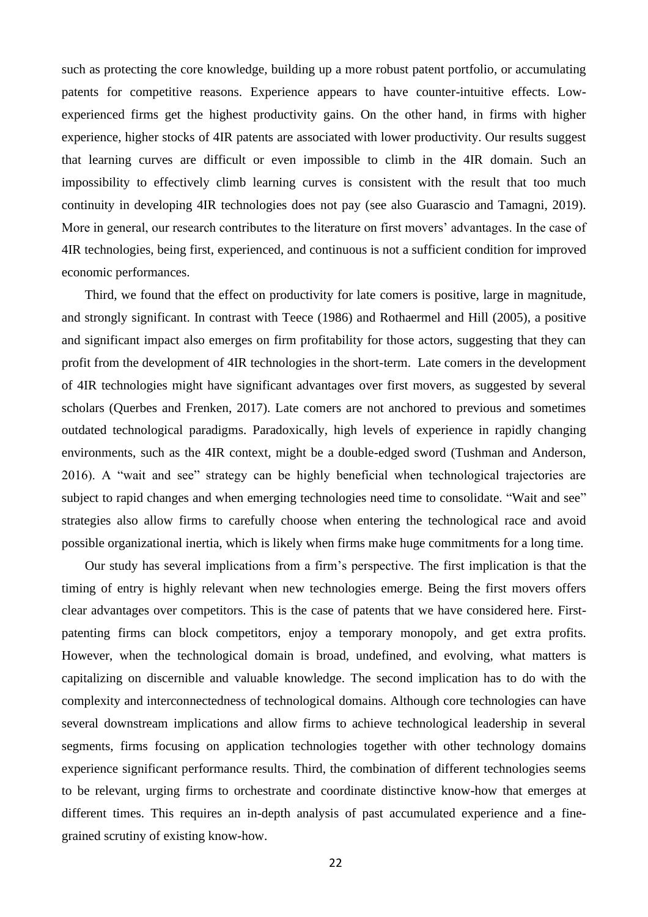such as protecting the core knowledge, building up a more robust patent portfolio, or accumulating patents for competitive reasons. Experience appears to have counter-intuitive effects. Low-experienced firms get the highest productivity gains. On the other hand, in firms with higher experience, higher stocks of 4IR patents are associated with lower productivity. Our results suggest that learning curves are difficult or even impossible to climb in the 4IR domain. Such an impossibility to effectively climb learning curves is consistent with the result that too much continuity in developing 4IR technologies does not pay (see also Guarascio and Tamagni, 2019). More in general, our research contributes to the literature on first movers' advantages. In the case of 4IR technologies, being first, experienced, and continuous is not a sufficient condition for improved economic performances.

Third, we found that the effect on productivity for late comers is positive, large in magnitude, and strongly significant. In contrast with Teece (1986) and Rothaermel and Hill (2005), a positive and significant impact also emerges on firm profitability for those actors, suggesting that they can profit from the development of 4IR technologies in the short-term. Late comers in the development of 4IR technologies might have significant advantages over first movers, as suggested by several scholars (Querbes and Frenken, 2017). Late comers are not anchored to previous and sometimes outdated technological paradigms. Paradoxically, high levels of experience in rapidly changing environments, such as the 4IR context, might be a double-edged sword (Tushman and Anderson, 2016). A "wait and see" strategy can be highly beneficial when technological trajectories are subject to rapid changes and when emerging technologies need time to consolidate. "Wait and see" strategies also allow firms to carefully choose when entering the technological race and avoid possible organizational inertia, which is likely when firms make huge commitments for a long time.

Our study has several implications from a firm's perspective. The first implication is that the timing of entry is highly relevant when new technologies emerge. Being the first movers offers clear advantages over competitors. This is the case of patents that we have considered here. First-patenting firms can block competitors, enjoy a temporary monopoly, and get extra profits. However, when the technological domain is broad, undefined, and evolving, what matters is capitalizing on discernible and valuable knowledge. The second implication has to do with the complexity and interconnectedness of technological domains. Although core technologies can have several downstream implications and allow firms to achieve technological leadership in several segments, firms focusing on application technologies together with other technology domains experience significant performance results. Third, the combination of different technologies seems to be relevant, urging firms to orchestrate and coordinate distinctive know-how that emerges at different times. This requires an in-depth analysis of past accumulated experience and a fine-grained scrutiny of existing know-how.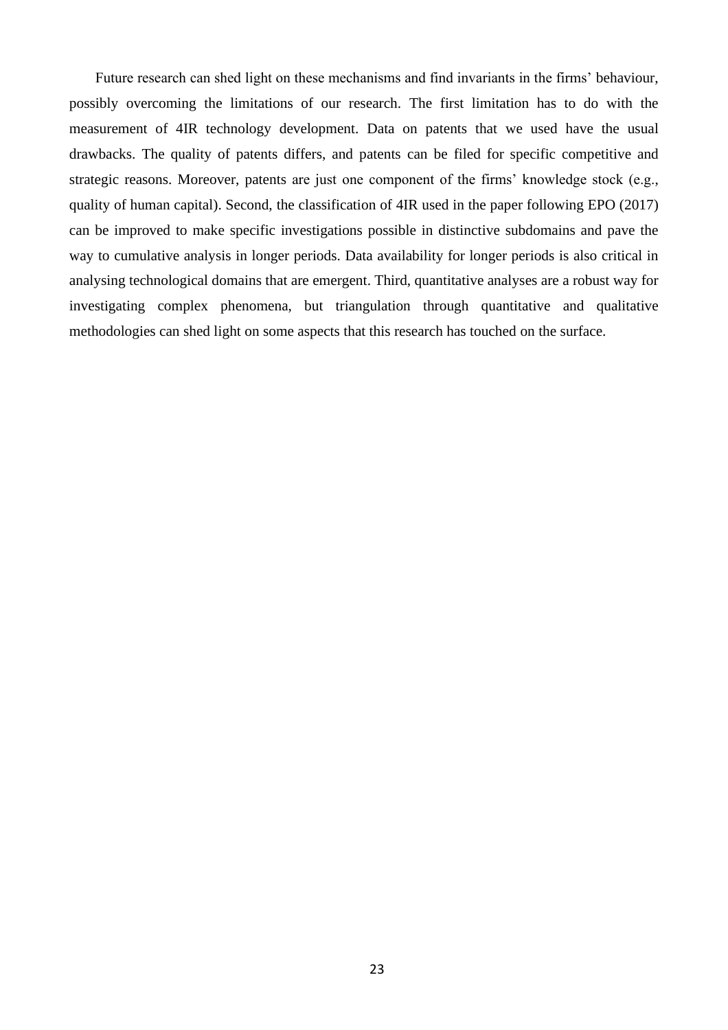Future research can shed light on these mechanisms and find invariants in the firms' behaviour, possibly overcoming the limitations of our research. The first limitation has to do with the measurement of 4IR technology development. Data on patents that we used have the usual drawbacks. The quality of patents differs, and patents can be filed for specific competitive and strategic reasons. Moreover, patents are just one component of the firms' knowledge stock (e.g., quality of human capital). Second, the classification of 4IR used in the paper following EPO (2017) can be improved to make specific investigations possible in distinctive subdomains and pave the way to cumulative analysis in longer periods. Data availability for longer periods is also critical in analysing technological domains that are emergent. Third, quantitative analyses are a robust way for investigating complex phenomena, but triangulation through quantitative and qualitative methodologies can shed light on some aspects that this research has touched on the surface.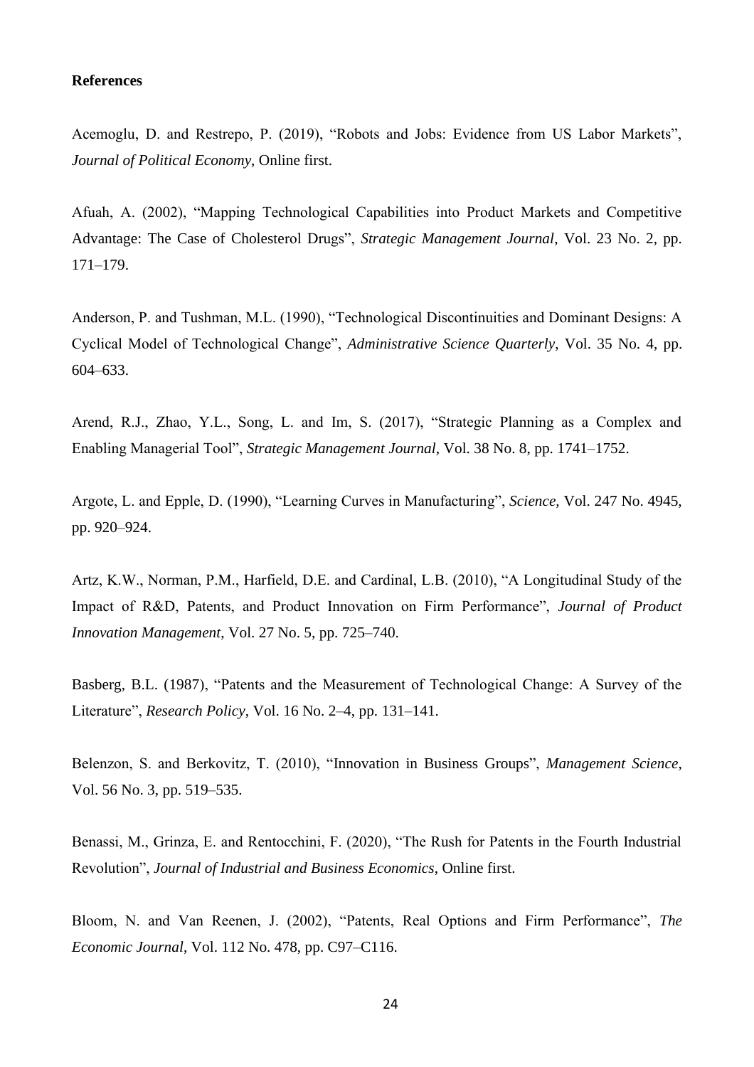**References**

Acemoglu, D. and Restrepo, P. (2019), "Robots and Jobs: Evidence from US Labor Markets", *Journal of Political Economy*, Online first.

Afuah, A. (2002), "Mapping Technological Capabilities into Product Markets and Competitive Advantage: The Case of Cholesterol Drugs", *Strategic Management Journal*, Vol. 23 No. 2, pp. 171–179.

Anderson, P. and Tushman, M.L. (1990), "Technological Discontinuities and Dominant Designs: A Cyclical Model of Technological Change", *Administrative Science Quarterly*, Vol. 35 No. 4, pp. 604–633.

Arend, R.J., Zhao, Y.L., Song, L. and Im, S. (2017), "Strategic Planning as a Complex and Enabling Managerial Tool", *Strategic Management Journal*, Vol. 38 No. 8, pp. 1741–1752.

Argote, L. and Epple, D. (1990), "Learning Curves in Manufacturing", *Science*, Vol. 247 No. 4945, pp. 920–924.

Artz, K.W., Norman, P.M., Harfield, D.E. and Cardinal, L.B. (2010), "A Longitudinal Study of the Impact of R&D, Patents, and Product Innovation on Firm Performance", *Journal of Product Innovation Management,* Vol. 27 No. 5, pp. 725–740.

Basberg, B.L. (1987), "Patents and the Measurement of Technological Change: A Survey of the Literature", *Research Policy*, Vol. 16 No. 2–4, pp. 131–141.

Belenzon, S. and Berkovitz, T. (2010), "Innovation in Business Groups", *Management Science*, Vol. 56 No. 3, pp. 519–535.

Benassi, M., Grinza, E. and Rentocchini, F. (2020), "The Rush for Patents in the Fourth Industrial Revolution", *Journal of Industrial and Business Economics*, Online first.

Bloom, N. and Van Reenen, J. (2002), "Patents, Real Options and Firm Performance", *The Economic Journal*, Vol. 112 No. 478, pp. C97–C116.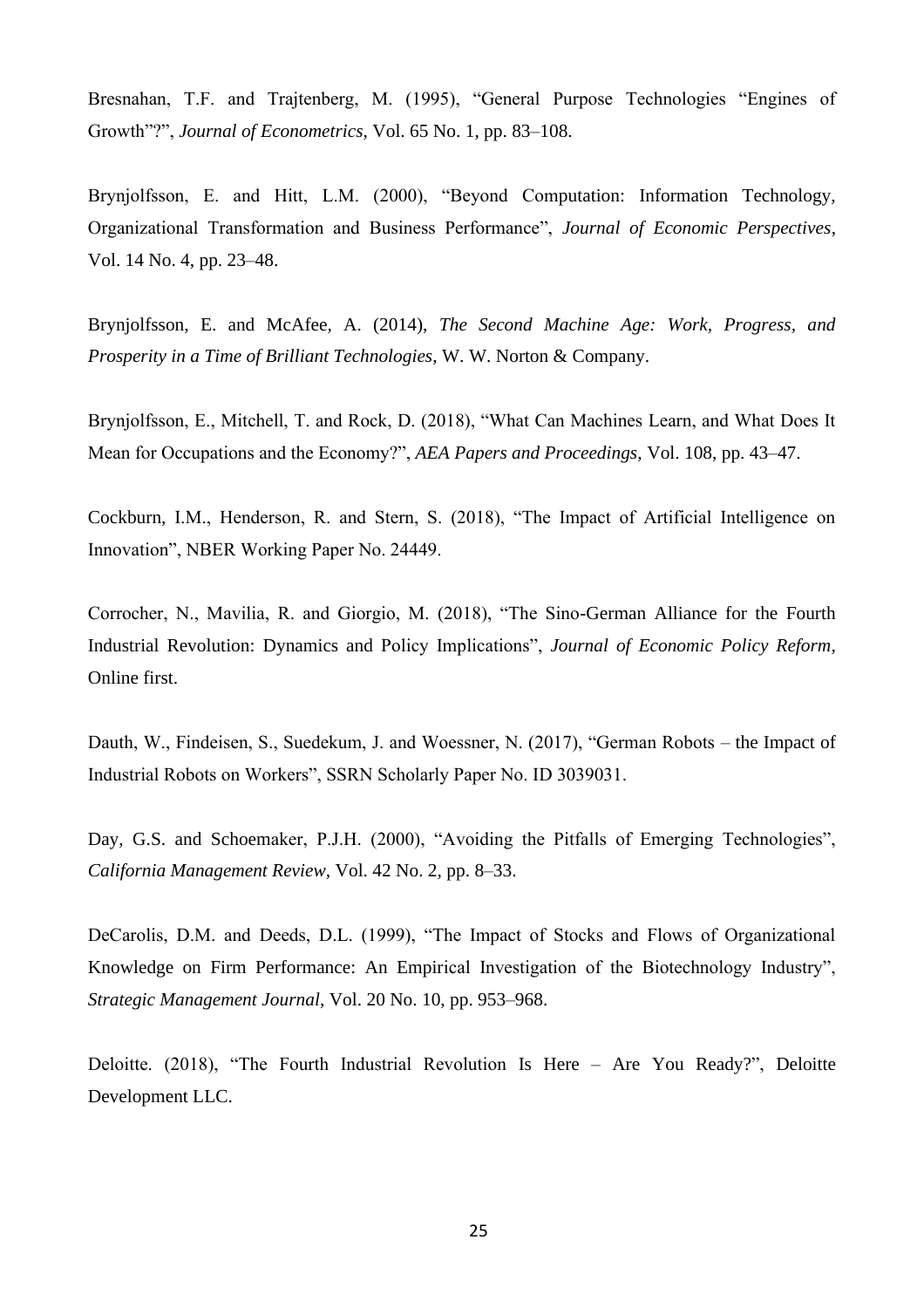Bresnahan, T.F. and Trajtenberg, M. (1995), "General Purpose Technologies "Engines of Growth"?", *Journal of Econometrics*, Vol. 65 No. 1, pp. 83–108.

Brynjolfsson, E. and Hitt, L.M. (2000), "Beyond Computation: Information Technology, Organizational Transformation and Business Performance", *Journal of Economic Perspectives*, Vol. 14 No. 4, pp. 23–48.

Brynjolfsson, E. and McAfee, A. (2014), *The Second Machine Age: Work, Progress, and Prosperity in a Time of Brilliant Technologies*, W. W. Norton & Company.

Brynjolfsson, E., Mitchell, T. and Rock, D. (2018), "What Can Machines Learn, and What Does It Mean for Occupations and the Economy?", *AEA Papers and Proceedings*, Vol. 108, pp. 43–47.

Cockburn, I.M., Henderson, R. and Stern, S. (2018), "The Impact of Artificial Intelligence on Innovation", NBER Working Paper No. 24449.

Corrocher, N., Mavilia, R. and Giorgio, M. (2018), "The Sino-German Alliance for the Fourth Industrial Revolution: Dynamics and Policy Implications", *Journal of Economic Policy Reform*, Online first.

Dauth, W., Findeisen, S., Suedekum, J. and Woessner, N. (2017), "German Robots – the Impact of Industrial Robots on Workers", SSRN Scholarly Paper No. ID 3039031.

Day, G.S. and Schoemaker, P.J.H. (2000), "Avoiding the Pitfalls of Emerging Technologies", *California Management Review*, Vol. 42 No. 2, pp. 8–33.

DeCarolis, D.M. and Deeds, D.L. (1999), "The Impact of Stocks and Flows of Organizational Knowledge on Firm Performance: An Empirical Investigation of the Biotechnology Industry", *Strategic Management Journal*, Vol. 20 No. 10, pp. 953–968.

Deloitte. (2018), "The Fourth Industrial Revolution Is Here – Are You Ready?", Deloitte Development LLC.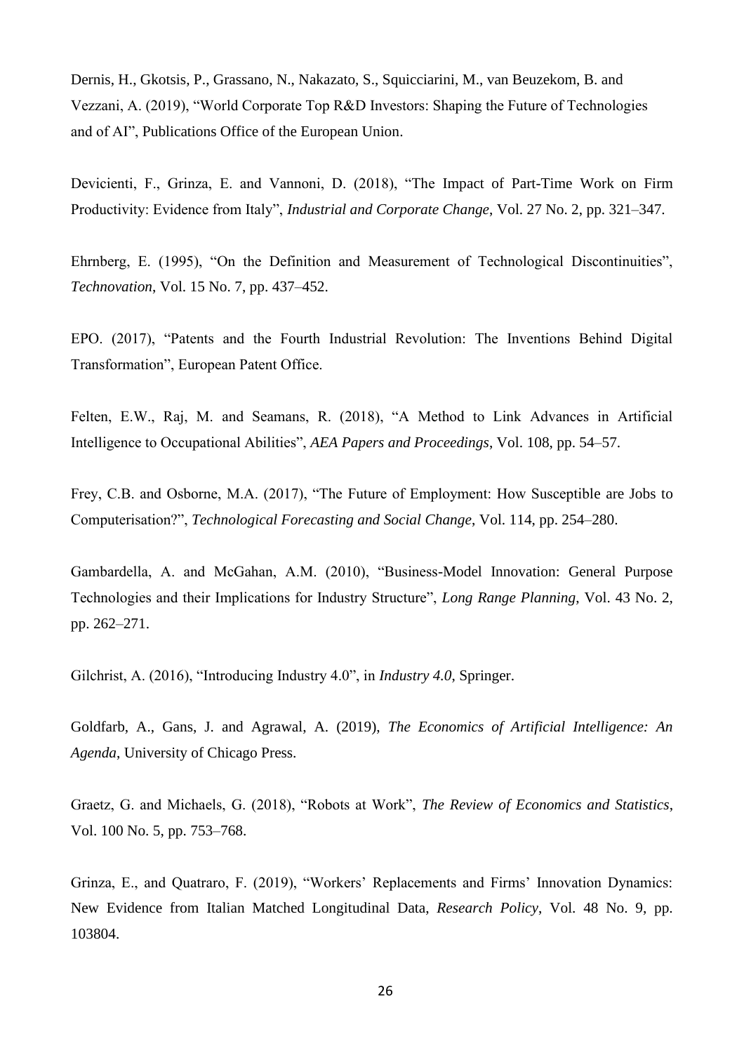Dernis, H., Gkotsis, P., Grassano, N., Nakazato, S., Squicciarini, M., van Beuzekom, B. and Vezzani, A. (2019), "World Corporate Top R&D Investors: Shaping the Future of Technologies and of AI", Publications Office of the European Union.

Devicienti, F., Grinza, E. and Vannoni, D. (2018), "The Impact of Part-Time Work on Firm Productivity: Evidence from Italy", *Industrial and Corporate Change*, Vol. 27 No. 2, pp. 321–347.

Ehrnberg, E. (1995), "On the Definition and Measurement of Technological Discontinuities", *Technovation*, Vol. 15 No. 7, pp. 437–452.

EPO. (2017), "Patents and the Fourth Industrial Revolution: The Inventions Behind Digital Transformation", European Patent Office.

Felten, E.W., Raj, M. and Seamans, R. (2018), "A Method to Link Advances in Artificial Intelligence to Occupational Abilities", *AEA Papers and Proceedings*, Vol. 108, pp. 54–57.

Frey, C.B. and Osborne, M.A. (2017), "The Future of Employment: How Susceptible are Jobs to Computerisation?", *Technological Forecasting and Social Change*, Vol. 114, pp. 254–280.

Gambardella, A. and McGahan, A.M. (2010), "Business-Model Innovation: General Purpose Technologies and their Implications for Industry Structure", *Long Range Planning*, Vol. 43 No. 2, pp. 262–271.

Gilchrist, A. (2016), "Introducing Industry 4.0", in *Industry 4.0*, Springer.

Goldfarb, A., Gans, J. and Agrawal, A. (2019), *The Economics of Artificial Intelligence: An Agenda*, University of Chicago Press.

Graetz, G. and Michaels, G. (2018), "Robots at Work", *The Review of Economics and Statistics*, Vol. 100 No. 5, pp. 753–768.

Grinza, E., and Quatraro, F. (2019), "Workers' Replacements and Firms' Innovation Dynamics: New Evidence from Italian Matched Longitudinal Data, *Research Policy*, Vol. 48 No. 9, pp. 103804.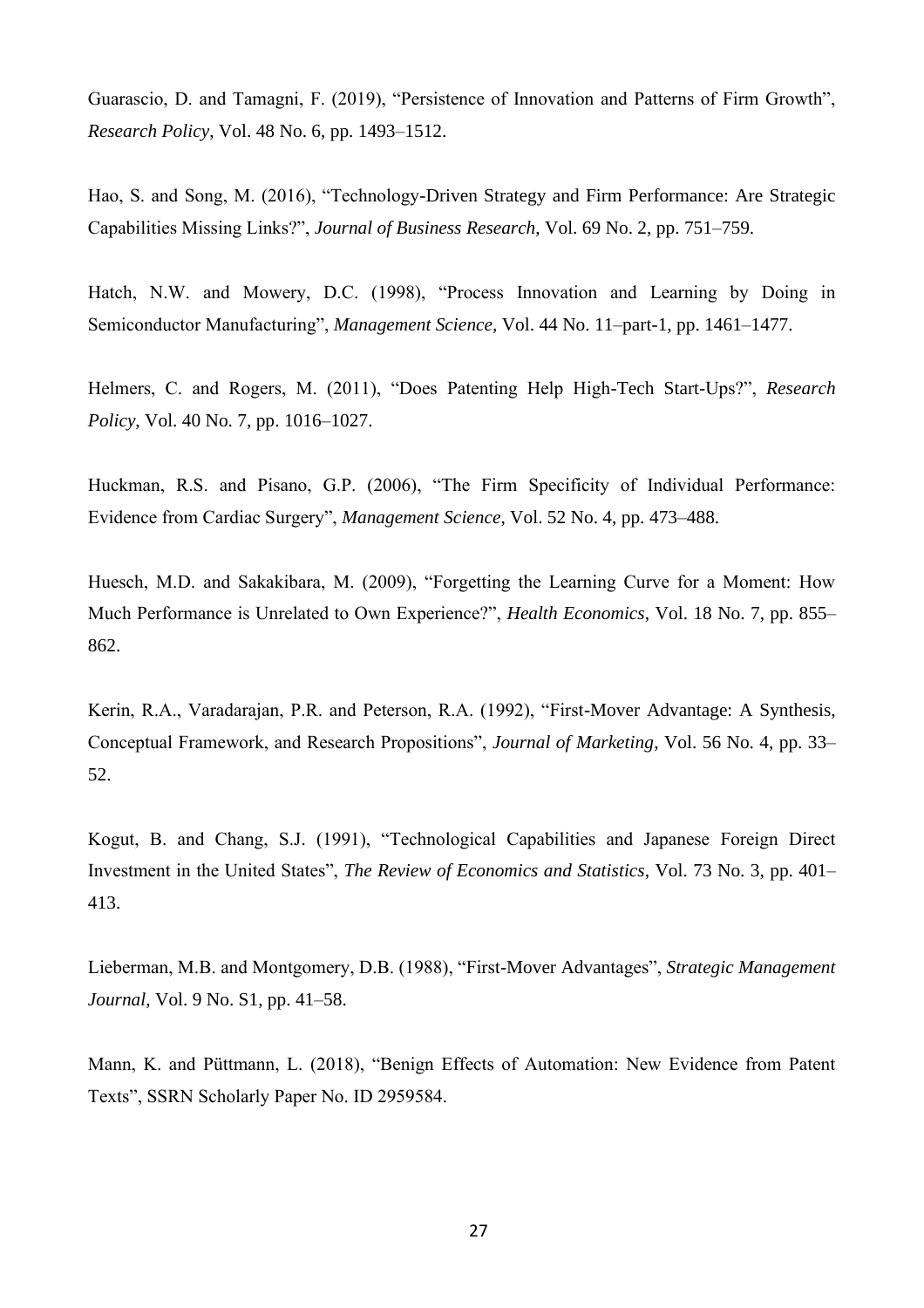Guarascio, D. and Tamagni, F. (2019), "Persistence of Innovation and Patterns of Firm Growth", *Research Policy*, Vol. 48 No. 6, pp. 1493–1512.

Hao, S. and Song, M. (2016), "Technology-Driven Strategy and Firm Performance: Are Strategic Capabilities Missing Links?", *Journal of Business Research*, Vol. 69 No. 2, pp. 751–759.

Hatch, N.W. and Mowery, D.C. (1998), "Process Innovation and Learning by Doing in Semiconductor Manufacturing", *Management Science*, Vol. 44 No. 11–part-1, pp. 1461–1477.

Helmers, C. and Rogers, M. (2011), "Does Patenting Help High-Tech Start-Ups?", *Research Policy*, Vol. 40 No. 7, pp. 1016–1027.

Huckman, R.S. and Pisano, G.P. (2006), "The Firm Specificity of Individual Performance: Evidence from Cardiac Surgery", *Management Science*, Vol. 52 No. 4, pp. 473–488.

Huesch, M.D. and Sakakibara, M. (2009), "Forgetting the Learning Curve for a Moment: How Much Performance is Unrelated to Own Experience?", *Health Economics*, Vol. 18 No. 7, pp. 855–862.

Kerin, R.A., Varadarajan, P.R. and Peterson, R.A. (1992), "First-Mover Advantage: A Synthesis, Conceptual Framework, and Research Propositions", *Journal of Marketing*, Vol. 56 No. 4, pp. 33–52.

Kogut, B. and Chang, S.J. (1991), "Technological Capabilities and Japanese Foreign Direct Investment in the United States", *The Review of Economics and Statistics*, Vol. 73 No. 3, pp. 401–413.

Lieberman, M.B. and Montgomery, D.B. (1988), "First-Mover Advantages", *Strategic Management Journal*, Vol. 9 No. S1, pp. 41–58.

Mann, K. and Püttmann, L. (2018), "Benign Effects of Automation: New Evidence from Patent Texts", SSRN Scholarly Paper No. ID 2959584.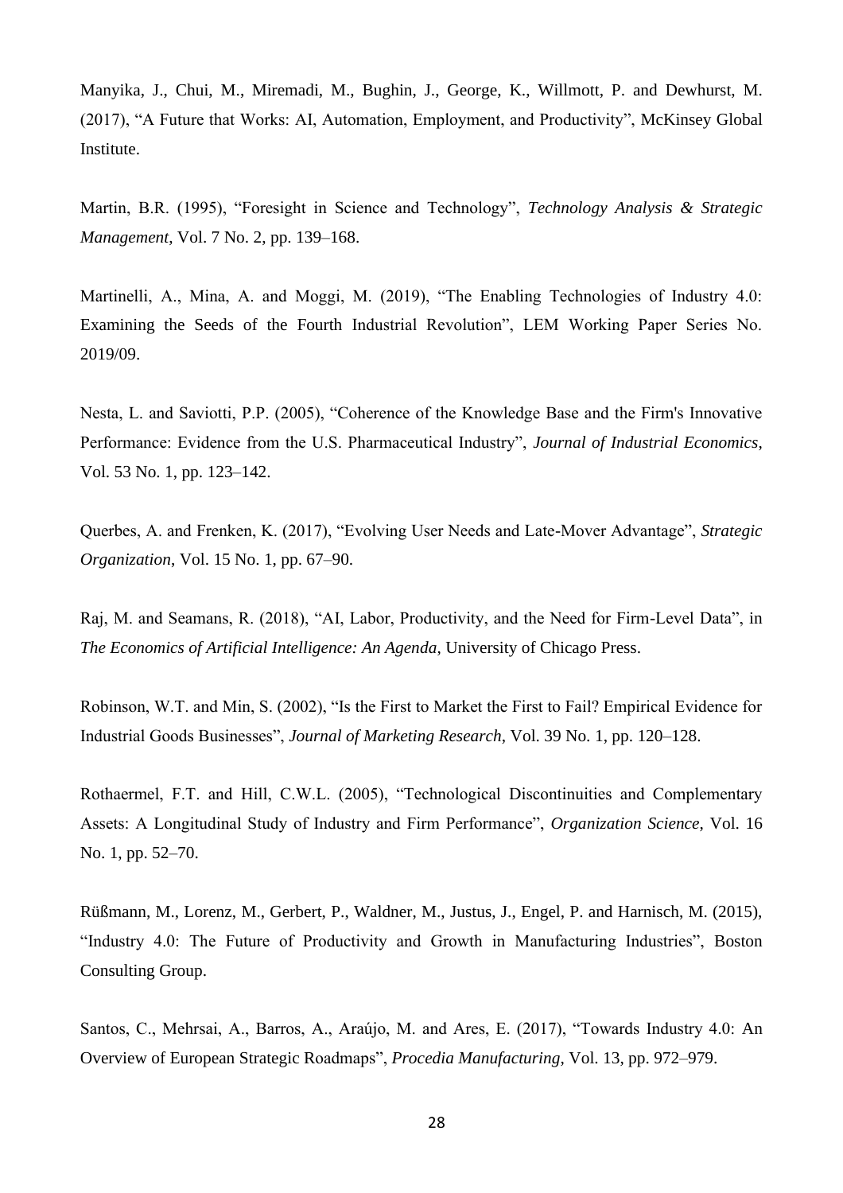Manyika, J., Chui, M., Miremadi, M., Bughin, J., George, K., Willmott, P. and Dewhurst, M. (2017), “A Future that Works: AI, Automation, Employment, and Productivity”, McKinsey Global Institute.

Martin, B.R. (1995), “Foresight in Science and Technology”, *Technology Analysis & Strategic Management*, Vol. 7 No. 2, pp. 139–168.

Martinelli, A., Mina, A. and Moggi, M. (2019), “The Enabling Technologies of Industry 4.0: Examining the Seeds of the Fourth Industrial Revolution”, LEM Working Paper Series No. 2019/09.

Nesta, L. and Saviotti, P.P. (2005), “Coherence of the Knowledge Base and the Firm's Innovative Performance: Evidence from the U.S. Pharmaceutical Industry”, *Journal of Industrial Economics*, Vol. 53 No. 1, pp. 123–142.

Querbes, A. and Frenken, K. (2017), “Evolving User Needs and Late-Mover Advantage”, *Strategic Organization*, Vol. 15 No. 1, pp. 67–90.

Raj, M. and Seamans, R. (2018), “AI, Labor, Productivity, and the Need for Firm-Level Data”, in *The Economics of Artificial Intelligence: An Agenda*, University of Chicago Press.

Robinson, W.T. and Min, S. (2002), “Is the First to Market the First to Fail? Empirical Evidence for Industrial Goods Businesses”, *Journal of Marketing Research*, Vol. 39 No. 1, pp. 120–128.

Rothaermel, F.T. and Hill, C.W.L. (2005), “Technological Discontinuities and Complementary Assets: A Longitudinal Study of Industry and Firm Performance”, *Organization Science*, Vol. 16 No. 1, pp. 52–70.

Rüßmann, M., Lorenz, M., Gerbert, P., Waldner, M., Justus, J., Engel, P. and Harnisch, M. (2015), “Industry 4.0: The Future of Productivity and Growth in Manufacturing Industries”, Boston Consulting Group.

Santos, C., Mehrsai, A., Barros, A., Araújo, M. and Ares, E. (2017), “Towards Industry 4.0: An Overview of European Strategic Roadmaps”, *Procedia Manufacturing*, Vol. 13, pp. 972–979.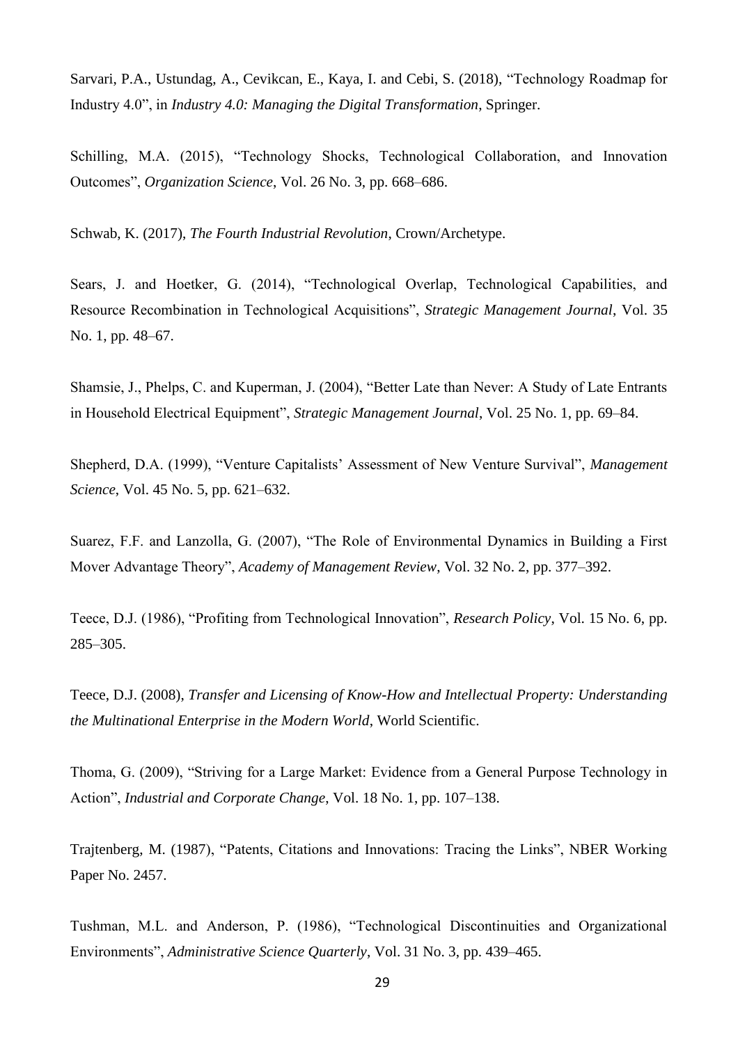Sarvari, P.A., Ustundag, A., Cevikcan, E., Kaya, I. and Cebi, S. (2018), “Technology Roadmap for Industry 4.0”, in *Industry 4.0: Managing the Digital Transformation*, Springer.

Schilling, M.A. (2015), “Technology Shocks, Technological Collaboration, and Innovation Outcomes”, *Organization Science*, Vol. 26 No. 3, pp. 668–686.

Schwab, K. (2017), *The Fourth Industrial Revolution*, Crown/Archetype.

Sears, J. and Hoetker, G. (2014), “Technological Overlap, Technological Capabilities, and Resource Recombination in Technological Acquisitions”, *Strategic Management Journal*, Vol. 35 No. 1, pp. 48–67.

Shamsie, J., Phelps, C. and Kuperman, J. (2004), “Better Late than Never: A Study of Late Entrants in Household Electrical Equipment”, *Strategic Management Journal*, Vol. 25 No. 1, pp. 69–84.

Shepherd, D.A. (1999), “Venture Capitalists’ Assessment of New Venture Survival”, *Management Science*, Vol. 45 No. 5, pp. 621–632.

Suarez, F.F. and Lanzolla, G. (2007), “The Role of Environmental Dynamics in Building a First Mover Advantage Theory”, *Academy of Management Review*, Vol. 32 No. 2, pp. 377–392.

Teece, D.J. (1986), “Profiting from Technological Innovation”, *Research Policy*, Vol. 15 No. 6, pp. 285–305.

Teece, D.J. (2008), *Transfer and Licensing of Know-How and Intellectual Property: Understanding the Multinational Enterprise in the Modern World*, World Scientific.

Thoma, G. (2009), “Striving for a Large Market: Evidence from a General Purpose Technology in Action”, *Industrial and Corporate Change*, Vol. 18 No. 1, pp. 107–138.

Trajtenberg, M. (1987), “Patents, Citations and Innovations: Tracing the Links”, NBER Working Paper No. 2457.

Tushman, M.L. and Anderson, P. (1986), “Technological Discontinuities and Organizational Environments”, *Administrative Science Quarterly*, Vol. 31 No. 3, pp. 439–465.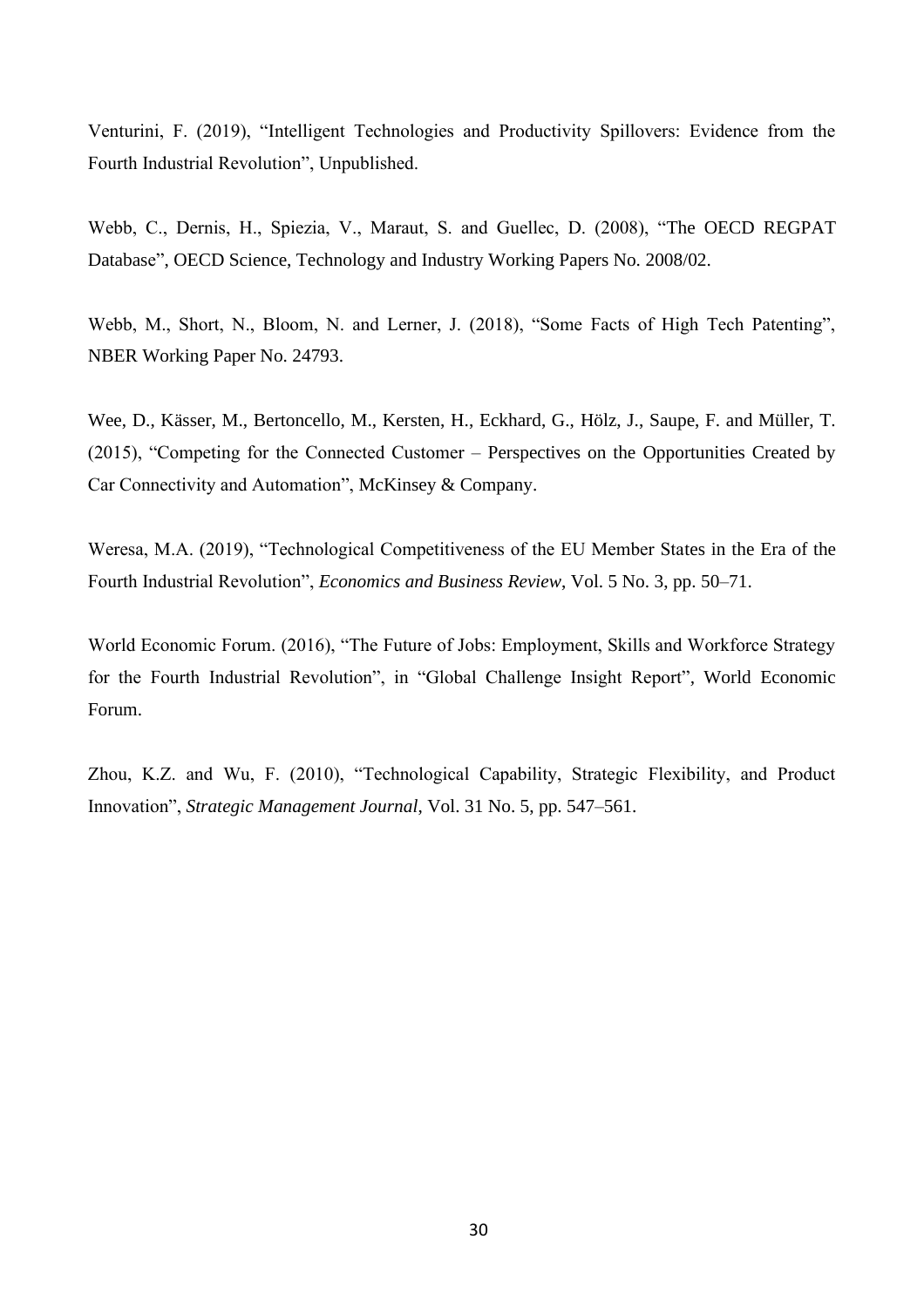Venturini, F. (2019), “Intelligent Technologies and Productivity Spillovers: Evidence from the Fourth Industrial Revolution”, Unpublished.

Webb, C., Dernis, H., Spiezia, V., Maraut, S. and Guellec, D. (2008), “The OECD REGPAT Database”, OECD Science, Technology and Industry Working Papers No. 2008/02.

Webb, M., Short, N., Bloom, N. and Lerner, J. (2018), “Some Facts of High Tech Patenting”, NBER Working Paper No. 24793.

Wee, D., Kässer, M., Bertoncello, M., Kersten, H., Eckhard, G., Hölz, J., Saupe, F. and Müller, T. (2015), “Competing for the Connected Customer – Perspectives on the Opportunities Created by Car Connectivity and Automation”, McKinsey & Company.

Weresa, M.A. (2019), “Technological Competitiveness of the EU Member States in the Era of the Fourth Industrial Revolution”, *Economics and Business Review*, Vol. 5 No. 3, pp. 50–71.

World Economic Forum. (2016), “The Future of Jobs: Employment, Skills and Workforce Strategy for the Fourth Industrial Revolution”, in “Global Challenge Insight Report”, World Economic Forum.

Zhou, K.Z. and Wu, F. (2010), “Technological Capability, Strategic Flexibility, and Product Innovation”, *Strategic Management Journal*, Vol. 31 No. 5, pp. 547–561.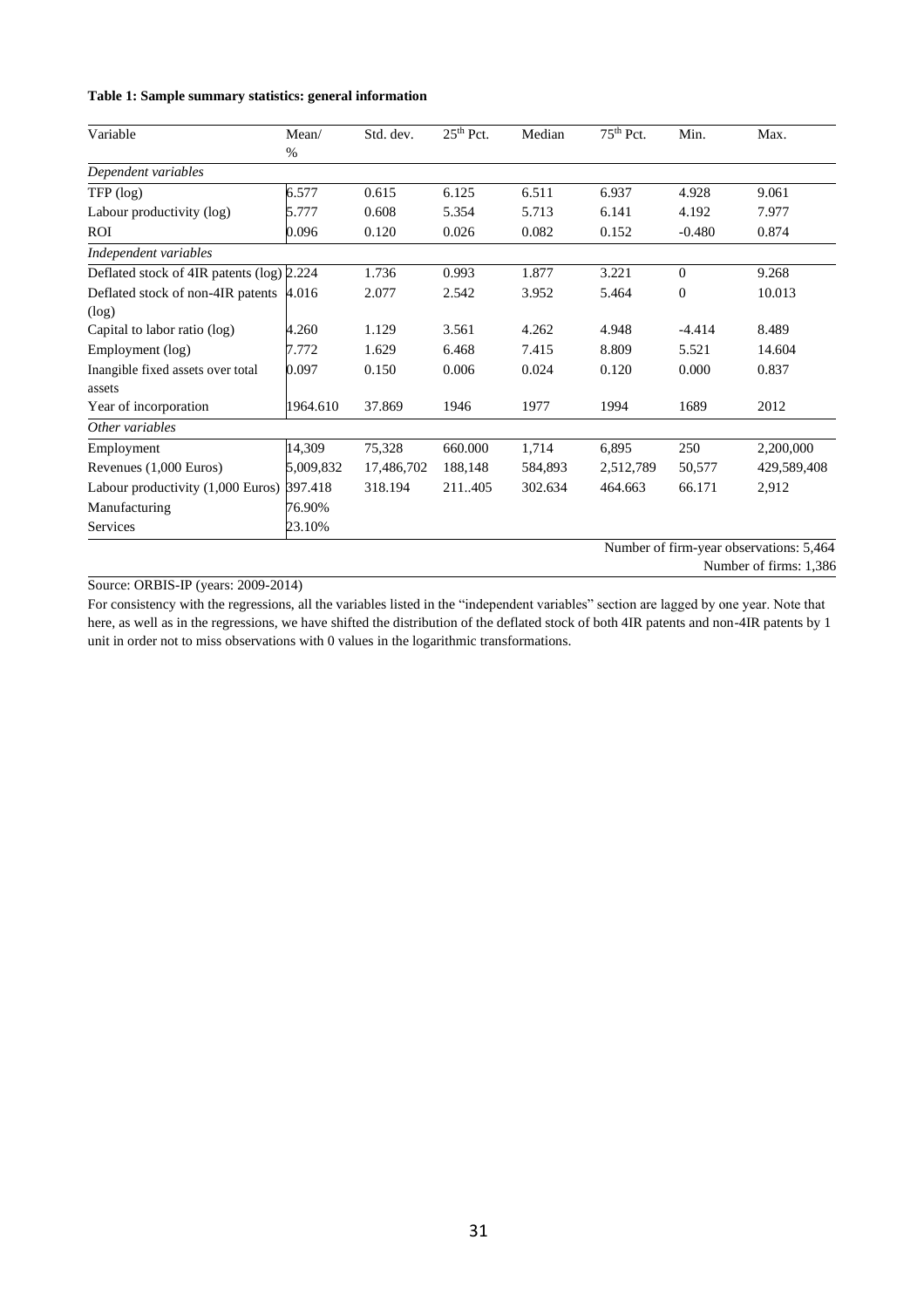**Table 1: Sample summary statistics: general information**

| Variable | Mean/ % | Std. dev. | 25th Pct. | Median | 75th Pct. | Min. | Max. |
|---|---|---|---|---|---|---|---|
| *Dependent variables* | | | | | | | |
| TFP (log) | 6.577 | 0.615 | 6.125 | 6.511 | 6.937 | 4.928 | 9.061 |
| Labour productivity (log) | 5.777 | 0.608 | 5.354 | 5.713 | 6.141 | 4.192 | 7.977 |
| ROI | 0.096 | 0.120 | 0.026 | 0.082 | 0.152 | -0.480 | 0.874 |
| *Independent variables* | | | | | | | |
| Deflated stock of 4IR patents (log) | 2.224 | 1.736 | 0.993 | 1.877 | 3.221 | 0 | 9.268 |
| Deflated stock of non-4IR patents (log) | 4.016 | 2.077 | 2.542 | 3.952 | 5.464 | 0 | 10.013 |
| Capital to labor ratio (log) | 4.260 | 1.129 | 3.561 | 4.262 | 4.948 | -4.414 | 8.489 |
| Employment (log) | 7.772 | 1.629 | 6.468 | 7.415 | 8.809 | 5.521 | 14.604 |
| Inangible fixed assets over total assets | 0.097 | 0.150 | 0.006 | 0.024 | 0.120 | 0.000 | 0.837 |
| Year of incorporation | 1964.610 | 37.869 | 1946 | 1977 | 1994 | 1689 | 2012 |
| *Other variables* | | | | | | | |
| Employment | 14,309 | 75,328 | 660.000 | 1,714 | 6,895 | 250 | 2,200,000 |
| Revenues (1,000 Euros) | 5,009,832 | 17,486,702 | 188,148 | 584,893 | 2,512,789 | 50,577 | 429,589,408 |
| Labour productivity (1,000 Euros) | 397.418 | 318.194 | 211..405 | 302.634 | 464.663 | 66.171 | 2,912 |
| Manufacturing | 76.90% | | | | | | |
| Services | 23.10% | | | | | | |

Number of firm-year observations: 5,464

Number of firms: 1,386

Source: ORBIS-IP (years: 2009-2014)

For consistency with the regressions, all the variables listed in the "independent variables" section are lagged by one year. Note that here, as well as in the regressions, we have shifted the distribution of the deflated stock of both 4IR patents and non-4IR patents by 1 unit in order not to miss observations with 0 values in the logarithmic transformations.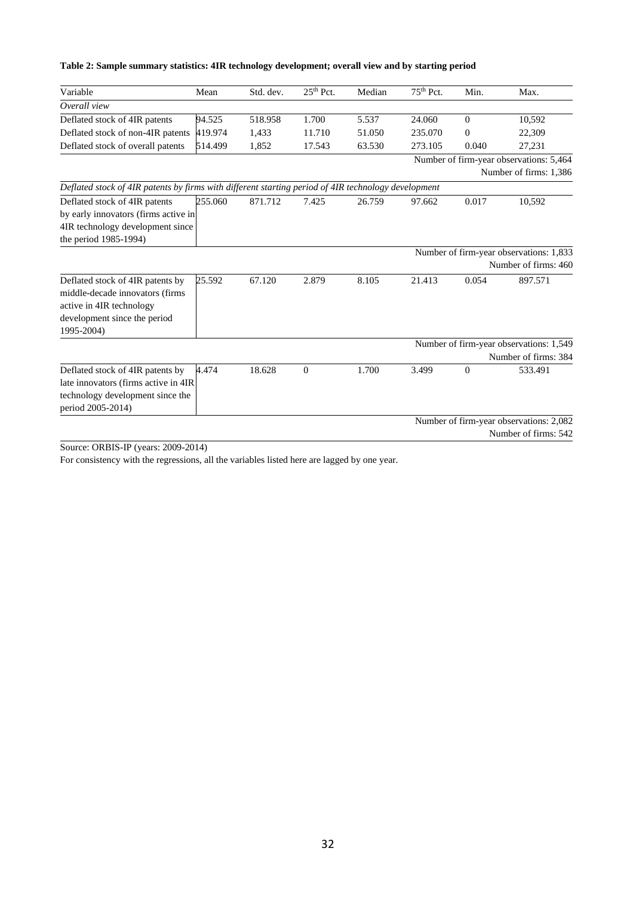**Table 2: Sample summary statistics: 4IR technology development; overall view and by starting period**

| Variable | Mean | Std. dev. | $25^{th}$ Pct. | Median | $75^{th}$ Pct. | Min. | Max. |
|---|---|---|---|---|---|---|---|
| *Overall view* | | | | | | | |
| Deflated stock of 4IR patents | 94.525 | 518.958 | 1.700 | 5.537 | 24.060 | 0 | 10,592 |
| Deflated stock of non-4IR patents | 419.974 | 1,433 | 11.710 | 51.050 | 235.070 | 0 | 22,309 |
| Deflated stock of overall patents | 514.499 | 1,852 | 17.543 | 63.530 | 273.105 | 0.040 | 27,231 |
| | | | | | | | Number of firm-year observations: 5,464 Number of firms: 1,386 |
| *Deflated stock of 4IR patents by firms with different starting period of 4IR technology development* | | | | | | | |
| Deflated stock of 4IR patents by early innovators (firms active in 4IR technology development since the period 1985-1994) | 255.060 | 871.712 | 7.425 | 26.759 | 97.662 | 0.017 | 10,592 |
| | | | | | | | Number of firm-year observations: 1,833 Number of firms: 460 |
| Deflated stock of 4IR patents by middle-decade innovators (firms active in 4IR technology development since the period 1995-2004) | 25.592 | 67.120 | 2.879 | 8.105 | 21.413 | 0.054 | 897.571 |
| | | | | | | | Number of firm-year observations: 1,549 Number of firms: 384 |
| Deflated stock of 4IR patents by late innovators (firms active in 4IR technology development since the period 2005-2014) | 4.474 | 18.628 | 0 | 1.700 | 3.499 | 0 | 533.491 |
| | | | | | | | Number of firm-year observations: 2,082 Number of firms: 542 |

Source: ORBIS-IP (years: 2009-2014)

For consistency with the regressions, all the variables listed here are lagged by one year.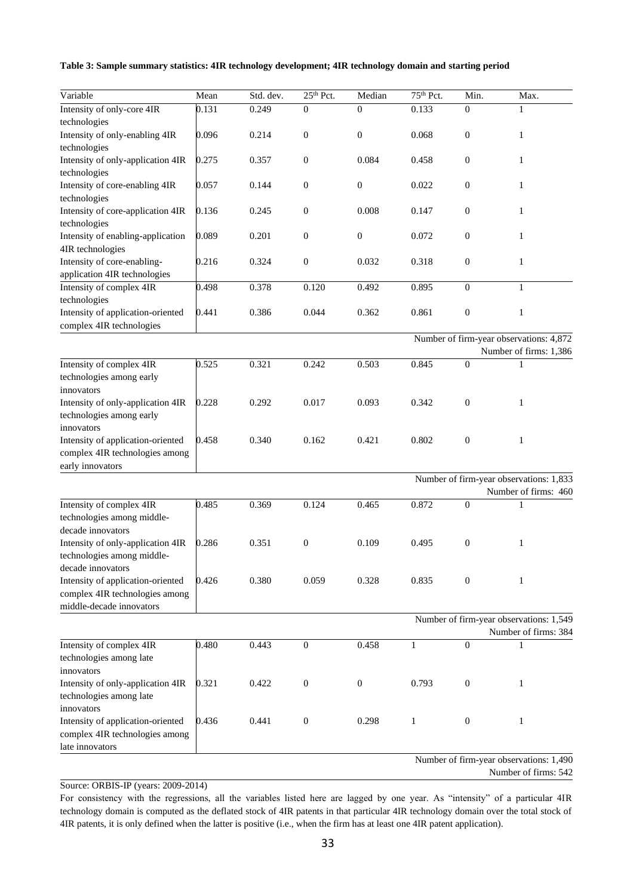**Table 3: Sample summary statistics: 4IR technology development; 4IR technology domain and starting period**

| Variable | Mean | Std. dev. | 25th Pct. | Median | 75th Pct. | Min. | Max. |
|---|---|---|---|---|---|---|---|
| Intensity of only-core 4IR technologies | 0.131 | 0.249 | 0 | 0 | 0.133 | 0 | 1 |
| Intensity of only-enabling 4IR technologies | 0.096 | 0.214 | 0 | 0 | 0.068 | 0 | 1 |
| Intensity of only-application 4IR technologies | 0.275 | 0.357 | 0 | 0.084 | 0.458 | 0 | 1 |
| Intensity of core-enabling 4IR technologies | 0.057 | 0.144 | 0 | 0 | 0.022 | 0 | 1 |
| Intensity of core-application 4IR technologies | 0.136 | 0.245 | 0 | 0.008 | 0.147 | 0 | 1 |
| Intensity of enabling-application 4IR technologies | 0.089 | 0.201 | 0 | 0 | 0.072 | 0 | 1 |
| Intensity of core-enabling-application 4IR technologies | 0.216 | 0.324 | 0 | 0.032 | 0.318 | 0 | 1 |
| Intensity of complex 4IR technologies | 0.498 | 0.378 | 0.120 | 0.492 | 0.895 | 0 | 1 |
| Intensity of application-oriented complex 4IR technologies | 0.441 | 0.386 | 0.044 | 0.362 | 0.861 | 0 | 1 |
| | | | | | | | Number of firm-year observations: 4,872<br>Number of firms: 1,386 |
| Intensity of complex 4IR technologies among early innovators | 0.525 | 0.321 | 0.242 | 0.503 | 0.845 | 0 | 1 |
| Intensity of only-application 4IR technologies among early innovators | 0.228 | 0.292 | 0.017 | 0.093 | 0.342 | 0 | 1 |
| Intensity of application-oriented complex 4IR technologies among early innovators | 0.458 | 0.340 | 0.162 | 0.421 | 0.802 | 0 | 1 |
| | | | | | | | Number of firm-year observations: 1,833<br>Number of firms: 460 |
| Intensity of complex 4IR technologies among middle-decade innovators | 0.485 | 0.369 | 0.124 | 0.465 | 0.872 | 0 | 1 |
| Intensity of only-application 4IR technologies among middle-decade innovators | 0.286 | 0.351 | 0 | 0.109 | 0.495 | 0 | 1 |
| Intensity of application-oriented complex 4IR technologies among middle-decade innovators | 0.426 | 0.380 | 0.059 | 0.328 | 0.835 | 0 | 1 |
| | | | | | | | Number of firm-year observations: 1,549<br>Number of firms: 384 |
| Intensity of complex 4IR technologies among late innovators | 0.480 | 0.443 | 0 | 0.458 | 1 | 0 | 1 |
| Intensity of only-application 4IR technologies among late innovators | 0.321 | 0.422 | 0 | 0 | 0.793 | 0 | 1 |
| Intensity of application-oriented complex 4IR technologies among late innovators | 0.436 | 0.441 | 0 | 0.298 | 1 | 0 | 1 |
| | | | | | | | Number of firm-year observations: 1,490<br>Number of firms: 542 |

Source: ORBIS-IP (years: 2009-2014)

For consistency with the regressions, all the variables listed here are lagged by one year. As "intensity" of a particular 4IR technology domain is computed as the deflated stock of 4IR patents in that particular 4IR technology domain over the total stock of 4IR patents, it is only defined when the latter is positive (i.e., when the firm has at least one 4IR patent application).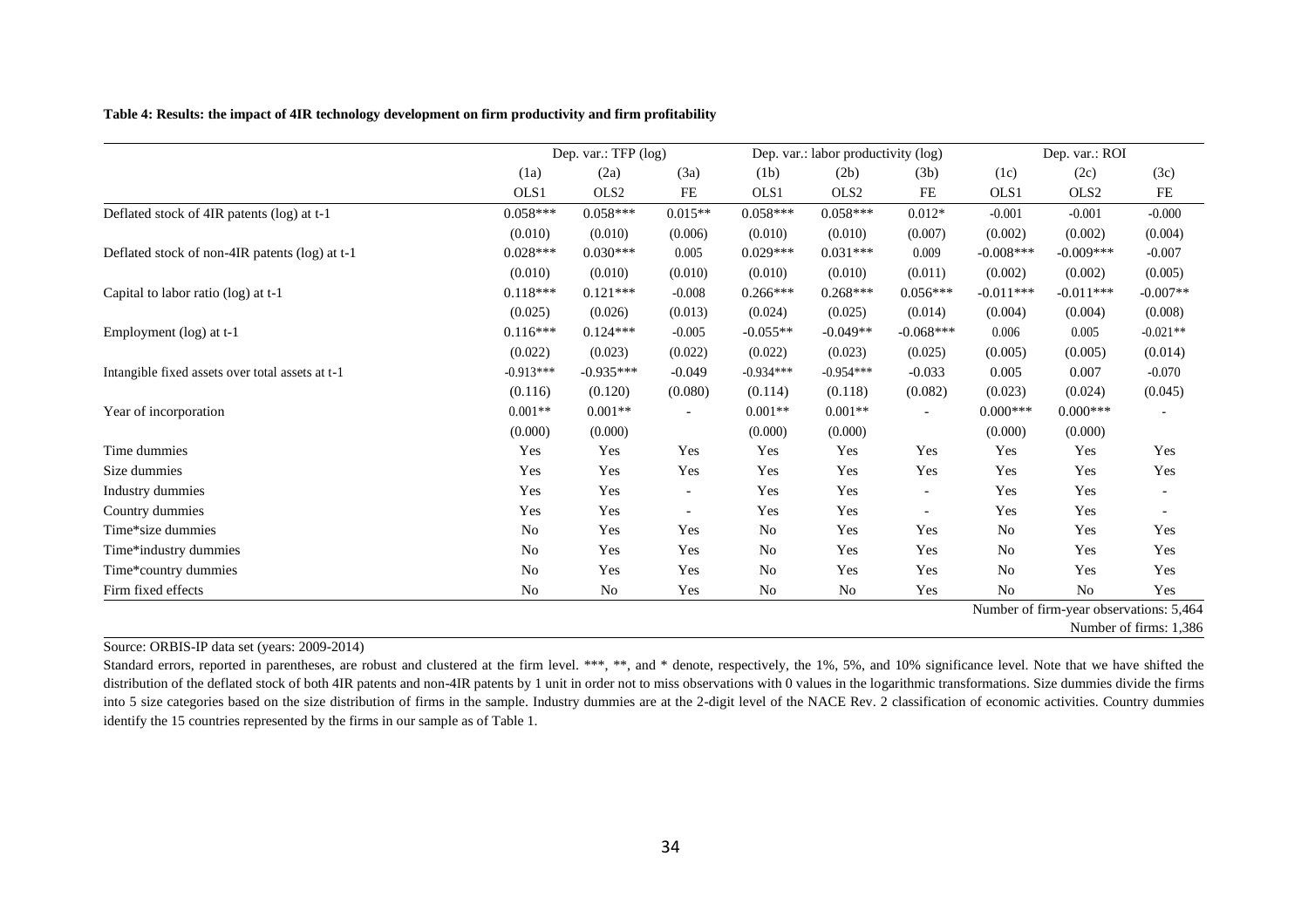**Table 4: Results: the impact of 4IR technology development on firm productivity and firm profitability**

| | Dep. var.: TFP (log) | | | Dep. var.: labor productivity (log) | | | Dep. var.: ROI | | |
|---|---|---|---|---|---|---|---|---|---|
| | (1a) | (2a) | (3a) | (1b) | (2b) | (3b) | (1c) | (2c) | (3c) |
| | OLS1 | OLS2 | FE | OLS1 | OLS2 | FE | OLS1 | OLS2 | FE |
| Deflated stock of 4IR patents (log) at t-1 | 0.058*** | 0.058*** | 0.015** | 0.058*** | 0.058*** | 0.012* | -0.001 | -0.001 | -0.000 |
| | (0.010) | (0.010) | (0.006) | (0.010) | (0.010) | (0.007) | (0.002) | (0.002) | (0.004) |
| Deflated stock of non-4IR patents (log) at t-1 | 0.028*** | 0.030*** | 0.005 | 0.029*** | 0.031*** | 0.009 | -0.008*** | -0.009*** | -0.007 |
| | (0.010) | (0.010) | (0.010) | (0.010) | (0.010) | (0.011) | (0.002) | (0.002) | (0.005) |
| Capital to labor ratio (log) at t-1 | 0.118*** | 0.121*** | -0.008 | 0.266*** | 0.268*** | 0.056*** | -0.011*** | -0.011*** | -0.007** |
| | (0.025) | (0.026) | (0.013) | (0.024) | (0.025) | (0.014) | (0.004) | (0.004) | (0.008) |
| Employment (log) at t-1 | 0.116*** | 0.124*** | -0.005 | -0.055** | -0.049** | -0.068*** | 0.006 | 0.005 | -0.021** |
| | (0.022) | (0.023) | (0.022) | (0.022) | (0.023) | (0.025) | (0.005) | (0.005) | (0.014) |
| Intangible fixed assets over total assets at t-1 | -0.913*** | -0.935*** | -0.049 | -0.934*** | -0.954*** | -0.033 | 0.005 | 0.007 | -0.070 |
| | (0.116) | (0.120) | (0.080) | (0.114) | (0.118) | (0.082) | (0.023) | (0.024) | (0.045) |
| Year of incorporation | 0.001** | 0.001** | - | 0.001** | 0.001** | - | 0.000*** | 0.000*** | - |
| | (0.000) | (0.000) | | (0.000) | (0.000) | | (0.000) | (0.000) | |
| Time dummies | Yes | Yes | Yes | Yes | Yes | Yes | Yes | Yes | Yes |
| Size dummies | Yes | Yes | Yes | Yes | Yes | Yes | Yes | Yes | Yes |
| Industry dummies | Yes | Yes | - | Yes | Yes | - | Yes | Yes | - |
| Country dummies | Yes | Yes | - | Yes | Yes | - | Yes | Yes | - |
| Time*size dummies | No | Yes | Yes | No | Yes | Yes | No | Yes | Yes |
| Time*industry dummies | No | Yes | Yes | No | Yes | Yes | No | Yes | Yes |
| Time*country dummies | No | Yes | Yes | No | Yes | Yes | No | Yes | Yes |
| Firm fixed effects | No | No | Yes | No | No | Yes | No | No | Yes |

Number of firm-year observations: 5,464

Number of firms: 1,386

Source: ORBIS-IP data set (years: 2009-2014)

Standard errors, reported in parentheses, are robust and clustered at the firm level. ***, **, and * denote, respectively, the 1%, 5%, and 10% significance level. Note that we have shifted the distribution of the deflated stock of both 4IR patents and non-4IR patents by 1 unit in order not to miss observations with 0 values in the logarithmic transformations. Size dummies divide the firms into 5 size categories based on the size distribution of firms in the sample. Industry dummies are at the 2-digit level of the NACE Rev. 2 classification of economic activities. Country dummies identify the 15 countries represented by the firms in our sample as of Table 1.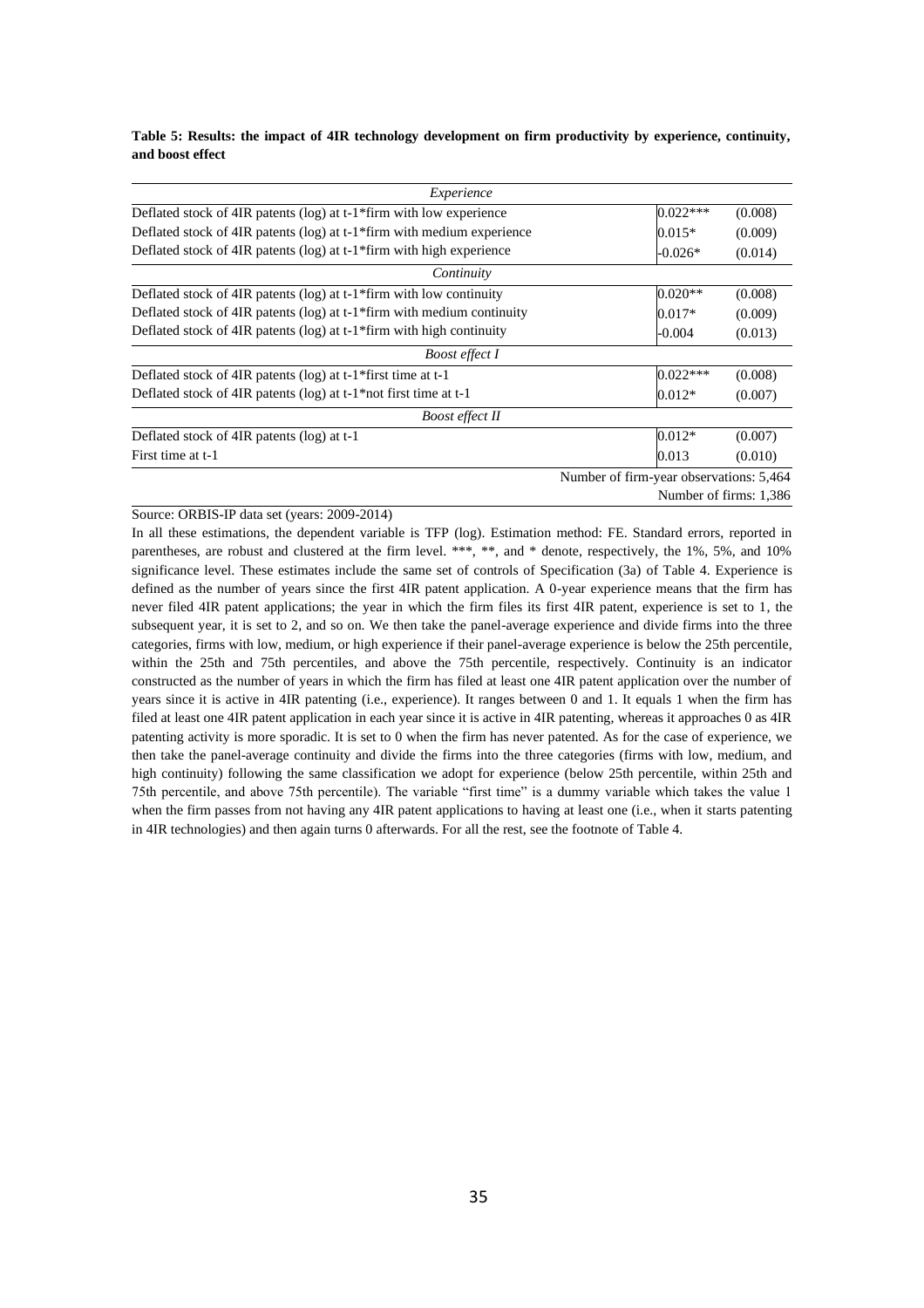**Table 5: Results: the impact of 4IR technology development on firm productivity by experience, continuity, and boost effect**

| | | |
|---|---|---|
| *Experience* | | |
| Deflated stock of 4IR patents (log) at t-1*firm with low experience | 0.022*** | (0.008) |
| Deflated stock of 4IR patents (log) at t-1*firm with medium experience | 0.015* | (0.009) |
| Deflated stock of 4IR patents (log) at t-1*firm with high experience | -0.026* | (0.014) |
| *Continuity* | | |
| Deflated stock of 4IR patents (log) at t-1*firm with low continuity | 0.020** | (0.008) |
| Deflated stock of 4IR patents (log) at t-1*firm with medium continuity | 0.017* | (0.009) |
| Deflated stock of 4IR patents (log) at t-1*firm with high continuity | -0.004 | (0.013) |
| *Boost effect I* | | |
| Deflated stock of 4IR patents (log) at t-1*first time at t-1 | 0.022*** | (0.008) |
| Deflated stock of 4IR patents (log) at t-1*not first time at t-1 | 0.012* | (0.007) |
| *Boost effect II* | | |
| Deflated stock of 4IR patents (log) at t-1 | 0.012* | (0.007) |
| First time at t-1 | 0.013 | (0.010) |
| Number of firm-year observations: 5,464 | | |
| Number of firms: 1,386 | | |

Source: ORBIS-IP data set (years: 2009-2014)

In all these estimations, the dependent variable is TFP (log). Estimation method: FE. Standard errors, reported in parentheses, are robust and clustered at the firm level. ***, **, and * denote, respectively, the 1%, 5%, and 10% significance level. These estimates include the same set of controls of Specification (3a) of Table 4. Experience is defined as the number of years since the first 4IR patent application. A 0-year experience means that the firm has never filed 4IR patent applications; the year in which the firm files its first 4IR patent, experience is set to 1, the subsequent year, it is set to 2, and so on. We then take the panel-average experience and divide firms into the three categories, firms with low, medium, or high experience if their panel-average experience is below the 25th percentile, within the 25th and 75th percentiles, and above the 75th percentile, respectively. Continuity is an indicator constructed as the number of years in which the firm has filed at least one 4IR patent application over the number of years since it is active in 4IR patenting (i.e., experience). It ranges between 0 and 1. It equals 1 when the firm has filed at least one 4IR patent application in each year since it is active in 4IR patenting, whereas it approaches 0 as 4IR patenting activity is more sporadic. It is set to 0 when the firm has never patented. As for the case of experience, we then take the panel-average continuity and divide the firms into the three categories (firms with low, medium, and high continuity) following the same classification we adopt for experience (below 25th percentile, within 25th and 75th percentile, and above 75th percentile). The variable "first time" is a dummy variable which takes the value 1 when the firm passes from not having any 4IR patent applications to having at least one (i.e., when it starts patenting in 4IR technologies) and then again turns 0 afterwards. For all the rest, see the footnote of Table 4.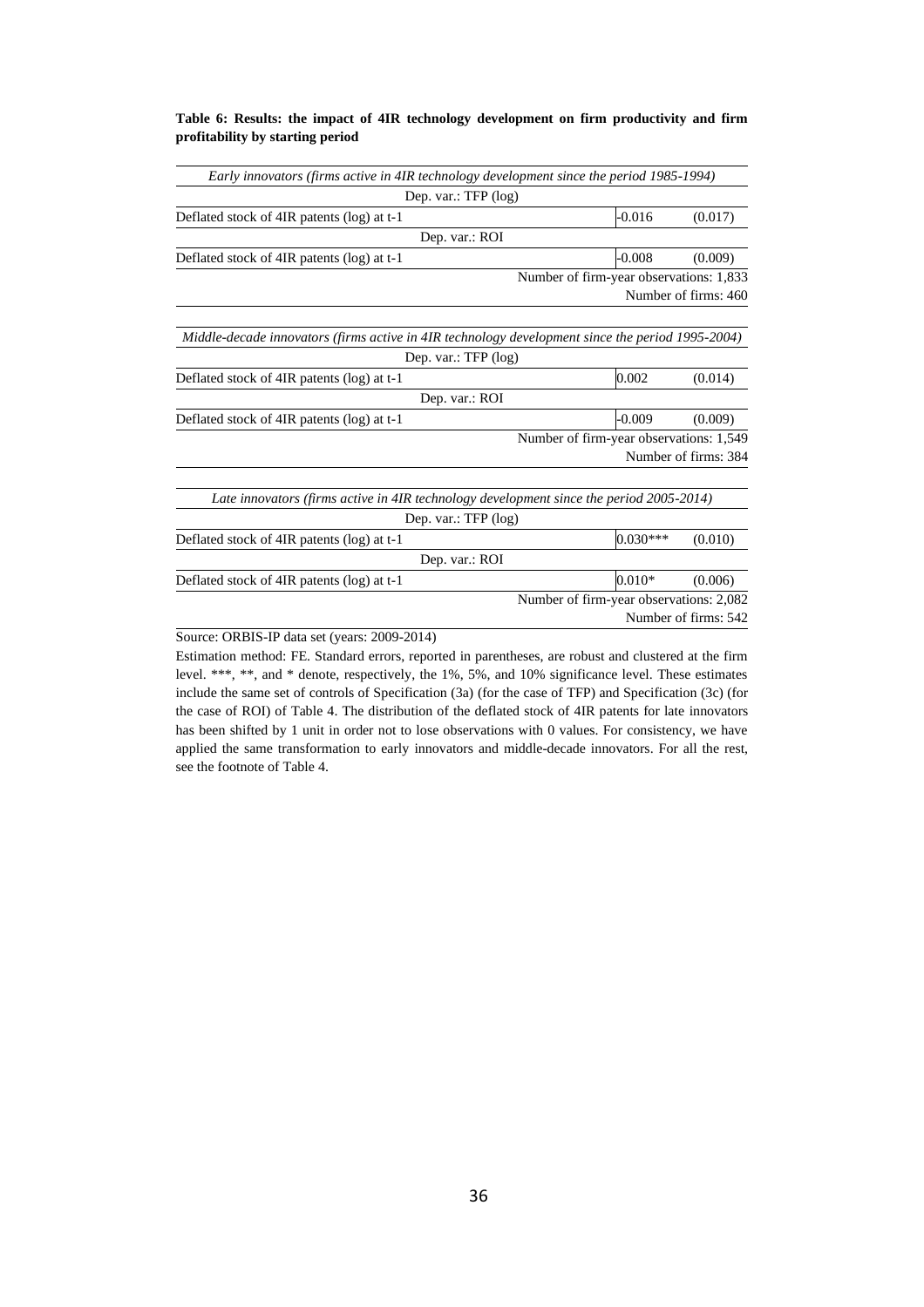**Table 6: Results: the impact of 4IR technology development on firm productivity and firm profitability by starting period**

| *Early innovators (firms active in 4IR technology development since the period 1985-1994)* | | |
|---|---|---|
| Dep. var.: TFP (log) | | |
| Deflated stock of 4IR patents (log) at t-1 | -0.016 | (0.017) |
| Dep. var.: ROI | | |
| Deflated stock of 4IR patents (log) at t-1 | -0.008 | (0.009) |
| Number of firm-year observations: 1,833 | | |
| Number of firms: 460 | | |
| *Middle-decade innovators (firms active in 4IR technology development since the period 1995-2004)* | | |
| Dep. var.: TFP (log) | | |
| Deflated stock of 4IR patents (log) at t-1 | 0.002 | (0.014) |
| Dep. var.: ROI | | |
| Deflated stock of 4IR patents (log) at t-1 | -0.009 | (0.009) |
| Number of firm-year observations: 1,549 | | |
| Number of firms: 384 | | |
| *Late innovators (firms active in 4IR technology development since the period 2005-2014)* | | |
| Dep. var.: TFP (log) | | |
| Deflated stock of 4IR patents (log) at t-1 | 0.030*** | (0.010) |
| Dep. var.: ROI | | |
| Deflated stock of 4IR patents (log) at t-1 | 0.010* | (0.006) |
| Number of firm-year observations: 2,082 | | |
| Number of firms: 542 | | |

Source: ORBIS-IP data set (years: 2009-2014)

Estimation method: FE. Standard errors, reported in parentheses, are robust and clustered at the firm level. ***, **, and * denote, respectively, the 1%, 5%, and 10% significance level. These estimates include the same set of controls of Specification (3a) (for the case of TFP) and Specification (3c) (for the case of ROI) of Table 4. The distribution of the deflated stock of 4IR patents for late innovators has been shifted by 1 unit in order not to lose observations with 0 values. For consistency, we have applied the same transformation to early innovators and middle-decade innovators. For all the rest, see the footnote of Table 4.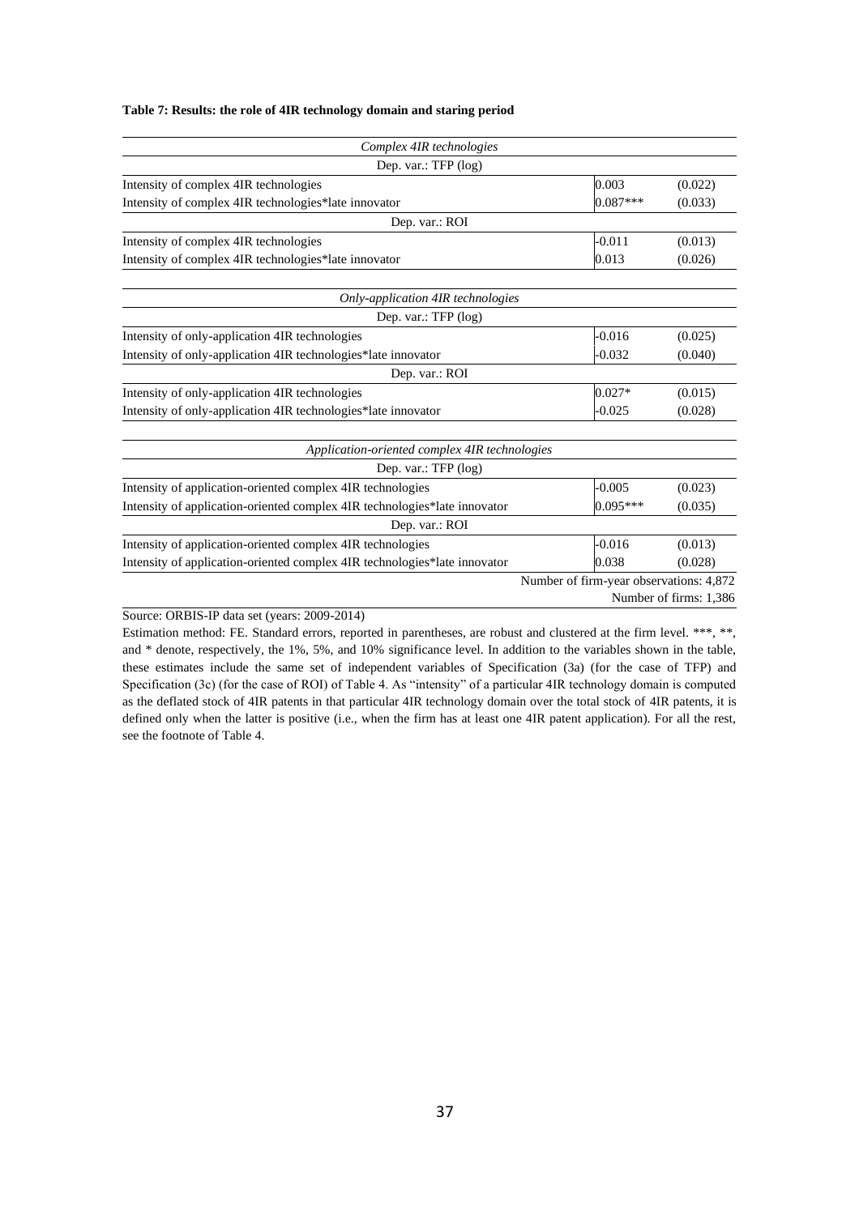**Table 7: Results: the role of 4IR technology domain and staring period**

| | | |
|---|---|---|
| *Complex 4IR technologies* | | |
| Dep. var.: TFP (log) | | |
| Intensity of complex 4IR technologies | 0.003 | (0.022) |
| Intensity of complex 4IR technologies*late innovator | 0.087*** | (0.033) |
| Dep. var.: ROI | | |
| Intensity of complex 4IR technologies | -0.011 | (0.013) |
| Intensity of complex 4IR technologies*late innovator | 0.013 | (0.026) |
| *Only-application 4IR technologies* | | |
| Dep. var.: TFP (log) | | |
| Intensity of only-application 4IR technologies | -0.016 | (0.025) |
| Intensity of only-application 4IR technologies*late innovator | -0.032 | (0.040) |
| Dep. var.: ROI | | |
| Intensity of only-application 4IR technologies | 0.027* | (0.015) |
| Intensity of only-application 4IR technologies*late innovator | -0.025 | (0.028) |
| *Application-oriented complex 4IR technologies* | | |
| Dep. var.: TFP (log) | | |
| Intensity of application-oriented complex 4IR technologies | -0.005 | (0.023) |
| Intensity of application-oriented complex 4IR technologies*late innovator | 0.095*** | (0.035) |
| Dep. var.: ROI | | |
| Intensity of application-oriented complex 4IR technologies | -0.016 | (0.013) |
| Intensity of application-oriented complex 4IR technologies*late innovator | 0.038 | (0.028) |
| | Number of firm-year observations: 4,872 | |
| | Number of firms: 1,386 | |

Source: ORBIS-IP data set (years: 2009-2014)

Estimation method: FE. Standard errors, reported in parentheses, are robust and clustered at the firm level. ***, **, and * denote, respectively, the 1%, 5%, and 10% significance level. In addition to the variables shown in the table, these estimates include the same set of independent variables of Specification (3a) (for the case of TFP) and Specification (3c) (for the case of ROI) of Table 4. As "intensity" of a particular 4IR technology domain is computed as the deflated stock of 4IR patents in that particular 4IR technology domain over the total stock of 4IR patents, it is defined only when the latter is positive (i.e., when the firm has at least one 4IR patent application). For all the rest, see the footnote of Table 4.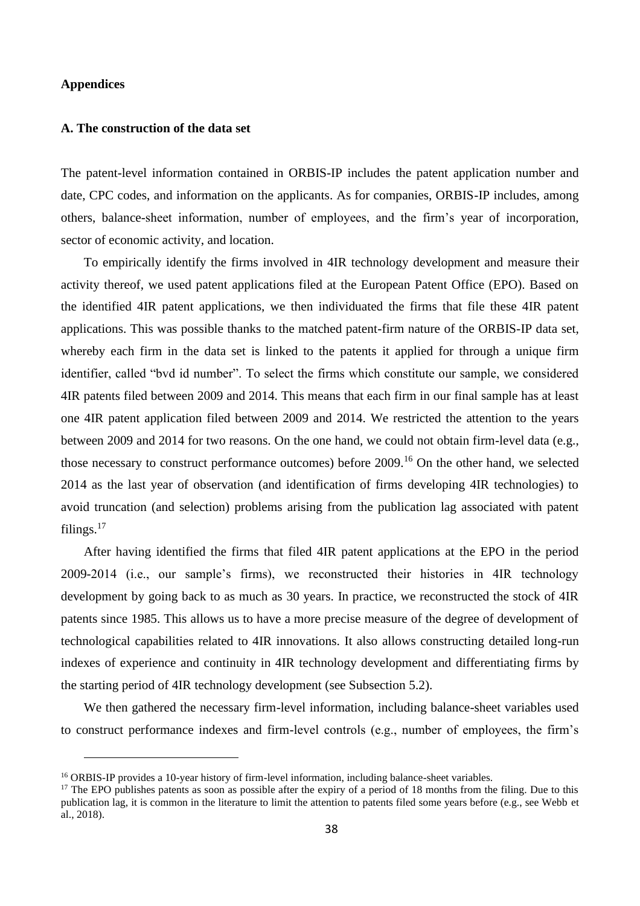**Appendices**

**A. The construction of the data set**

The patent-level information contained in ORBIS-IP includes the patent application number and date, CPC codes, and information on the applicants. As for companies, ORBIS-IP includes, among others, balance-sheet information, number of employees, and the firm's year of incorporation, sector of economic activity, and location.

To empirically identify the firms involved in 4IR technology development and measure their activity thereof, we used patent applications filed at the European Patent Office (EPO). Based on the identified 4IR patent applications, we then individuated the firms that file these 4IR patent applications. This was possible thanks to the matched patent-firm nature of the ORBIS-IP data set, whereby each firm in the data set is linked to the patents it applied for through a unique firm identifier, called "bvd id number". To select the firms which constitute our sample, we considered 4IR patents filed between 2009 and 2014. This means that each firm in our final sample has at least one 4IR patent application filed between 2009 and 2014. We restricted the attention to the years between 2009 and 2014 for two reasons. On the one hand, we could not obtain firm-level data (e.g., those necessary to construct performance outcomes) before 2009.[16] On the other hand, we selected 2014 as the last year of observation (and identification of firms developing 4IR technologies) to avoid truncation (and selection) problems arising from the publication lag associated with patent filings.[17]

After having identified the firms that filed 4IR patent applications at the EPO in the period 2009-2014 (i.e., our sample's firms), we reconstructed their histories in 4IR technology development by going back to as much as 30 years. In practice, we reconstructed the stock of 4IR patents since 1985. This allows us to have a more precise measure of the degree of development of technological capabilities related to 4IR innovations. It also allows constructing detailed long-run indexes of experience and continuity in 4IR technology development and differentiating firms by the starting period of 4IR technology development (see Subsection 5.2).

We then gathered the necessary firm-level information, including balance-sheet variables used to construct performance indexes and firm-level controls (e.g., number of employees, the firm's

[16] ORBIS-IP provides a 10-year history of firm-level information, including balance-sheet variables.

[17] The EPO publishes patents as soon as possible after the expiry of a period of 18 months from the filing. Due to this publication lag, it is common in the literature to limit the attention to patents filed some years before (e.g., see Webb et al., 2018).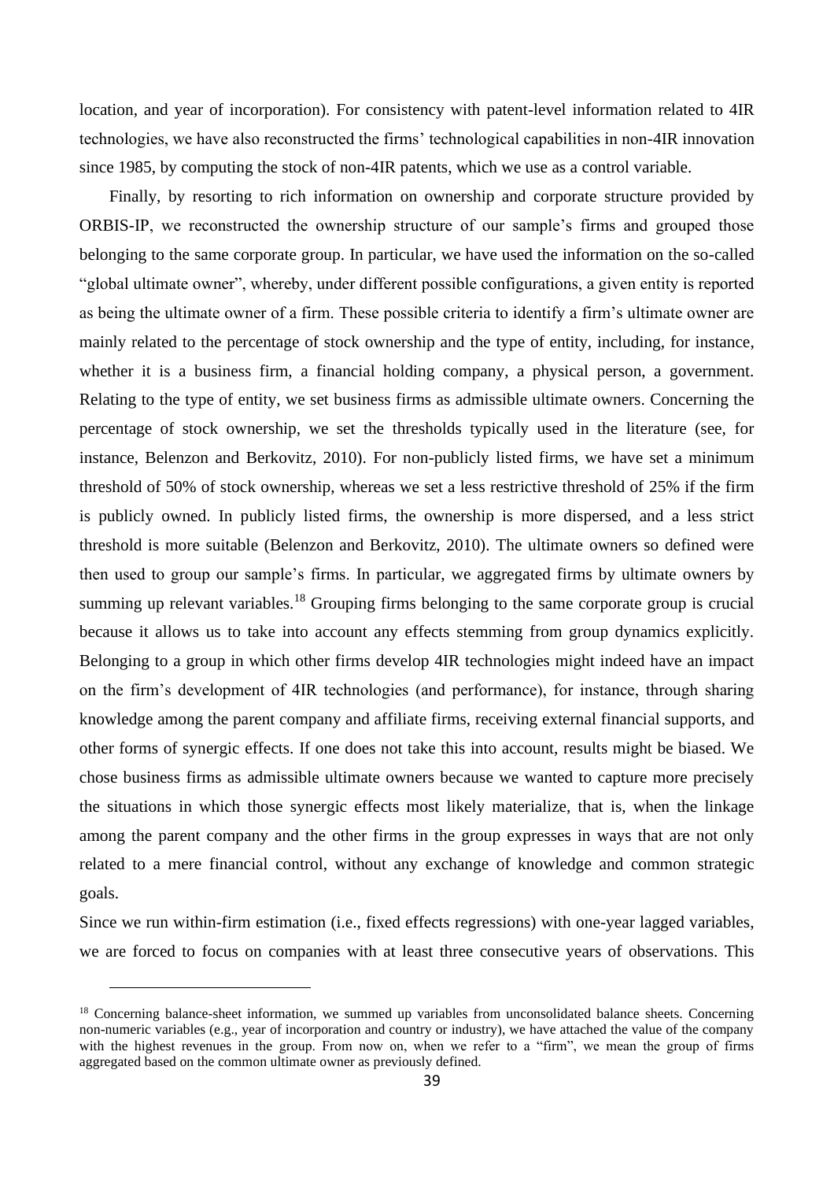location, and year of incorporation). For consistency with patent-level information related to 4IR technologies, we have also reconstructed the firms' technological capabilities in non-4IR innovation since 1985, by computing the stock of non-4IR patents, which we use as a control variable.

Finally, by resorting to rich information on ownership and corporate structure provided by ORBIS-IP, we reconstructed the ownership structure of our sample's firms and grouped those belonging to the same corporate group. In particular, we have used the information on the so-called "global ultimate owner", whereby, under different possible configurations, a given entity is reported as being the ultimate owner of a firm. These possible criteria to identify a firm's ultimate owner are mainly related to the percentage of stock ownership and the type of entity, including, for instance, whether it is a business firm, a financial holding company, a physical person, a government. Relating to the type of entity, we set business firms as admissible ultimate owners. Concerning the percentage of stock ownership, we set the thresholds typically used in the literature (see, for instance, Belenzon and Berkovitz, 2010). For non-publicly listed firms, we have set a minimum threshold of 50% of stock ownership, whereas we set a less restrictive threshold of 25% if the firm is publicly owned. In publicly listed firms, the ownership is more dispersed, and a less strict threshold is more suitable (Belenzon and Berkovitz, 2010). The ultimate owners so defined were then used to group our sample's firms. In particular, we aggregated firms by ultimate owners by summing up relevant variables.[18] Grouping firms belonging to the same corporate group is crucial because it allows us to take into account any effects stemming from group dynamics explicitly. Belonging to a group in which other firms develop 4IR technologies might indeed have an impact on the firm's development of 4IR technologies (and performance), for instance, through sharing knowledge among the parent company and affiliate firms, receiving external financial supports, and other forms of synergic effects. If one does not take this into account, results might be biased. We chose business firms as admissible ultimate owners because we wanted to capture more precisely the situations in which those synergic effects most likely materialize, that is, when the linkage among the parent company and the other firms in the group expresses in ways that are not only related to a mere financial control, without any exchange of knowledge and common strategic goals.

Since we run within-firm estimation (i.e., fixed effects regressions) with one-year lagged variables, we are forced to focus on companies with at least three consecutive years of observations. This

[18] Concerning balance-sheet information, we summed up variables from unconsolidated balance sheets. Concerning non-numeric variables (e.g., year of incorporation and country or industry), we have attached the value of the company with the highest revenues in the group. From now on, when we refer to a "firm", we mean the group of firms aggregated based on the common ultimate owner as previously defined.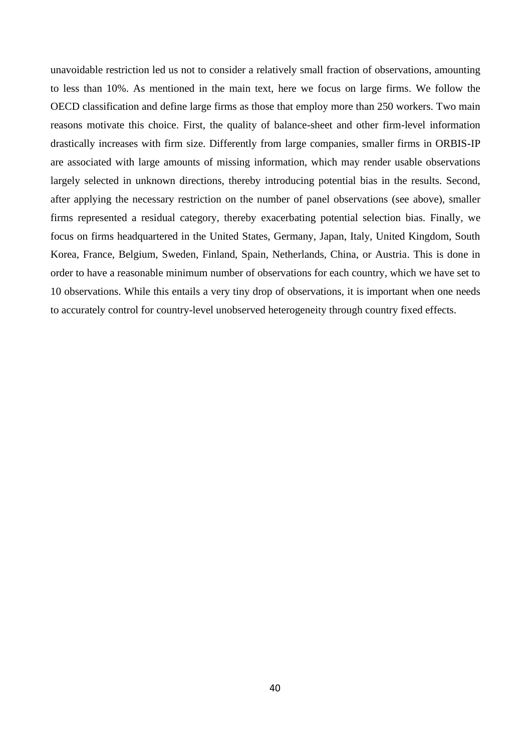unavoidable restriction led us not to consider a relatively small fraction of observations, amounting to less than 10%. As mentioned in the main text, here we focus on large firms. We follow the OECD classification and define large firms as those that employ more than 250 workers. Two main reasons motivate this choice. First, the quality of balance-sheet and other firm-level information drastically increases with firm size. Differently from large companies, smaller firms in ORBIS-IP are associated with large amounts of missing information, which may render usable observations largely selected in unknown directions, thereby introducing potential bias in the results. Second, after applying the necessary restriction on the number of panel observations (see above), smaller firms represented a residual category, thereby exacerbating potential selection bias. Finally, we focus on firms headquartered in the United States, Germany, Japan, Italy, United Kingdom, South Korea, France, Belgium, Sweden, Finland, Spain, Netherlands, China, or Austria. This is done in order to have a reasonable minimum number of observations for each country, which we have set to 10 observations. While this entails a very tiny drop of observations, it is important when one needs to accurately control for country-level unobserved heterogeneity through country fixed effects.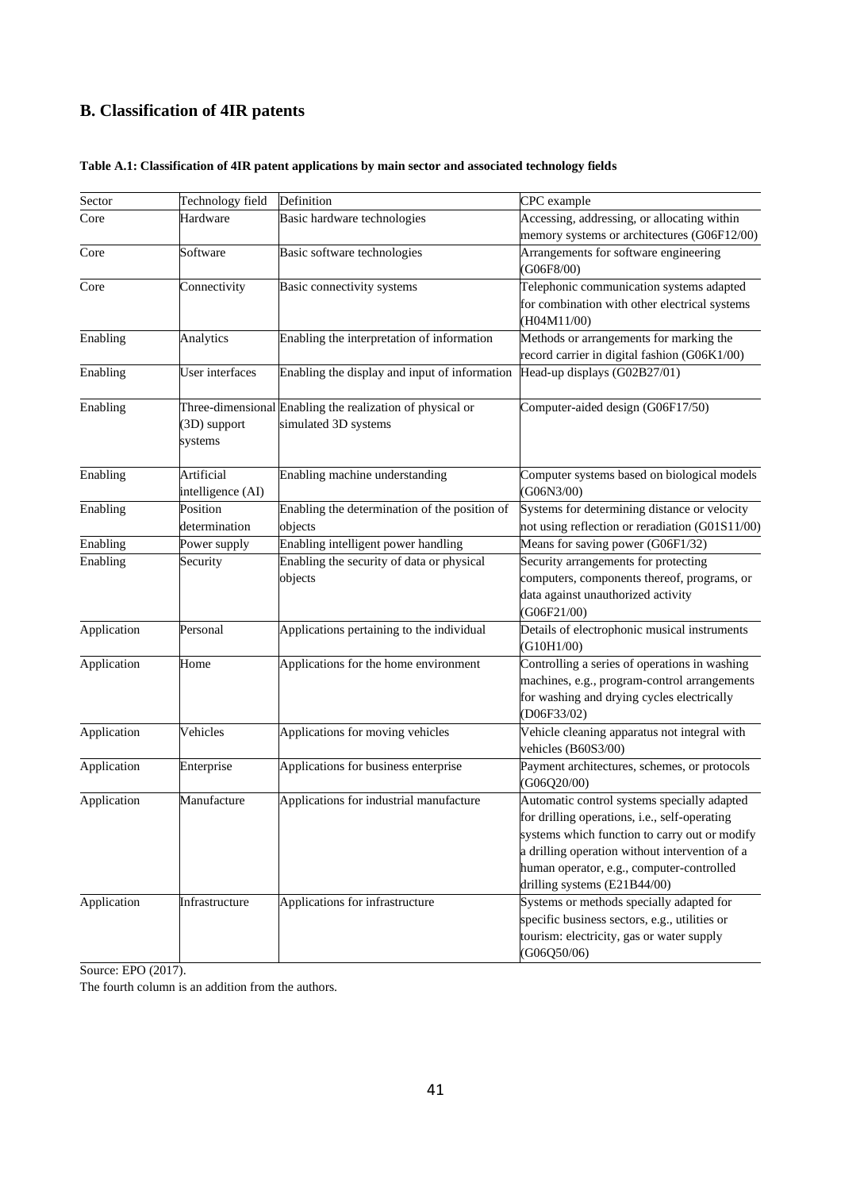## B. Classification of 4IR patents

**Table A.1: Classification of 4IR patent applications by main sector and associated technology fields**

| Sector | Technology field | Definition | CPC example |
|---|---|---|---|
| Core | Hardware | Basic hardware technologies | Accessing, addressing, or allocating within memory systems or architectures (G06F12/00) |
| Core | Software | Basic software technologies | Arrangements for software engineering (G06F8/00) |
| Core | Connectivity | Basic connectivity systems | Telephonic communication systems adapted for combination with other electrical systems (H04M11/00) |
| Enabling | Analytics | Enabling the interpretation of information | Methods or arrangements for marking the record carrier in digital fashion (G06K1/00) |
| Enabling | User interfaces | Enabling the display and input of information | Head-up displays (G02B27/01) |
| Enabling | Three-dimensional (3D) support systems | Enabling the realization of physical or simulated 3D systems | Computer-aided design (G06F17/50) |
| Enabling | Artificial intelligence (AI) | Enabling machine understanding | Computer systems based on biological models (G06N3/00) |
| Enabling | Position determination | Enabling the determination of the position of objects | Systems for determining distance or velocity not using reflection or reradiation (G01S11/00) |
| Enabling | Power supply | Enabling intelligent power handling | Means for saving power (G06F1/32) |
| Enabling | Security | Enabling the security of data or physical objects | Security arrangements for protecting computers, components thereof, programs, or data against unauthorized activity (G06F21/00) |
| Application | Personal | Applications pertaining to the individual | Details of electrophonic musical instruments (G10H1/00) |
| Application | Home | Applications for the home environment | Controlling a series of operations in washing machines, e.g., program-control arrangements for washing and drying cycles electrically (D06F33/02) |
| Application | Vehicles | Applications for moving vehicles | Vehicle cleaning apparatus not integral with vehicles (B60S3/00) |
| Application | Enterprise | Applications for business enterprise | Payment architectures, schemes, or protocols (G06Q20/00) |
| Application | Manufacture | Applications for industrial manufacture | Automatic control systems specially adapted for drilling operations, i.e., self-operating systems which function to carry out or modify a drilling operation without intervention of a human operator, e.g., computer-controlled drilling systems (E21B44/00) |
| Application | Infrastructure | Applications for infrastructure | Systems or methods specially adapted for specific business sectors, e.g., utilities or tourism: electricity, gas or water supply (G06Q50/06) |

Source: EPO (2017).

The fourth column is an addition from the authors.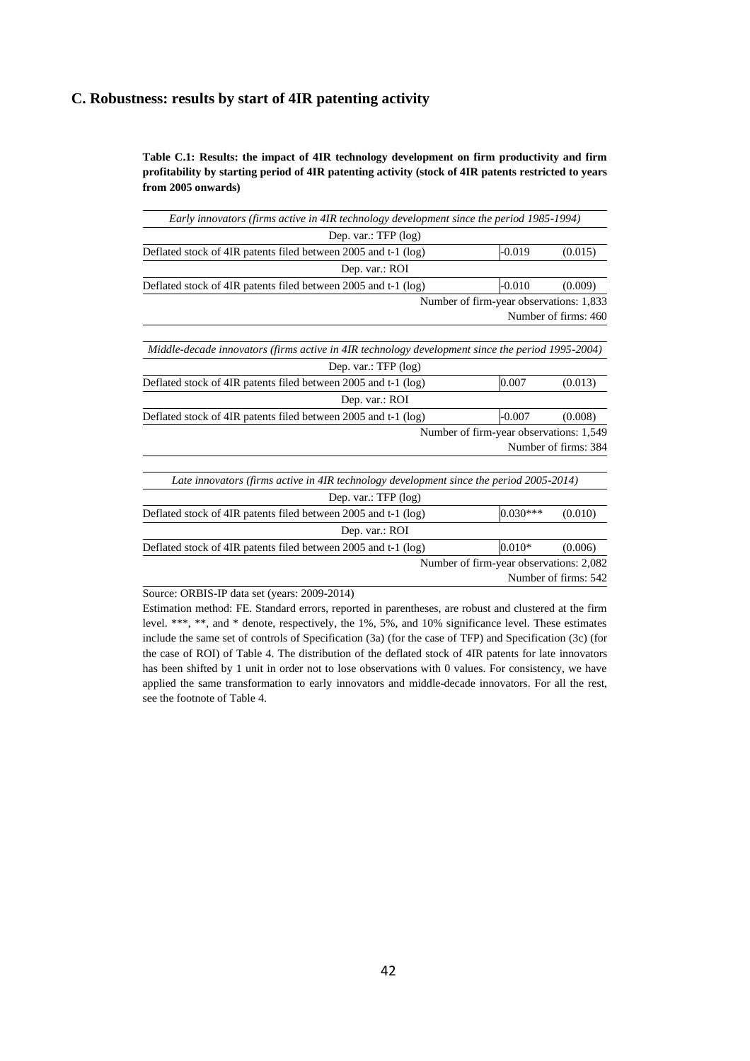## C. Robustness: results by start of 4IR patenting activity

**Table C.1: Results: the impact of 4IR technology development on firm productivity and firm profitability by starting period of 4IR patenting activity (stock of 4IR patents restricted to years from 2005 onwards)**

| *Early innovators (firms active in 4IR technology development since the period 1985-1994)* | | |
|---|---|---|
| Dep. var.: TFP (log) | | |
| Deflated stock of 4IR patents filed between 2005 and t-1 (log) | -0.019 | (0.015) |
| Dep. var.: ROI | | |
| Deflated stock of 4IR patents filed between 2005 and t-1 (log) | -0.010 | (0.009) |
| Number of firm-year observations: 1,833 | | |
| Number of firms: 460 | | |
| *Middle-decade innovators (firms active in 4IR technology development since the period 1995-2004)* | | |
| Dep. var.: TFP (log) | | |
| Deflated stock of 4IR patents filed between 2005 and t-1 (log) | 0.007 | (0.013) |
| Dep. var.: ROI | | |
| Deflated stock of 4IR patents filed between 2005 and t-1 (log) | -0.007 | (0.008) |
| Number of firm-year observations: 1,549 | | |
| Number of firms: 384 | | |
| *Late innovators (firms active in 4IR technology development since the period 2005-2014)* | | |
| Dep. var.: TFP (log) | | |
| Deflated stock of 4IR patents filed between 2005 and t-1 (log) | 0.030*** | (0.010) |
| Dep. var.: ROI | | |
| Deflated stock of 4IR patents filed between 2005 and t-1 (log) | 0.010* | (0.006) |
| Number of firm-year observations: 2,082 | | |
| Number of firms: 542 | | |

Source: ORBIS-IP data set (years: 2009-2014)

Estimation method: FE. Standard errors, reported in parentheses, are robust and clustered at the firm level. ***, **, and * denote, respectively, the 1%, 5%, and 10% significance level. These estimates include the same set of controls of Specification (3a) (for the case of TFP) and Specification (3c) (for the case of ROI) of Table 4. The distribution of the deflated stock of 4IR patents for late innovators has been shifted by 1 unit in order not to lose observations with 0 values. For consistency, we have applied the same transformation to early innovators and middle-decade innovators. For all the rest, see the footnote of Table 4.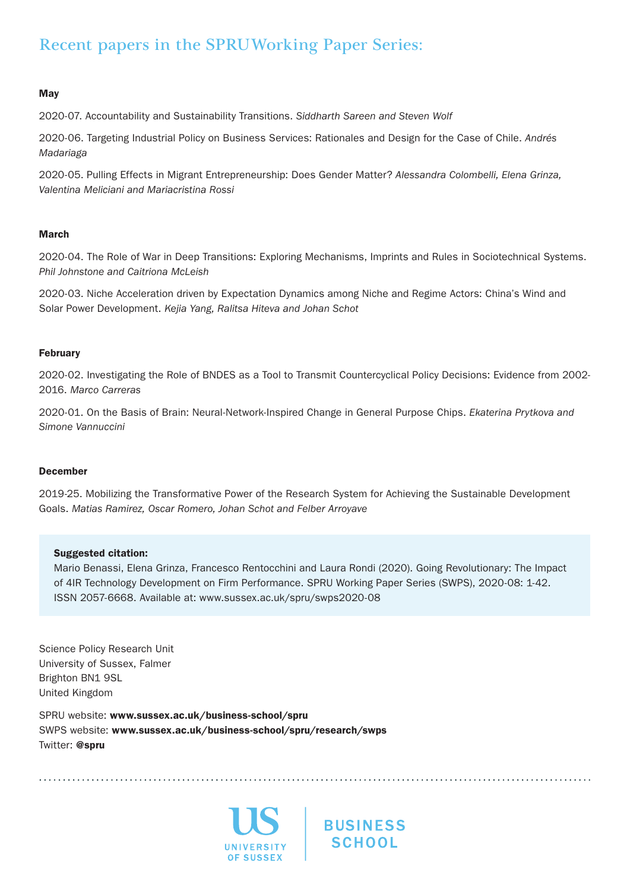## Recent papers in the SPRU Working Paper Series:

**May**

2020-07. Accountability and Sustainability Transitions. *Siddharth Sareen and Steven Wolf*

2020-06. Targeting Industrial Policy on Business Services: Rationales and Design for the Case of Chile. *Andrés Madariaga*

2020-05. Pulling Effects in Migrant Entrepreneurship: Does Gender Matter? *Alessandra Colombelli, Elena Grinza, Valentina Meliciani and Mariacristina Rossi*

**March**

2020-04. The Role of War in Deep Transitions: Exploring Mechanisms, Imprints and Rules in Sociotechnical Systems. *Phil Johnstone and Caitriona McLeish*

2020-03. Niche Acceleration driven by Expectation Dynamics among Niche and Regime Actors: China's Wind and Solar Power Development. *Kejia Yang, Ralitsa Hiteva and Johan Schot*

**February**

2020-02. Investigating the Role of BNDES as a Tool to Transmit Countercyclical Policy Decisions: Evidence from 2002-2016. *Marco Carreras*

2020-01. On the Basis of Brain: Neural-Network-Inspired Change in General Purpose Chips. *Ekaterina Prytkova and Simone Vannuccini*

**December**

2019-25. Mobilizing the Transformative Power of the Research System for Achieving the Sustainable Development Goals. *Matias Ramirez, Oscar Romero, Johan Schot and Felber Arroyave*

**Suggested citation:**

Mario Benassi, Elena Grinza, Francesco Rentocchini and Laura Rondi (2020). Going Revolutionary: The Impact of 4IR Technology Development on Firm Performance. SPRU Working Paper Series (SWPS), 2020-08: 1-42. ISSN 2057-6668. Available at: www.sussex.ac.uk/spru/swps2020-08

Science Policy Research Unit
University of Sussex, Falmer
Brighton BN1 9SL
United Kingdom

SPRU website: **www.sussex.ac.uk/business-school/spru**
SWPS website: **www.sussex.ac.uk/business-school/spru/research/swps**
Twitter: **@spru**

University of Sussex | Business School